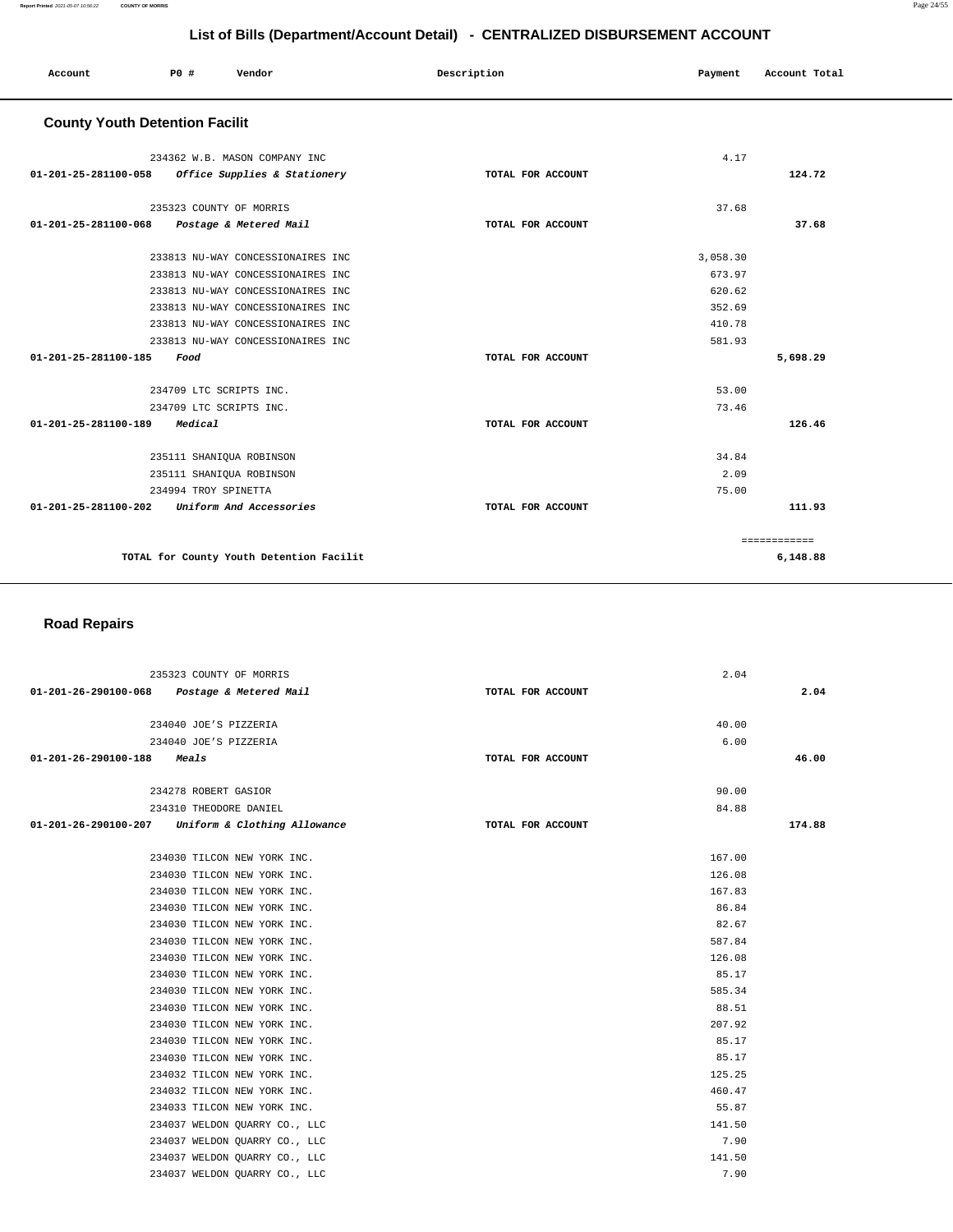# List of Bills (Department/Account Detail) - CENTRALIZED DISBURSEMENT ACCOUNT

| Account | PO # | Vendor | Description | Payment | Account Total |
|---|---|---|---|---|---|

## County Youth Detention Facilit

| Account | PO # | Vendor | Description | Payment | Account Total |
|---|---|---|---|---|---|
| | 234362 | W.B. MASON COMPANY INC | | 4.17 | |
| 01-201-25-281100-058 | | *Office Supplies & Stationery* | TOTAL FOR ACCOUNT | | 124.72 |
| | 235323 | COUNTY OF MORRIS | | 37.68 | |
| 01-201-25-281100-068 | | *Postage & Metered Mail* | TOTAL FOR ACCOUNT | | 37.68 |
| | 233813 | NU-WAY CONCESSIONAIRES INC | | 3,058.30 | |
| | 233813 | NU-WAY CONCESSIONAIRES INC | | 673.97 | |
| | 233813 | NU-WAY CONCESSIONAIRES INC | | 620.62 | |
| | 233813 | NU-WAY CONCESSIONAIRES INC | | 352.69 | |
| | 233813 | NU-WAY CONCESSIONAIRES INC | | 410.78 | |
| | 233813 | NU-WAY CONCESSIONAIRES INC | | 581.93 | |
| 01-201-25-281100-185 | | *Food* | TOTAL FOR ACCOUNT | | 5,698.29 |
| | 234709 | LTC SCRIPTS INC. | | 53.00 | |
| | 234709 | LTC SCRIPTS INC. | | 73.46 | |
| 01-201-25-281100-189 | | *Medical* | TOTAL FOR ACCOUNT | | 126.46 |
| | 235111 | SHANIQUA ROBINSON | | 34.84 | |
| | 235111 | SHANIQUA ROBINSON | | 2.09 | |
| | 234994 | TROY SPINETTA | | 75.00 | |
| 01-201-25-281100-202 | | *Uniform And Accessories* | TOTAL FOR ACCOUNT | | 111.93 |
| | | | | | ============ |
| | | TOTAL for County Youth Detention Facilit | | | 6,148.88 |

## Road Repairs

| Account | PO # | Vendor | Description | Payment | Account Total |
|---|---|---|---|---|---|
| | 235323 | COUNTY OF MORRIS | | 2.04 | |
| 01-201-26-290100-068 | | *Postage & Metered Mail* | TOTAL FOR ACCOUNT | | 2.04 |
| | 234040 | JOE'S PIZZERIA | | 40.00 | |
| | 234040 | JOE'S PIZZERIA | | 6.00 | |
| 01-201-26-290100-188 | | *Meals* | TOTAL FOR ACCOUNT | | 46.00 |
| | 234278 | ROBERT GASIOR | | 90.00 | |
| | 234310 | THEODORE DANIEL | | 84.88 | |
| 01-201-26-290100-207 | | *Uniform & Clothing Allowance* | TOTAL FOR ACCOUNT | | 174.88 |
| | 234030 | TILCON NEW YORK INC. | | 167.00 | |
| | 234030 | TILCON NEW YORK INC. | | 126.08 | |
| | 234030 | TILCON NEW YORK INC. | | 167.83 | |
| | 234030 | TILCON NEW YORK INC. | | 86.84 | |
| | 234030 | TILCON NEW YORK INC. | | 82.67 | |
| | 234030 | TILCON NEW YORK INC. | | 587.84 | |
| | 234030 | TILCON NEW YORK INC. | | 126.08 | |
| | 234030 | TILCON NEW YORK INC. | | 85.17 | |
| | 234030 | TILCON NEW YORK INC. | | 585.34 | |
| | 234030 | TILCON NEW YORK INC. | | 88.51 | |
| | 234030 | TILCON NEW YORK INC. | | 207.92 | |
| | 234030 | TILCON NEW YORK INC. | | 85.17 | |
| | 234030 | TILCON NEW YORK INC. | | 85.17 | |
| | 234032 | TILCON NEW YORK INC. | | 125.25 | |
| | 234032 | TILCON NEW YORK INC. | | 460.47 | |
| | 234033 | TILCON NEW YORK INC. | | 55.87 | |
| | 234037 | WELDON QUARRY CO., LLC | | 141.50 | |
| | 234037 | WELDON QUARRY CO., LLC | | 7.90 | |
| | 234037 | WELDON QUARRY CO., LLC | | 141.50 | |
| | 234037 | WELDON QUARRY CO., LLC | | 7.90 | |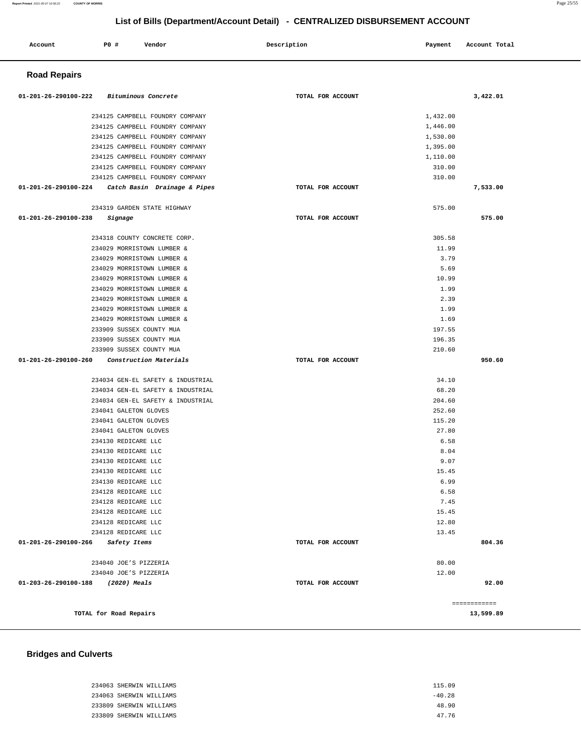## List of Bills (Department/Account Detail) - CENTRALIZED DISBURSEMENT ACCOUNT

| Account | PO # | Vendor | Description | Payment | Account Total |
|---|---|---|---|---|---|

### Road Repairs

| Account | PO # | Vendor | Description | Payment | Account Total |
|---|---|---|---|---|---|
| **01-201-26-290100-222** | | ***Bituminous Concrete*** | **TOTAL FOR ACCOUNT** | | **3,422.01** |
| | 234125 | CAMPBELL FOUNDRY COMPANY | | 1,432.00 | |
| | 234125 | CAMPBELL FOUNDRY COMPANY | | 1,446.00 | |
| | 234125 | CAMPBELL FOUNDRY COMPANY | | 1,530.00 | |
| | 234125 | CAMPBELL FOUNDRY COMPANY | | 1,395.00 | |
| | 234125 | CAMPBELL FOUNDRY COMPANY | | 1,110.00 | |
| | 234125 | CAMPBELL FOUNDRY COMPANY | | 310.00 | |
| | 234125 | CAMPBELL FOUNDRY COMPANY | | 310.00 | |
| **01-201-26-290100-224** | | ***Catch Basin Drainage & Pipes*** | **TOTAL FOR ACCOUNT** | | **7,533.00** |
| | 234319 | GARDEN STATE HIGHWAY | | 575.00 | |
| **01-201-26-290100-238** | | ***Signage*** | **TOTAL FOR ACCOUNT** | | **575.00** |
| | 234318 | COUNTY CONCRETE CORP. | | 305.58 | |
| | 234029 | MORRISTOWN LUMBER & | | 11.99 | |
| | 234029 | MORRISTOWN LUMBER & | | 3.79 | |
| | 234029 | MORRISTOWN LUMBER & | | 5.69 | |
| | 234029 | MORRISTOWN LUMBER & | | 10.99 | |
| | 234029 | MORRISTOWN LUMBER & | | 1.99 | |
| | 234029 | MORRISTOWN LUMBER & | | 2.39 | |
| | 234029 | MORRISTOWN LUMBER & | | 1.99 | |
| | 234029 | MORRISTOWN LUMBER & | | 1.69 | |
| | 233909 | SUSSEX COUNTY MUA | | 197.55 | |
| | 233909 | SUSSEX COUNTY MUA | | 196.35 | |
| | 233909 | SUSSEX COUNTY MUA | | 210.60 | |
| **01-201-26-290100-260** | | ***Construction Materials*** | **TOTAL FOR ACCOUNT** | | **950.60** |
| | 234034 | GEN-EL SAFETY & INDUSTRIAL | | 34.10 | |
| | 234034 | GEN-EL SAFETY & INDUSTRIAL | | 68.20 | |
| | 234034 | GEN-EL SAFETY & INDUSTRIAL | | 204.60 | |
| | 234041 | GALETON GLOVES | | 252.60 | |
| | 234041 | GALETON GLOVES | | 115.20 | |
| | 234041 | GALETON GLOVES | | 27.80 | |
| | 234130 | REDICARE LLC | | 6.58 | |
| | 234130 | REDICARE LLC | | 8.04 | |
| | 234130 | REDICARE LLC | | 9.07 | |
| | 234130 | REDICARE LLC | | 15.45 | |
| | 234130 | REDICARE LLC | | 6.99 | |
| | 234128 | REDICARE LLC | | 6.58 | |
| | 234128 | REDICARE LLC | | 7.45 | |
| | 234128 | REDICARE LLC | | 15.45 | |
| | 234128 | REDICARE LLC | | 12.80 | |
| | 234128 | REDICARE LLC | | 13.45 | |
| **01-201-26-290100-266** | | ***Safety Items*** | **TOTAL FOR ACCOUNT** | | **804.36** |
| | 234040 | JOE'S PIZZERIA | | 80.00 | |
| | 234040 | JOE'S PIZZERIA | | 12.00 | |
| **01-203-26-290100-188** | | ***(2020) Meals*** | **TOTAL FOR ACCOUNT** | | **92.00** |
| | | | | | ============ |
| **TOTAL for Road Repairs** | | | | | **13,599.89** |

### Bridges and Culverts

| Account | PO # | Vendor | Description | Payment | Account Total |
|---|---|---|---|---|---|
| | 234063 | SHERWIN WILLIAMS | | 115.09 | |
| | 234063 | SHERWIN WILLIAMS | | -40.28 | |
| | 233809 | SHERWIN WILLIAMS | | 48.90 | |
| | 233809 | SHERWIN WILLIAMS | | 47.76 | |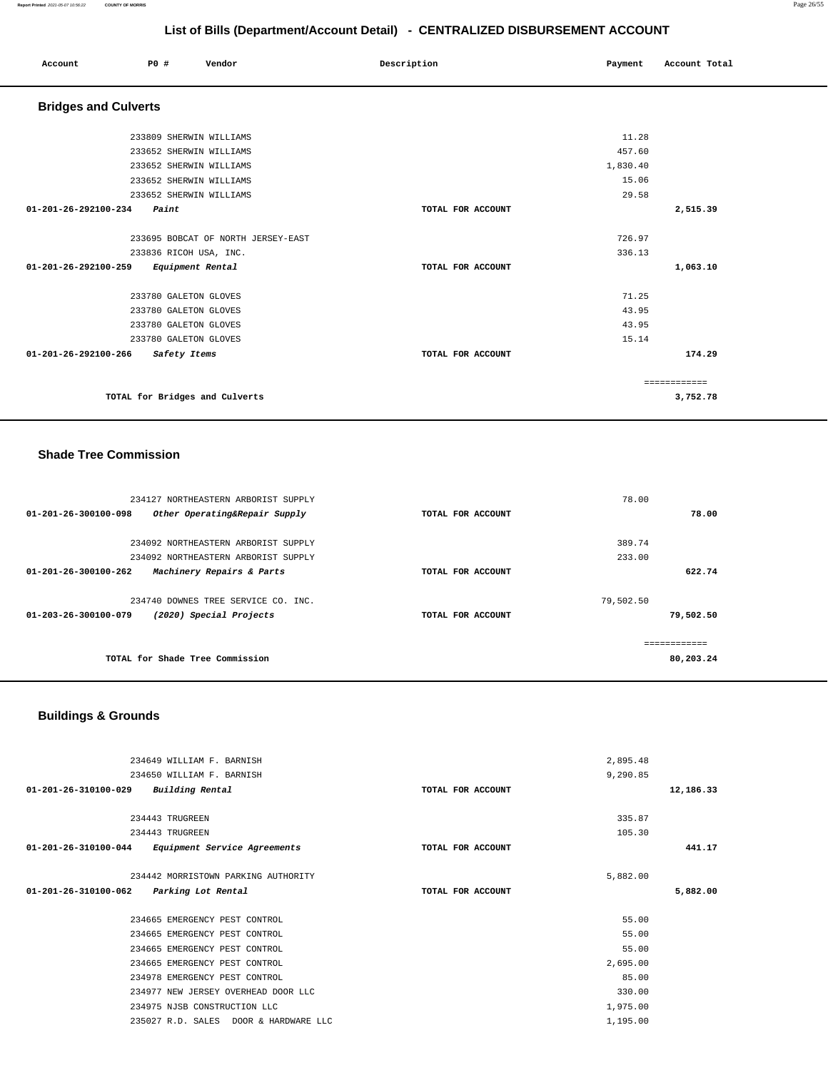## List of Bills (Department/Account Detail) - CENTRALIZED DISBURSEMENT ACCOUNT

| Account | PO # | Vendor | Description | Payment | Account Total |
|---|---|---|---|---|---|

### Bridges and Culverts

| Account | PO # | Vendor | Description | Payment | Account Total |
|---|---|---|---|---|---|
| | 233809 | SHERWIN WILLIAMS | | 11.28 | |
| | 233652 | SHERWIN WILLIAMS | | 457.60 | |
| | 233652 | SHERWIN WILLIAMS | | 1,830.40 | |
| | 233652 | SHERWIN WILLIAMS | | 15.06 | |
| | 233652 | SHERWIN WILLIAMS | | 29.58 | |
| 01-201-26-292100-234 | | *Paint* | TOTAL FOR ACCOUNT | | 2,515.39 |
| | 233695 | BOBCAT OF NORTH JERSEY-EAST | | 726.97 | |
| | 233836 | RICOH USA, INC. | | 336.13 | |
| 01-201-26-292100-259 | | *Equipment Rental* | TOTAL FOR ACCOUNT | | 1,063.10 |
| | 233780 | GALETON GLOVES | | 71.25 | |
| | 233780 | GALETON GLOVES | | 43.95 | |
| | 233780 | GALETON GLOVES | | 43.95 | |
| | 233780 | GALETON GLOVES | | 15.14 | |
| 01-201-26-292100-266 | | *Safety Items* | TOTAL FOR ACCOUNT | | 174.29 |
| | | | | | ============ |
| | | TOTAL for Bridges and Culverts | | | 3,752.78 |

### Shade Tree Commission

| Account | PO # | Vendor | Description | Payment | Account Total |
|---|---|---|---|---|---|
| | 234127 | NORTHEASTERN ARBORIST SUPPLY | | 78.00 | |
| 01-201-26-300100-098 | | *Other Operating&Repair Supply* | TOTAL FOR ACCOUNT | | 78.00 |
| | 234092 | NORTHEASTERN ARBORIST SUPPLY | | 389.74 | |
| | 234092 | NORTHEASTERN ARBORIST SUPPLY | | 233.00 | |
| 01-201-26-300100-262 | | *Machinery Repairs & Parts* | TOTAL FOR ACCOUNT | | 622.74 |
| | 234740 | DOWNES TREE SERVICE CO. INC. | | 79,502.50 | |
| 01-203-26-300100-079 | | *(2020) Special Projects* | TOTAL FOR ACCOUNT | | 79,502.50 |
| | | | | | ============ |
| | | TOTAL for Shade Tree Commission | | | 80,203.24 |

### Buildings & Grounds

| Account | PO # | Vendor | Description | Payment | Account Total |
|---|---|---|---|---|---|
| | 234649 | WILLIAM F. BARNISH | | 2,895.48 | |
| | 234650 | WILLIAM F. BARNISH | | 9,290.85 | |
| 01-201-26-310100-029 | | *Building Rental* | TOTAL FOR ACCOUNT | | 12,186.33 |
| | 234443 | TRUGREEN | | 335.87 | |
| | 234443 | TRUGREEN | | 105.30 | |
| 01-201-26-310100-044 | | *Equipment Service Agreements* | TOTAL FOR ACCOUNT | | 441.17 |
| | 234442 | MORRISTOWN PARKING AUTHORITY | | 5,882.00 | |
| 01-201-26-310100-062 | | *Parking Lot Rental* | TOTAL FOR ACCOUNT | | 5,882.00 |
| | 234665 | EMERGENCY PEST CONTROL | | 55.00 | |
| | 234665 | EMERGENCY PEST CONTROL | | 55.00 | |
| | 234665 | EMERGENCY PEST CONTROL | | 55.00 | |
| | 234665 | EMERGENCY PEST CONTROL | | 2,695.00 | |
| | 234978 | EMERGENCY PEST CONTROL | | 85.00 | |
| | 234977 | NEW JERSEY OVERHEAD DOOR LLC | | 330.00 | |
| | 234975 | NJSB CONSTRUCTION LLC | | 1,975.00 | |
| | 235027 | R.D. SALES DOOR & HARDWARE LLC | | 1,195.00 | |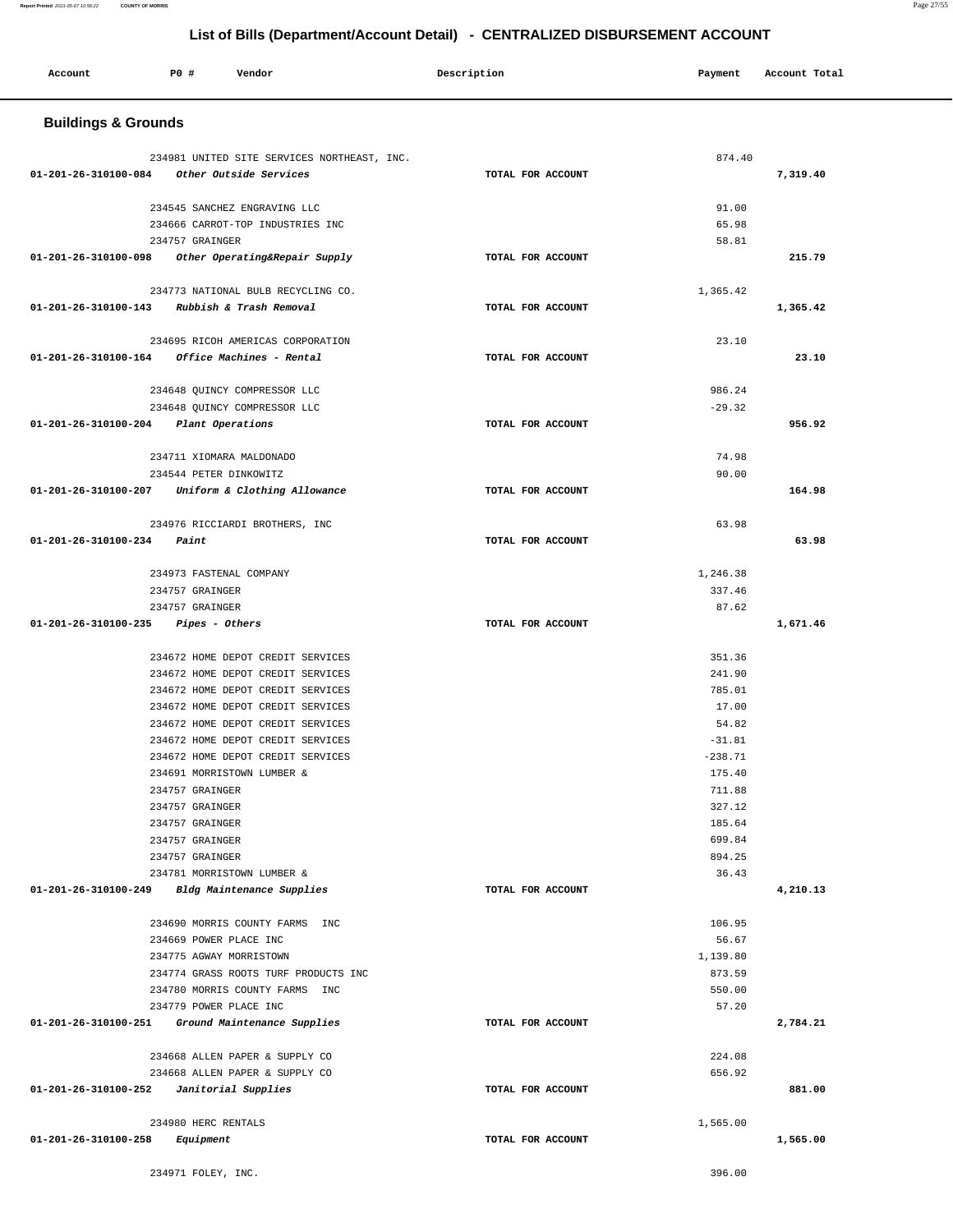# List of Bills (Department/Account Detail) - CENTRALIZED DISBURSEMENT ACCOUNT

| Account | PO # | Vendor | Description | Payment | Account Total |
|---|---|---|---|---|---|

## Buildings & Grounds

| Account | PO # | Vendor | Description | Payment | Account Total |
|---|---|---|---|---|---|
| | 234981 | UNITED SITE SERVICES NORTHEAST, INC. | | 874.40 | |
| **01-201-26-310100-084** | | *Other Outside Services* | TOTAL FOR ACCOUNT | | **7,319.40** |
| | 234545 | SANCHEZ ENGRAVING LLC | | 91.00 | |
| | 234666 | CARROT-TOP INDUSTRIES INC | | 65.98 | |
| | 234757 | GRAINGER | | 58.81 | |
| **01-201-26-310100-098** | | *Other Operating&Repair Supply* | TOTAL FOR ACCOUNT | | **215.79** |
| | 234773 | NATIONAL BULB RECYCLING CO. | | 1,365.42 | |
| **01-201-26-310100-143** | | *Rubbish & Trash Removal* | TOTAL FOR ACCOUNT | | **1,365.42** |
| | 234695 | RICOH AMERICAS CORPORATION | | 23.10 | |
| **01-201-26-310100-164** | | *Office Machines - Rental* | TOTAL FOR ACCOUNT | | **23.10** |
| | 234648 | QUINCY COMPRESSOR LLC | | 986.24 | |
| | 234648 | QUINCY COMPRESSOR LLC | | -29.32 | |
| **01-201-26-310100-204** | | *Plant Operations* | TOTAL FOR ACCOUNT | | **956.92** |
| | 234711 | XIOMARA MALDONADO | | 74.98 | |
| | 234544 | PETER DINKOWITZ | | 90.00 | |
| **01-201-26-310100-207** | | *Uniform & Clothing Allowance* | TOTAL FOR ACCOUNT | | **164.98** |
| | 234976 | RICCIARDI BROTHERS, INC | | 63.98 | |
| **01-201-26-310100-234** | | *Paint* | TOTAL FOR ACCOUNT | | **63.98** |
| | 234973 | FASTENAL COMPANY | | 1,246.38 | |
| | 234757 | GRAINGER | | 337.46 | |
| | 234757 | GRAINGER | | 87.62 | |
| **01-201-26-310100-235** | | *Pipes - Others* | TOTAL FOR ACCOUNT | | **1,671.46** |
| | 234672 | HOME DEPOT CREDIT SERVICES | | 351.36 | |
| | 234672 | HOME DEPOT CREDIT SERVICES | | 241.90 | |
| | 234672 | HOME DEPOT CREDIT SERVICES | | 785.01 | |
| | 234672 | HOME DEPOT CREDIT SERVICES | | 17.00 | |
| | 234672 | HOME DEPOT CREDIT SERVICES | | 54.82 | |
| | 234672 | HOME DEPOT CREDIT SERVICES | | -31.81 | |
| | 234672 | HOME DEPOT CREDIT SERVICES | | -238.71 | |
| | 234691 | MORRISTOWN LUMBER & | | 175.40 | |
| | 234757 | GRAINGER | | 711.88 | |
| | 234757 | GRAINGER | | 327.12 | |
| | 234757 | GRAINGER | | 185.64 | |
| | 234757 | GRAINGER | | 699.84 | |
| | 234757 | GRAINGER | | 894.25 | |
| | 234781 | MORRISTOWN LUMBER & | | 36.43 | |
| **01-201-26-310100-249** | | *Bldg Maintenance Supplies* | TOTAL FOR ACCOUNT | | **4,210.13** |
| | 234690 | MORRIS COUNTY FARMS INC | | 106.95 | |
| | 234669 | POWER PLACE INC | | 56.67 | |
| | 234775 | AGWAY MORRISTOWN | | 1,139.80 | |
| | 234774 | GRASS ROOTS TURF PRODUCTS INC | | 873.59 | |
| | 234780 | MORRIS COUNTY FARMS INC | | 550.00 | |
| | 234779 | POWER PLACE INC | | 57.20 | |
| **01-201-26-310100-251** | | *Ground Maintenance Supplies* | TOTAL FOR ACCOUNT | | **2,784.21** |
| | 234668 | ALLEN PAPER & SUPPLY CO | | 224.08 | |
| | 234668 | ALLEN PAPER & SUPPLY CO | | 656.92 | |
| **01-201-26-310100-252** | | *Janitorial Supplies* | TOTAL FOR ACCOUNT | | **881.00** |
| | 234980 | HERC RENTALS | | 1,565.00 | |
| **01-201-26-310100-258** | | *Equipment* | TOTAL FOR ACCOUNT | | **1,565.00** |
| | 234971 | FOLEY, INC. | | 396.00 | |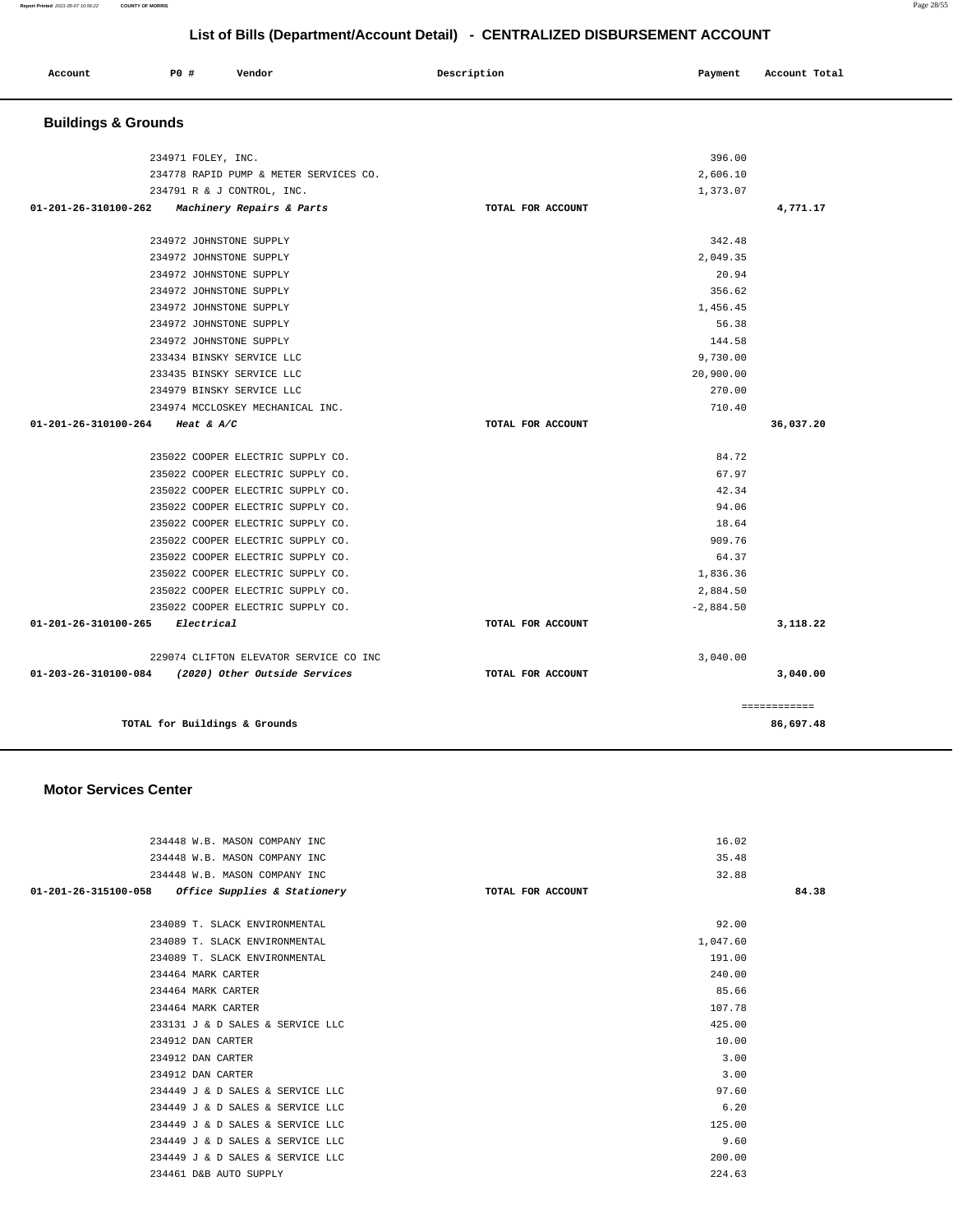## List of Bills (Department/Account Detail) - CENTRALIZED DISBURSEMENT ACCOUNT

| Account | PO # | Vendor | Description | Payment | Account Total |
|---|---|---|---|---|---|

### Buildings & Grounds

| Account | PO # | Vendor | Description | Payment | Account Total |
|---|---|---|---|---|---|
| | 234971 | FOLEY, INC. | | 396.00 | |
| | 234778 | RAPID PUMP & METER SERVICES CO. | | 2,606.10 | |
| | 234791 | R & J CONTROL, INC. | | 1,373.07 | |
| 01-201-26-310100-262 | | *Machinery Repairs & Parts* | TOTAL FOR ACCOUNT | | 4,771.17 |
| | 234972 | JOHNSTONE SUPPLY | | 342.48 | |
| | 234972 | JOHNSTONE SUPPLY | | 2,049.35 | |
| | 234972 | JOHNSTONE SUPPLY | | 20.94 | |
| | 234972 | JOHNSTONE SUPPLY | | 356.62 | |
| | 234972 | JOHNSTONE SUPPLY | | 1,456.45 | |
| | 234972 | JOHNSTONE SUPPLY | | 56.38 | |
| | 234972 | JOHNSTONE SUPPLY | | 144.58 | |
| | 233434 | BINSKY SERVICE LLC | | 9,730.00 | |
| | 233435 | BINSKY SERVICE LLC | | 20,900.00 | |
| | 234979 | BINSKY SERVICE LLC | | 270.00 | |
| | 234974 | MCCLOSKEY MECHANICAL INC. | | 710.40 | |
| 01-201-26-310100-264 | | *Heat & A/C* | TOTAL FOR ACCOUNT | | 36,037.20 |
| | 235022 | COOPER ELECTRIC SUPPLY CO. | | 84.72 | |
| | 235022 | COOPER ELECTRIC SUPPLY CO. | | 67.97 | |
| | 235022 | COOPER ELECTRIC SUPPLY CO. | | 42.34 | |
| | 235022 | COOPER ELECTRIC SUPPLY CO. | | 94.06 | |
| | 235022 | COOPER ELECTRIC SUPPLY CO. | | 18.64 | |
| | 235022 | COOPER ELECTRIC SUPPLY CO. | | 909.76 | |
| | 235022 | COOPER ELECTRIC SUPPLY CO. | | 64.37 | |
| | 235022 | COOPER ELECTRIC SUPPLY CO. | | 1,836.36 | |
| | 235022 | COOPER ELECTRIC SUPPLY CO. | | 2,884.50 | |
| | 235022 | COOPER ELECTRIC SUPPLY CO. | | -2,884.50 | |
| 01-201-26-310100-265 | | *Electrical* | TOTAL FOR ACCOUNT | | 3,118.22 |
| | 229074 | CLIFTON ELEVATOR SERVICE CO INC | | 3,040.00 | |
| 01-203-26-310100-084 | | *(2020) Other Outside Services* | TOTAL FOR ACCOUNT | | 3,040.00 |
| | | | | | ============ |
| | | TOTAL for Buildings & Grounds | | | 86,697.48 |

### Motor Services Center

| Account | PO # | Vendor | Description | Payment | Account Total |
|---|---|---|---|---|---|
| | 234448 | W.B. MASON COMPANY INC | | 16.02 | |
| | 234448 | W.B. MASON COMPANY INC | | 35.48 | |
| | 234448 | W.B. MASON COMPANY INC | | 32.88 | |
| 01-201-26-315100-058 | | *Office Supplies & Stationery* | TOTAL FOR ACCOUNT | | 84.38 |
| | 234089 | T. SLACK ENVIRONMENTAL | | 92.00 | |
| | 234089 | T. SLACK ENVIRONMENTAL | | 1,047.60 | |
| | 234089 | T. SLACK ENVIRONMENTAL | | 191.00 | |
| | 234464 | MARK CARTER | | 240.00 | |
| | 234464 | MARK CARTER | | 85.66 | |
| | 234464 | MARK CARTER | | 107.78 | |
| | 233131 | J & D SALES & SERVICE LLC | | 425.00 | |
| | 234912 | DAN CARTER | | 10.00 | |
| | 234912 | DAN CARTER | | 3.00 | |
| | 234912 | DAN CARTER | | 3.00 | |
| | 234449 | J & D SALES & SERVICE LLC | | 97.60 | |
| | 234449 | J & D SALES & SERVICE LLC | | 6.20 | |
| | 234449 | J & D SALES & SERVICE LLC | | 125.00 | |
| | 234449 | J & D SALES & SERVICE LLC | | 9.60 | |
| | 234449 | J & D SALES & SERVICE LLC | | 200.00 | |
| | 234461 | D&B AUTO SUPPLY | | 224.63 | |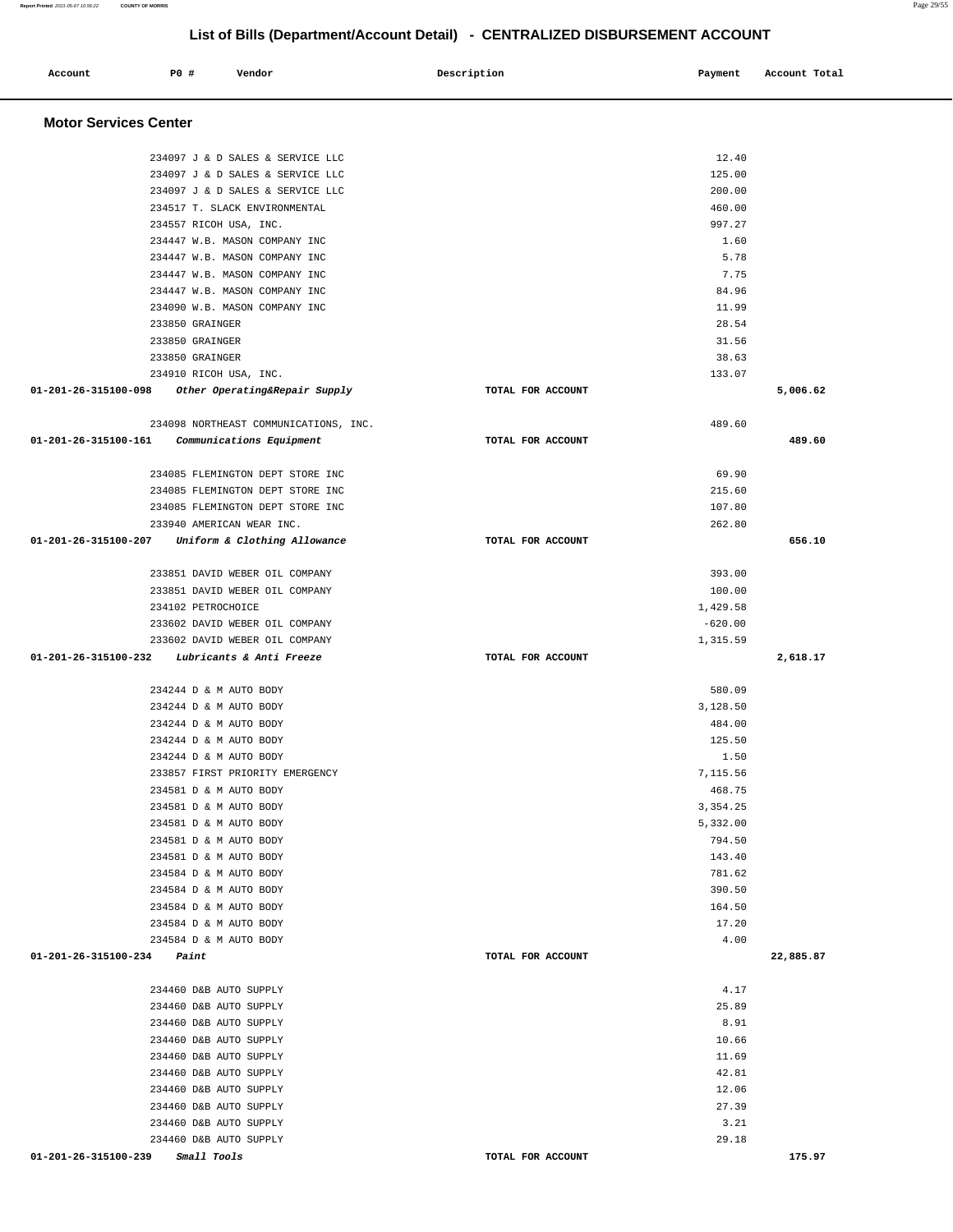## List of Bills (Department/Account Detail) - CENTRALIZED DISBURSEMENT ACCOUNT

| Account | PO # | Vendor | Description | Payment | Account Total |
|---|---|---|---|---|---|

### Motor Services Center

| Account | PO # | Vendor | Description | Payment | Account Total |
|---|---|---|---|---|---|
| | 234097 | J & D SALES & SERVICE LLC | | 12.40 | |
| | 234097 | J & D SALES & SERVICE LLC | | 125.00 | |
| | 234097 | J & D SALES & SERVICE LLC | | 200.00 | |
| | 234517 | T. SLACK ENVIRONMENTAL | | 460.00 | |
| | 234557 | RICOH USA, INC. | | 997.27 | |
| | 234447 | W.B. MASON COMPANY INC | | 1.60 | |
| | 234447 | W.B. MASON COMPANY INC | | 5.78 | |
| | 234447 | W.B. MASON COMPANY INC | | 7.75 | |
| | 234447 | W.B. MASON COMPANY INC | | 84.96 | |
| | 234090 | W.B. MASON COMPANY INC | | 11.99 | |
| | 233850 | GRAINGER | | 28.54 | |
| | 233850 | GRAINGER | | 31.56 | |
| | 233850 | GRAINGER | | 38.63 | |
| | 234910 | RICOH USA, INC. | | 133.07 | |
| **01-201-26-315100-098** | | *Other Operating&Repair Supply* | TOTAL FOR ACCOUNT | | **5,006.62** |
| | 234098 | NORTHEAST COMMUNICATIONS, INC. | | 489.60 | |
| **01-201-26-315100-161** | | *Communications Equipment* | TOTAL FOR ACCOUNT | | **489.60** |
| | 234085 | FLEMINGTON DEPT STORE INC | | 69.90 | |
| | 234085 | FLEMINGTON DEPT STORE INC | | 215.60 | |
| | 234085 | FLEMINGTON DEPT STORE INC | | 107.80 | |
| | 233940 | AMERICAN WEAR INC. | | 262.80 | |
| **01-201-26-315100-207** | | *Uniform & Clothing Allowance* | TOTAL FOR ACCOUNT | | **656.10** |
| | 233851 | DAVID WEBER OIL COMPANY | | 393.00 | |
| | 233851 | DAVID WEBER OIL COMPANY | | 100.00 | |
| | 234102 | PETROCHOICE | | 1,429.58 | |
| | 233602 | DAVID WEBER OIL COMPANY | | -620.00 | |
| | 233602 | DAVID WEBER OIL COMPANY | | 1,315.59 | |
| **01-201-26-315100-232** | | *Lubricants & Anti Freeze* | TOTAL FOR ACCOUNT | | **2,618.17** |
| | 234244 | D & M AUTO BODY | | 580.09 | |
| | 234244 | D & M AUTO BODY | | 3,128.50 | |
| | 234244 | D & M AUTO BODY | | 484.00 | |
| | 234244 | D & M AUTO BODY | | 125.50 | |
| | 234244 | D & M AUTO BODY | | 1.50 | |
| | 233857 | FIRST PRIORITY EMERGENCY | | 7,115.56 | |
| | 234581 | D & M AUTO BODY | | 468.75 | |
| | 234581 | D & M AUTO BODY | | 3,354.25 | |
| | 234581 | D & M AUTO BODY | | 5,332.00 | |
| | 234581 | D & M AUTO BODY | | 794.50 | |
| | 234581 | D & M AUTO BODY | | 143.40 | |
| | 234584 | D & M AUTO BODY | | 781.62 | |
| | 234584 | D & M AUTO BODY | | 390.50 | |
| | 234584 | D & M AUTO BODY | | 164.50 | |
| | 234584 | D & M AUTO BODY | | 17.20 | |
| | 234584 | D & M AUTO BODY | | 4.00 | |
| **01-201-26-315100-234** | | *Paint* | TOTAL FOR ACCOUNT | | **22,885.87** |
| | 234460 | D&B AUTO SUPPLY | | 4.17 | |
| | 234460 | D&B AUTO SUPPLY | | 25.89 | |
| | 234460 | D&B AUTO SUPPLY | | 8.91 | |
| | 234460 | D&B AUTO SUPPLY | | 10.66 | |
| | 234460 | D&B AUTO SUPPLY | | 11.69 | |
| | 234460 | D&B AUTO SUPPLY | | 42.81 | |
| | 234460 | D&B AUTO SUPPLY | | 12.06 | |
| | 234460 | D&B AUTO SUPPLY | | 27.39 | |
| | 234460 | D&B AUTO SUPPLY | | 3.21 | |
| | 234460 | D&B AUTO SUPPLY | | 29.18 | |
| **01-201-26-315100-239** | | *Small Tools* | TOTAL FOR ACCOUNT | | **175.97** |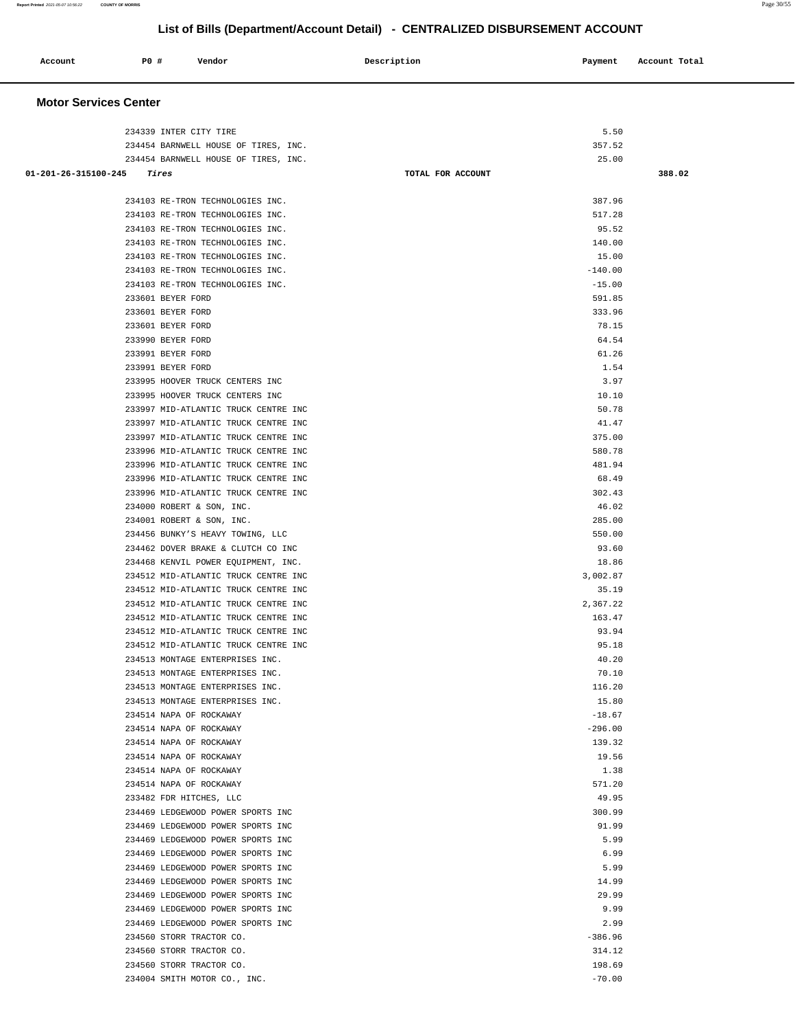## List of Bills (Department/Account Detail) - CENTRALIZED DISBURSEMENT ACCOUNT

| Account | PO # | Vendor | Description | Payment | Account Total |
|---|---|---|---|---|---|

### Motor Services Center

| Account | PO # | Vendor | Description | Payment | Account Total |
|---|---|---|---|---|---|
| | 234339 | INTER CITY TIRE | | 5.50 | |
| | 234454 | BARNWELL HOUSE OF TIRES, INC. | | 357.52 | |
| | 234454 | BARNWELL HOUSE OF TIRES, INC. | | 25.00 | |
| 01-201-26-315100-245 | | *Tires* | TOTAL FOR ACCOUNT | | 388.02 |
| | 234103 | RE-TRON TECHNOLOGIES INC. | | 387.96 | |
| | 234103 | RE-TRON TECHNOLOGIES INC. | | 517.28 | |
| | 234103 | RE-TRON TECHNOLOGIES INC. | | 95.52 | |
| | 234103 | RE-TRON TECHNOLOGIES INC. | | 140.00 | |
| | 234103 | RE-TRON TECHNOLOGIES INC. | | 15.00 | |
| | 234103 | RE-TRON TECHNOLOGIES INC. | | -140.00 | |
| | 234103 | RE-TRON TECHNOLOGIES INC. | | -15.00 | |
| | 233601 | BEYER FORD | | 591.85 | |
| | 233601 | BEYER FORD | | 333.96 | |
| | 233601 | BEYER FORD | | 78.15 | |
| | 233990 | BEYER FORD | | 64.54 | |
| | 233991 | BEYER FORD | | 61.26 | |
| | 233991 | BEYER FORD | | 1.54 | |
| | 233995 | HOOVER TRUCK CENTERS INC | | 3.97 | |
| | 233995 | HOOVER TRUCK CENTERS INC | | 10.10 | |
| | 233997 | MID-ATLANTIC TRUCK CENTRE INC | | 50.78 | |
| | 233997 | MID-ATLANTIC TRUCK CENTRE INC | | 41.47 | |
| | 233997 | MID-ATLANTIC TRUCK CENTRE INC | | 375.00 | |
| | 233996 | MID-ATLANTIC TRUCK CENTRE INC | | 580.78 | |
| | 233996 | MID-ATLANTIC TRUCK CENTRE INC | | 481.94 | |
| | 233996 | MID-ATLANTIC TRUCK CENTRE INC | | 68.49 | |
| | 233996 | MID-ATLANTIC TRUCK CENTRE INC | | 302.43 | |
| | 234000 | ROBERT & SON, INC. | | 46.02 | |
| | 234001 | ROBERT & SON, INC. | | 285.00 | |
| | 234456 | BUNKY'S HEAVY TOWING, LLC | | 550.00 | |
| | 234462 | DOVER BRAKE & CLUTCH CO INC | | 93.60 | |
| | 234468 | KENVIL POWER EQUIPMENT, INC. | | 18.86 | |
| | 234512 | MID-ATLANTIC TRUCK CENTRE INC | | 3,002.87 | |
| | 234512 | MID-ATLANTIC TRUCK CENTRE INC | | 35.19 | |
| | 234512 | MID-ATLANTIC TRUCK CENTRE INC | | 2,367.22 | |
| | 234512 | MID-ATLANTIC TRUCK CENTRE INC | | 163.47 | |
| | 234512 | MID-ATLANTIC TRUCK CENTRE INC | | 93.94 | |
| | 234512 | MID-ATLANTIC TRUCK CENTRE INC | | 95.18 | |
| | 234513 | MONTAGE ENTERPRISES INC. | | 40.20 | |
| | 234513 | MONTAGE ENTERPRISES INC. | | 70.10 | |
| | 234513 | MONTAGE ENTERPRISES INC. | | 116.20 | |
| | 234513 | MONTAGE ENTERPRISES INC. | | 15.80 | |
| | 234514 | NAPA OF ROCKAWAY | | -18.67 | |
| | 234514 | NAPA OF ROCKAWAY | | -296.00 | |
| | 234514 | NAPA OF ROCKAWAY | | 139.32 | |
| | 234514 | NAPA OF ROCKAWAY | | 19.56 | |
| | 234514 | NAPA OF ROCKAWAY | | 1.38 | |
| | 234514 | NAPA OF ROCKAWAY | | 571.20 | |
| | 233482 | FDR HITCHES, LLC | | 49.95 | |
| | 234469 | LEDGEWOOD POWER SPORTS INC | | 300.99 | |
| | 234469 | LEDGEWOOD POWER SPORTS INC | | 91.99 | |
| | 234469 | LEDGEWOOD POWER SPORTS INC | | 5.99 | |
| | 234469 | LEDGEWOOD POWER SPORTS INC | | 6.99 | |
| | 234469 | LEDGEWOOD POWER SPORTS INC | | 5.99 | |
| | 234469 | LEDGEWOOD POWER SPORTS INC | | 14.99 | |
| | 234469 | LEDGEWOOD POWER SPORTS INC | | 29.99 | |
| | 234469 | LEDGEWOOD POWER SPORTS INC | | 9.99 | |
| | 234469 | LEDGEWOOD POWER SPORTS INC | | 2.99 | |
| | 234560 | STORR TRACTOR CO. | | -386.96 | |
| | 234560 | STORR TRACTOR CO. | | 314.12 | |
| | 234560 | STORR TRACTOR CO. | | 198.69 | |
| | 234004 | SMITH MOTOR CO., INC. | | -70.00 | |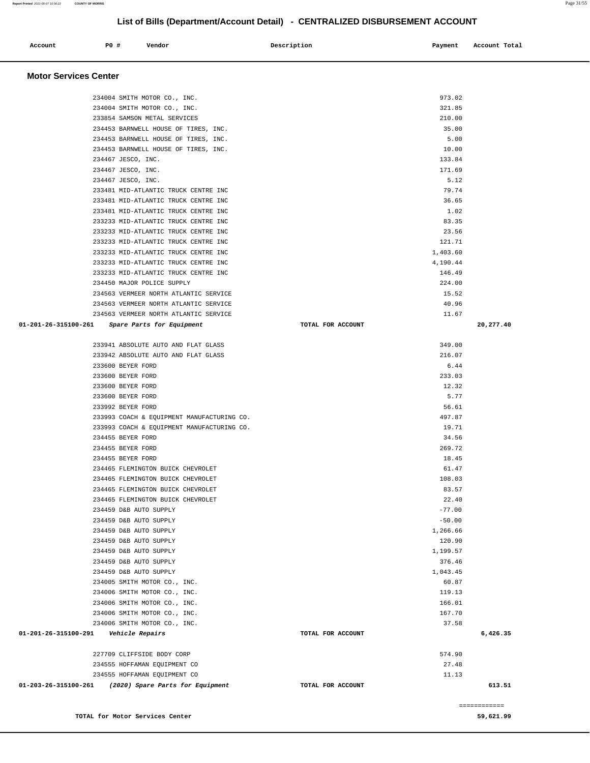## List of Bills (Department/Account Detail) - CENTRALIZED DISBURSEMENT ACCOUNT

| Account | PO # | Vendor | Description | Payment | Account Total |
|---|---|---|---|---|---|

### Motor Services Center

| Account | PO # | Vendor | Description | Payment | Account Total |
|---|---|---|---|---|---|
| | 234004 | SMITH MOTOR CO., INC. | | 973.02 | |
| | 234004 | SMITH MOTOR CO., INC. | | 321.85 | |
| | 233854 | SAMSON METAL SERVICES | | 210.00 | |
| | 234453 | BARNWELL HOUSE OF TIRES, INC. | | 35.00 | |
| | 234453 | BARNWELL HOUSE OF TIRES, INC. | | 5.00 | |
| | 234453 | BARNWELL HOUSE OF TIRES, INC. | | 10.00 | |
| | 234467 | JESCO, INC. | | 133.84 | |
| | 234467 | JESCO, INC. | | 171.69 | |
| | 234467 | JESCO, INC. | | 5.12 | |
| | 233481 | MID-ATLANTIC TRUCK CENTRE INC | | 79.74 | |
| | 233481 | MID-ATLANTIC TRUCK CENTRE INC | | 36.65 | |
| | 233481 | MID-ATLANTIC TRUCK CENTRE INC | | 1.02 | |
| | 233233 | MID-ATLANTIC TRUCK CENTRE INC | | 83.35 | |
| | 233233 | MID-ATLANTIC TRUCK CENTRE INC | | 23.56 | |
| | 233233 | MID-ATLANTIC TRUCK CENTRE INC | | 121.71 | |
| | 233233 | MID-ATLANTIC TRUCK CENTRE INC | | 1,403.60 | |
| | 233233 | MID-ATLANTIC TRUCK CENTRE INC | | 4,190.44 | |
| | 233233 | MID-ATLANTIC TRUCK CENTRE INC | | 146.49 | |
| | 234450 | MAJOR POLICE SUPPLY | | 224.00 | |
| | 234563 | VERMEER NORTH ATLANTIC SERVICE | | 15.52 | |
| | 234563 | VERMEER NORTH ATLANTIC SERVICE | | 40.96 | |
| | 234563 | VERMEER NORTH ATLANTIC SERVICE | | 11.67 | |
| **01-201-26-315100-261** | | ***Spare Parts for Equipment*** | **TOTAL FOR ACCOUNT** | | **20,277.40** |
| | 233941 | ABSOLUTE AUTO AND FLAT GLASS | | 349.00 | |
| | 233942 | ABSOLUTE AUTO AND FLAT GLASS | | 216.07 | |
| | 233600 | BEYER FORD | | 6.44 | |
| | 233600 | BEYER FORD | | 233.03 | |
| | 233600 | BEYER FORD | | 12.32 | |
| | 233600 | BEYER FORD | | 5.77 | |
| | 233992 | BEYER FORD | | 56.61 | |
| | 233993 | COACH & EQUIPMENT MANUFACTURING CO. | | 497.87 | |
| | 233993 | COACH & EQUIPMENT MANUFACTURING CO. | | 19.71 | |
| | 234455 | BEYER FORD | | 34.56 | |
| | 234455 | BEYER FORD | | 269.72 | |
| | 234455 | BEYER FORD | | 18.45 | |
| | 234465 | FLEMINGTON BUICK CHEVROLET | | 61.47 | |
| | 234465 | FLEMINGTON BUICK CHEVROLET | | 108.03 | |
| | 234465 | FLEMINGTON BUICK CHEVROLET | | 83.57 | |
| | 234465 | FLEMINGTON BUICK CHEVROLET | | 22.40 | |
| | 234459 | D&B AUTO SUPPLY | | -77.00 | |
| | 234459 | D&B AUTO SUPPLY | | -50.00 | |
| | 234459 | D&B AUTO SUPPLY | | 1,266.66 | |
| | 234459 | D&B AUTO SUPPLY | | 120.90 | |
| | 234459 | D&B AUTO SUPPLY | | 1,199.57 | |
| | 234459 | D&B AUTO SUPPLY | | 376.46 | |
| | 234459 | D&B AUTO SUPPLY | | 1,043.45 | |
| | 234005 | SMITH MOTOR CO., INC. | | 60.87 | |
| | 234006 | SMITH MOTOR CO., INC. | | 119.13 | |
| | 234006 | SMITH MOTOR CO., INC. | | 166.01 | |
| | 234006 | SMITH MOTOR CO., INC. | | 167.70 | |
| | 234006 | SMITH MOTOR CO., INC. | | 37.58 | |
| **01-201-26-315100-291** | | ***Vehicle Repairs*** | **TOTAL FOR ACCOUNT** | | **6,426.35** |
| | 227709 | CLIFFSIDE BODY CORP | | 574.90 | |
| | 234555 | HOFFAMAN EQUIPMENT CO | | 27.48 | |
| | 234555 | HOFFAMAN EQUIPMENT CO | | 11.13 | |
| **01-203-26-315100-261** | | ***(2020) Spare Parts for Equipment*** | **TOTAL FOR ACCOUNT** | | **613.51** |

============

**TOTAL for Motor Services Center** **59,621.99**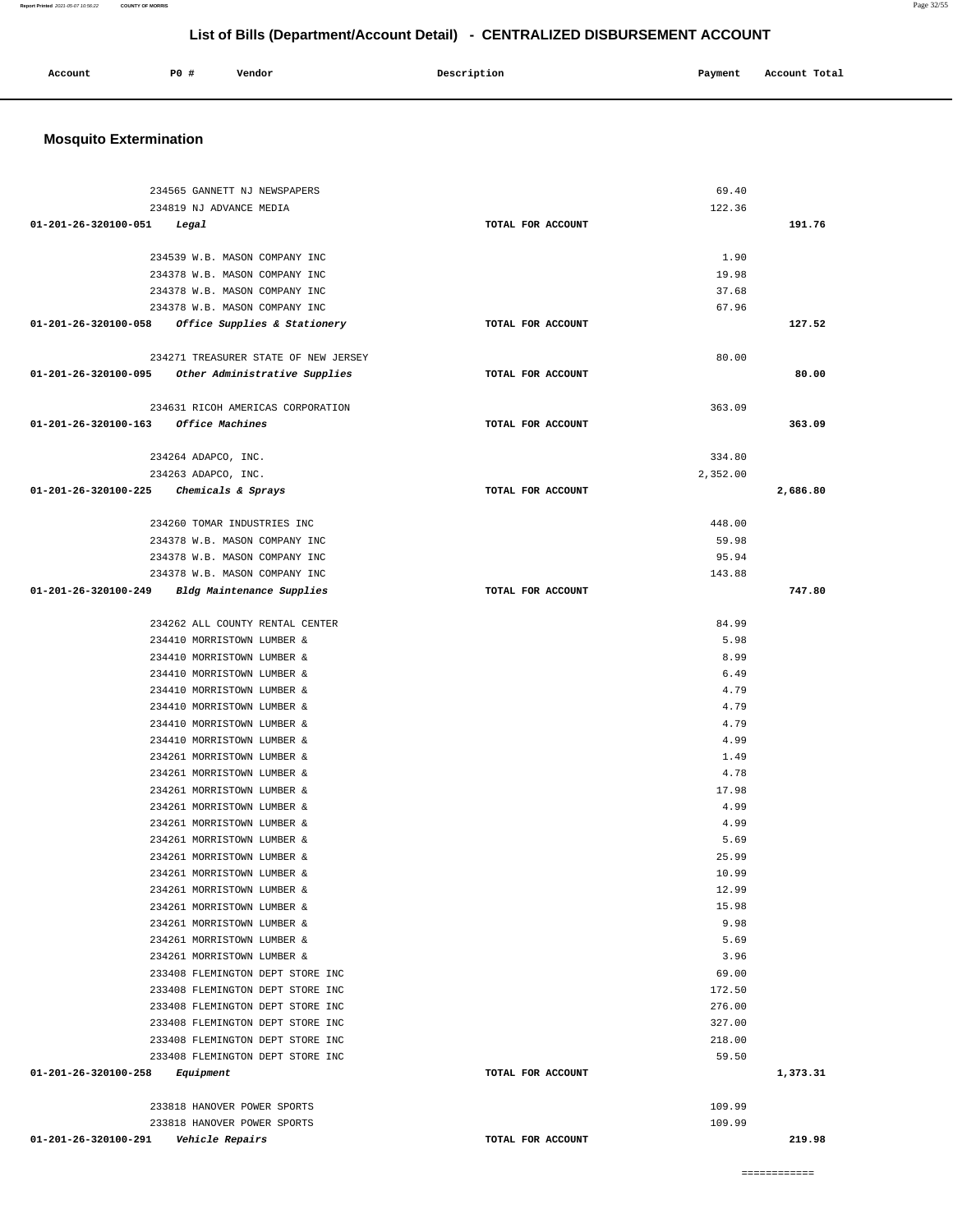## List of Bills (Department/Account Detail) - CENTRALIZED DISBURSEMENT ACCOUNT

| Account | PO # | Vendor | Description | Payment | Account Total |
|---|---|---|---|---|---|

### Mosquito Extermination

| Account | PO # | Vendor | Description | Payment | Account Total |
|---|---|---|---|---|---|
| | 234565 | GANNETT NJ NEWSPAPERS | | 69.40 | |
| | 234819 | NJ ADVANCE MEDIA | | 122.36 | |
| 01-201-26-320100-051 | | *Legal* | TOTAL FOR ACCOUNT | | 191.76 |
| | 234539 | W.B. MASON COMPANY INC | | 1.90 | |
| | 234378 | W.B. MASON COMPANY INC | | 19.98 | |
| | 234378 | W.B. MASON COMPANY INC | | 37.68 | |
| | 234378 | W.B. MASON COMPANY INC | | 67.96 | |
| 01-201-26-320100-058 | | *Office Supplies & Stationery* | TOTAL FOR ACCOUNT | | 127.52 |
| | 234271 | TREASURER STATE OF NEW JERSEY | | 80.00 | |
| 01-201-26-320100-095 | | *Other Administrative Supplies* | TOTAL FOR ACCOUNT | | 80.00 |
| | 234631 | RICOH AMERICAS CORPORATION | | 363.09 | |
| 01-201-26-320100-163 | | *Office Machines* | TOTAL FOR ACCOUNT | | 363.09 |
| | 234264 | ADAPCO, INC. | | 334.80 | |
| | 234263 | ADAPCO, INC. | | 2,352.00 | |
| 01-201-26-320100-225 | | *Chemicals & Sprays* | TOTAL FOR ACCOUNT | | 2,686.80 |
| | 234260 | TOMAR INDUSTRIES INC | | 448.00 | |
| | 234378 | W.B. MASON COMPANY INC | | 59.98 | |
| | 234378 | W.B. MASON COMPANY INC | | 95.94 | |
| | 234378 | W.B. MASON COMPANY INC | | 143.88 | |
| 01-201-26-320100-249 | | *Bldg Maintenance Supplies* | TOTAL FOR ACCOUNT | | 747.80 |
| | 234262 | ALL COUNTY RENTAL CENTER | | 84.99 | |
| | 234410 | MORRISTOWN LUMBER & | | 5.98 | |
| | 234410 | MORRISTOWN LUMBER & | | 8.99 | |
| | 234410 | MORRISTOWN LUMBER & | | 6.49 | |
| | 234410 | MORRISTOWN LUMBER & | | 4.79 | |
| | 234410 | MORRISTOWN LUMBER & | | 4.79 | |
| | 234410 | MORRISTOWN LUMBER & | | 4.79 | |
| | 234410 | MORRISTOWN LUMBER & | | 4.99 | |
| | 234261 | MORRISTOWN LUMBER & | | 1.49 | |
| | 234261 | MORRISTOWN LUMBER & | | 4.78 | |
| | 234261 | MORRISTOWN LUMBER & | | 17.98 | |
| | 234261 | MORRISTOWN LUMBER & | | 4.99 | |
| | 234261 | MORRISTOWN LUMBER & | | 4.99 | |
| | 234261 | MORRISTOWN LUMBER & | | 5.69 | |
| | 234261 | MORRISTOWN LUMBER & | | 25.99 | |
| | 234261 | MORRISTOWN LUMBER & | | 10.99 | |
| | 234261 | MORRISTOWN LUMBER & | | 12.99 | |
| | 234261 | MORRISTOWN LUMBER & | | 15.98 | |
| | 234261 | MORRISTOWN LUMBER & | | 9.98 | |
| | 234261 | MORRISTOWN LUMBER & | | 5.69 | |
| | 234261 | MORRISTOWN LUMBER & | | 3.96 | |
| | 233408 | FLEMINGTON DEPT STORE INC | | 69.00 | |
| | 233408 | FLEMINGTON DEPT STORE INC | | 172.50 | |
| | 233408 | FLEMINGTON DEPT STORE INC | | 276.00 | |
| | 233408 | FLEMINGTON DEPT STORE INC | | 327.00 | |
| | 233408 | FLEMINGTON DEPT STORE INC | | 218.00 | |
| | 233408 | FLEMINGTON DEPT STORE INC | | 59.50 | |
| 01-201-26-320100-258 | | *Equipment* | TOTAL FOR ACCOUNT | | 1,373.31 |
| | 233818 | HANOVER POWER SPORTS | | 109.99 | |
| | 233818 | HANOVER POWER SPORTS | | 109.99 | |
| 01-201-26-320100-291 | | *Vehicle Repairs* | TOTAL FOR ACCOUNT | | 219.98 |

============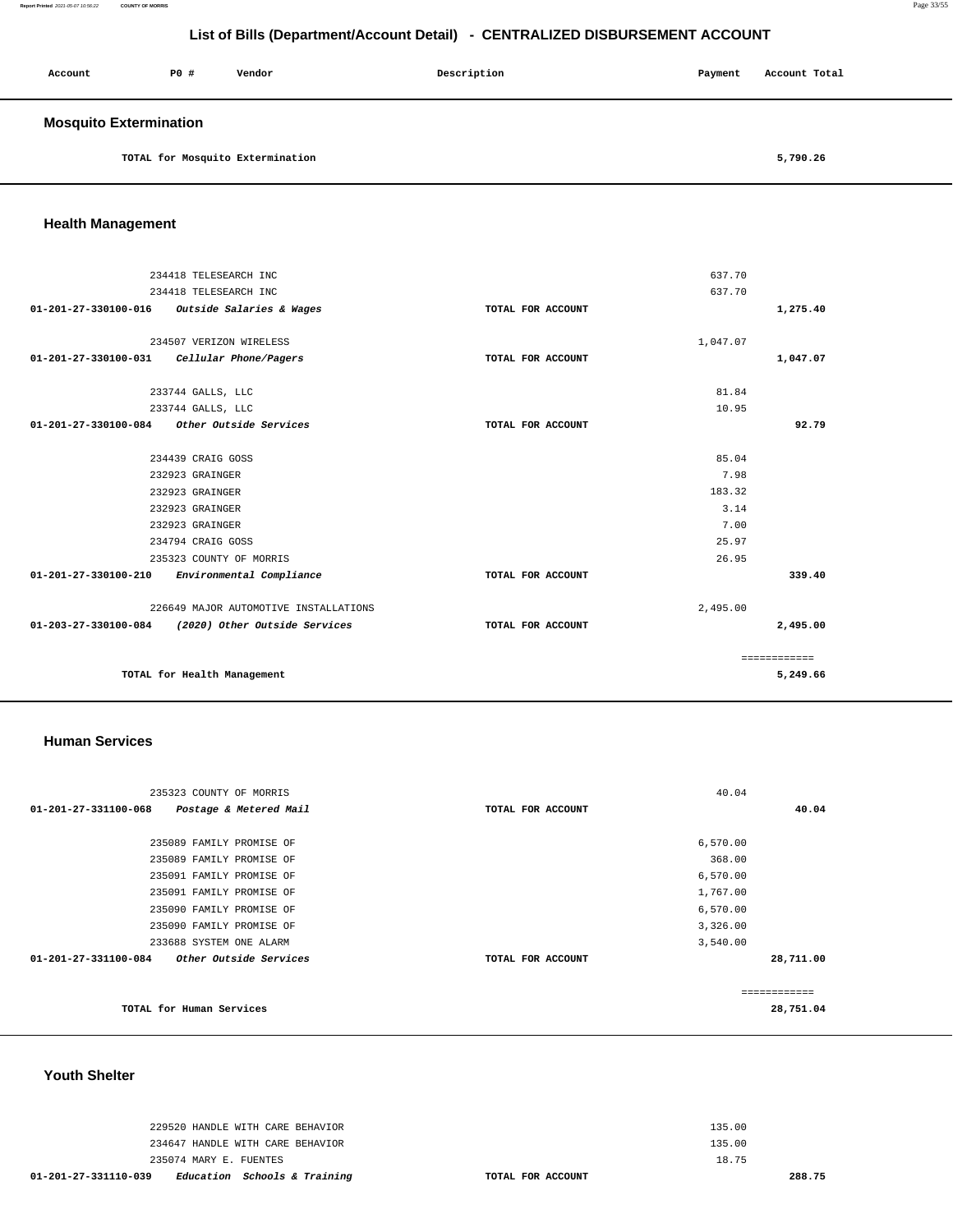## List of Bills (Department/Account Detail) - CENTRALIZED DISBURSEMENT ACCOUNT

| Account | PO # | Vendor | Description | Payment | Account Total |
|---|---|---|---|---|---|

### Mosquito Extermination

| | | | | |
|---|---|---|---|---|
| TOTAL for Mosquito Extermination | | | | 5,790.26 |

### Health Management

| Account | PO # / Vendor | Description | Payment | Account Total |
|---|---|---|---|---|
| | 234418 TELESEARCH INC | | 637.70 | |
| | 234418 TELESEARCH INC | | 637.70 | |
| 01-201-27-330100-016 | *Outside Salaries & Wages* | TOTAL FOR ACCOUNT | | 1,275.40 |
| | 234507 VERIZON WIRELESS | | 1,047.07 | |
| 01-201-27-330100-031 | *Cellular Phone/Pagers* | TOTAL FOR ACCOUNT | | 1,047.07 |
| | 233744 GALLS, LLC | | 81.84 | |
| | 233744 GALLS, LLC | | 10.95 | |
| 01-201-27-330100-084 | *Other Outside Services* | TOTAL FOR ACCOUNT | | 92.79 |
| | 234439 CRAIG GOSS | | 85.04 | |
| | 232923 GRAINGER | | 7.98 | |
| | 232923 GRAINGER | | 183.32 | |
| | 232923 GRAINGER | | 3.14 | |
| | 232923 GRAINGER | | 7.00 | |
| | 234794 CRAIG GOSS | | 25.97 | |
| | 235323 COUNTY OF MORRIS | | 26.95 | |
| 01-201-27-330100-210 | *Environmental Compliance* | TOTAL FOR ACCOUNT | | 339.40 |
| | 226649 MAJOR AUTOMOTIVE INSTALLATIONS | | 2,495.00 | |
| 01-203-27-330100-084 | *(2020) Other Outside Services* | TOTAL FOR ACCOUNT | | 2,495.00 |
| | | | | ============ |
| | TOTAL for Health Management | | | 5,249.66 |

### Human Services

| Account | PO # / Vendor | Description | Payment | Account Total |
|---|---|---|---|---|
| | 235323 COUNTY OF MORRIS | | 40.04 | |
| 01-201-27-331100-068 | *Postage & Metered Mail* | TOTAL FOR ACCOUNT | | 40.04 |
| | 235089 FAMILY PROMISE OF | | 6,570.00 | |
| | 235089 FAMILY PROMISE OF | | 368.00 | |
| | 235091 FAMILY PROMISE OF | | 6,570.00 | |
| | 235091 FAMILY PROMISE OF | | 1,767.00 | |
| | 235090 FAMILY PROMISE OF | | 6,570.00 | |
| | 235090 FAMILY PROMISE OF | | 3,326.00 | |
| | 233688 SYSTEM ONE ALARM | | 3,540.00 | |
| 01-201-27-331100-084 | *Other Outside Services* | TOTAL FOR ACCOUNT | | 28,711.00 |
| | | | | ============ |
| | TOTAL for Human Services | | | 28,751.04 |

### Youth Shelter

| Account | PO # / Vendor | Description | Payment | Account Total |
|---|---|---|---|---|
| | 229520 HANDLE WITH CARE BEHAVIOR | | 135.00 | |
| | 234647 HANDLE WITH CARE BEHAVIOR | | 135.00 | |
| | 235074 MARY E. FUENTES | | 18.75 | |
| 01-201-27-331110-039 | *Education Schools & Training* | TOTAL FOR ACCOUNT | | 288.75 |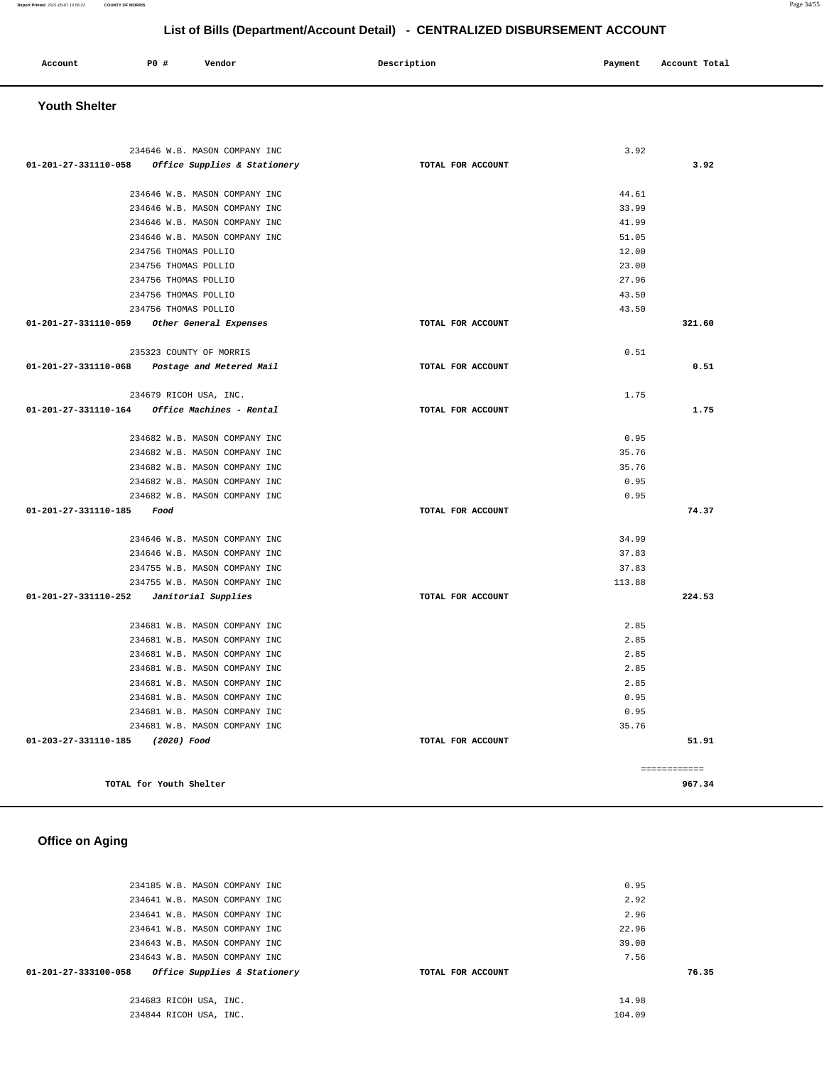## List of Bills (Department/Account Detail) - CENTRALIZED DISBURSEMENT ACCOUNT

| Account | P0 # | Vendor | Description | Payment | Account Total |
|---|---|---|---|---|---|

### Youth Shelter

| Account | P0 # | Vendor | Description | Payment | Account Total |
|---|---|---|---|---|---|
| | 234646 | W.B. MASON COMPANY INC | | 3.92 | |
| 01-201-27-331110-058 | | *Office Supplies & Stationery* | TOTAL FOR ACCOUNT | | 3.92 |
| | 234646 | W.B. MASON COMPANY INC | | 44.61 | |
| | 234646 | W.B. MASON COMPANY INC | | 33.99 | |
| | 234646 | W.B. MASON COMPANY INC | | 41.99 | |
| | 234646 | W.B. MASON COMPANY INC | | 51.05 | |
| | 234756 | THOMAS POLLIO | | 12.00 | |
| | 234756 | THOMAS POLLIO | | 23.00 | |
| | 234756 | THOMAS POLLIO | | 27.96 | |
| | 234756 | THOMAS POLLIO | | 43.50 | |
| | 234756 | THOMAS POLLIO | | 43.50 | |
| 01-201-27-331110-059 | | *Other General Expenses* | TOTAL FOR ACCOUNT | | 321.60 |
| | 235323 | COUNTY OF MORRIS | | 0.51 | |
| 01-201-27-331110-068 | | *Postage and Metered Mail* | TOTAL FOR ACCOUNT | | 0.51 |
| | 234679 | RICOH USA, INC. | | 1.75 | |
| 01-201-27-331110-164 | | *Office Machines - Rental* | TOTAL FOR ACCOUNT | | 1.75 |
| | 234682 | W.B. MASON COMPANY INC | | 0.95 | |
| | 234682 | W.B. MASON COMPANY INC | | 35.76 | |
| | 234682 | W.B. MASON COMPANY INC | | 35.76 | |
| | 234682 | W.B. MASON COMPANY INC | | 0.95 | |
| | 234682 | W.B. MASON COMPANY INC | | 0.95 | |
| 01-201-27-331110-185 | | *Food* | TOTAL FOR ACCOUNT | | 74.37 |
| | 234646 | W.B. MASON COMPANY INC | | 34.99 | |
| | 234646 | W.B. MASON COMPANY INC | | 37.83 | |
| | 234755 | W.B. MASON COMPANY INC | | 37.83 | |
| | 234755 | W.B. MASON COMPANY INC | | 113.88 | |
| 01-201-27-331110-252 | | *Janitorial Supplies* | TOTAL FOR ACCOUNT | | 224.53 |
| | 234681 | W.B. MASON COMPANY INC | | 2.85 | |
| | 234681 | W.B. MASON COMPANY INC | | 2.85 | |
| | 234681 | W.B. MASON COMPANY INC | | 2.85 | |
| | 234681 | W.B. MASON COMPANY INC | | 2.85 | |
| | 234681 | W.B. MASON COMPANY INC | | 2.85 | |
| | 234681 | W.B. MASON COMPANY INC | | 0.95 | |
| | 234681 | W.B. MASON COMPANY INC | | 0.95 | |
| | 234681 | W.B. MASON COMPANY INC | | 35.76 | |
| 01-203-27-331110-185 | | *(2020) Food* | TOTAL FOR ACCOUNT | | 51.91 |
| | | | | | ============ |
| | | TOTAL for Youth Shelter | | | 967.34 |

### Office on Aging

| Account | P0 # | Vendor | Description | Payment | Account Total |
|---|---|---|---|---|---|
| | 234185 | W.B. MASON COMPANY INC | | 0.95 | |
| | 234641 | W.B. MASON COMPANY INC | | 2.92 | |
| | 234641 | W.B. MASON COMPANY INC | | 2.96 | |
| | 234641 | W.B. MASON COMPANY INC | | 22.96 | |
| | 234643 | W.B. MASON COMPANY INC | | 39.00 | |
| | 234643 | W.B. MASON COMPANY INC | | 7.56 | |
| 01-201-27-333100-058 | | *Office Supplies & Stationery* | TOTAL FOR ACCOUNT | | 76.35 |
| | 234683 | RICOH USA, INC. | | 14.98 | |
| | 234844 | RICOH USA, INC. | | 104.09 | |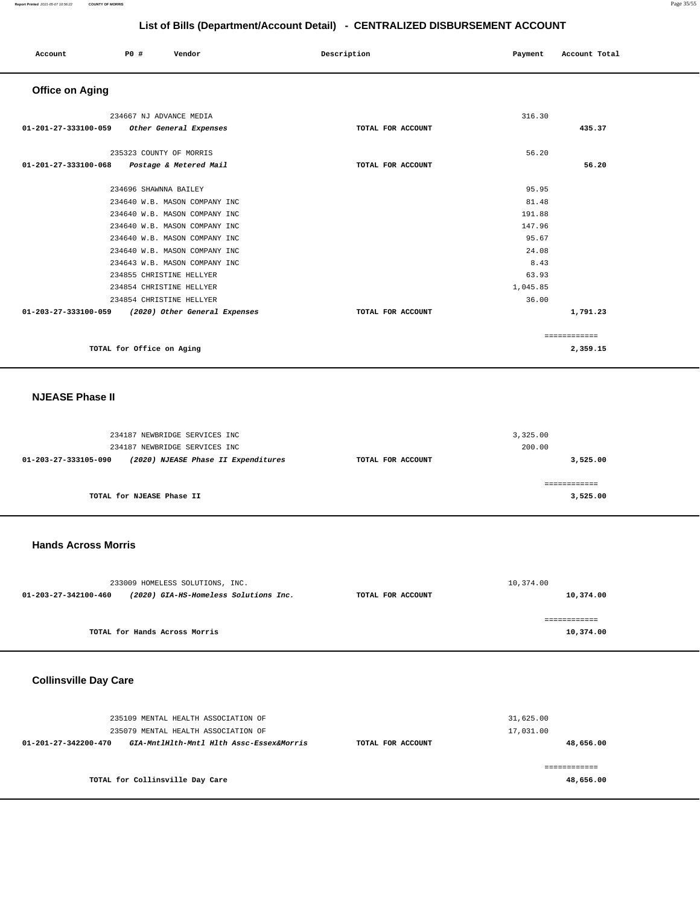## List of Bills (Department/Account Detail) - CENTRALIZED DISBURSEMENT ACCOUNT

| Account | PO # | Vendor | Description | Payment | Account Total |
|---|---|---|---|---|---|

### Office on Aging

| Account | PO # | Vendor | Description | Payment | Account Total |
|---|---|---|---|---|---|
| | 234667 | NJ ADVANCE MEDIA | | 316.30 | |
| **01-201-27-333100-059** | | ***Other General Expenses*** | **TOTAL FOR ACCOUNT** | | **435.37** |
| | 235323 | COUNTY OF MORRIS | | 56.20 | |
| **01-201-27-333100-068** | | ***Postage & Metered Mail*** | **TOTAL FOR ACCOUNT** | | **56.20** |
| | 234696 | SHAWNNA BAILEY | | 95.95 | |
| | 234640 | W.B. MASON COMPANY INC | | 81.48 | |
| | 234640 | W.B. MASON COMPANY INC | | 191.88 | |
| | 234640 | W.B. MASON COMPANY INC | | 147.96 | |
| | 234640 | W.B. MASON COMPANY INC | | 95.67 | |
| | 234640 | W.B. MASON COMPANY INC | | 24.08 | |
| | 234643 | W.B. MASON COMPANY INC | | 8.43 | |
| | 234855 | CHRISTINE HELLYER | | 63.93 | |
| | 234854 | CHRISTINE HELLYER | | 1,045.85 | |
| | 234854 | CHRISTINE HELLYER | | 36.00 | |
| **01-203-27-333100-059** | | ***(2020) Other General Expenses*** | **TOTAL FOR ACCOUNT** | | **1,791.23** |

**TOTAL for Office on Aging** ============ **2,359.15**

### NJEASE Phase II

| Account | PO # | Vendor | Description | Payment | Account Total |
|---|---|---|---|---|---|
| | 234187 | NEWBRIDGE SERVICES INC | | 3,325.00 | |
| | 234187 | NEWBRIDGE SERVICES INC | | 200.00 | |
| **01-203-27-333105-090** | | ***(2020) NJEASE Phase II Expenditures*** | **TOTAL FOR ACCOUNT** | | **3,525.00** |

**TOTAL for NJEASE Phase II** ============ **3,525.00**

### Hands Across Morris

| Account | PO # | Vendor | Description | Payment | Account Total |
|---|---|---|---|---|---|
| | 233009 | HOMELESS SOLUTIONS, INC. | | 10,374.00 | |
| **01-203-27-342100-460** | | ***(2020) GIA-HS-Homeless Solutions Inc.*** | **TOTAL FOR ACCOUNT** | | **10,374.00** |

**TOTAL for Hands Across Morris** ============ **10,374.00**

### Collinsville Day Care

| Account | PO # | Vendor | Description | Payment | Account Total |
|---|---|---|---|---|---|
| | 235109 | MENTAL HEALTH ASSOCIATION OF | | 31,625.00 | |
| | 235079 | MENTAL HEALTH ASSOCIATION OF | | 17,031.00 | |
| **01-201-27-342200-470** | | ***GIA-MntlHlth-Mntl Hlth Assc-Essex&Morris*** | **TOTAL FOR ACCOUNT** | | **48,656.00** |

**TOTAL for Collinsville Day Care** ============ **48,656.00**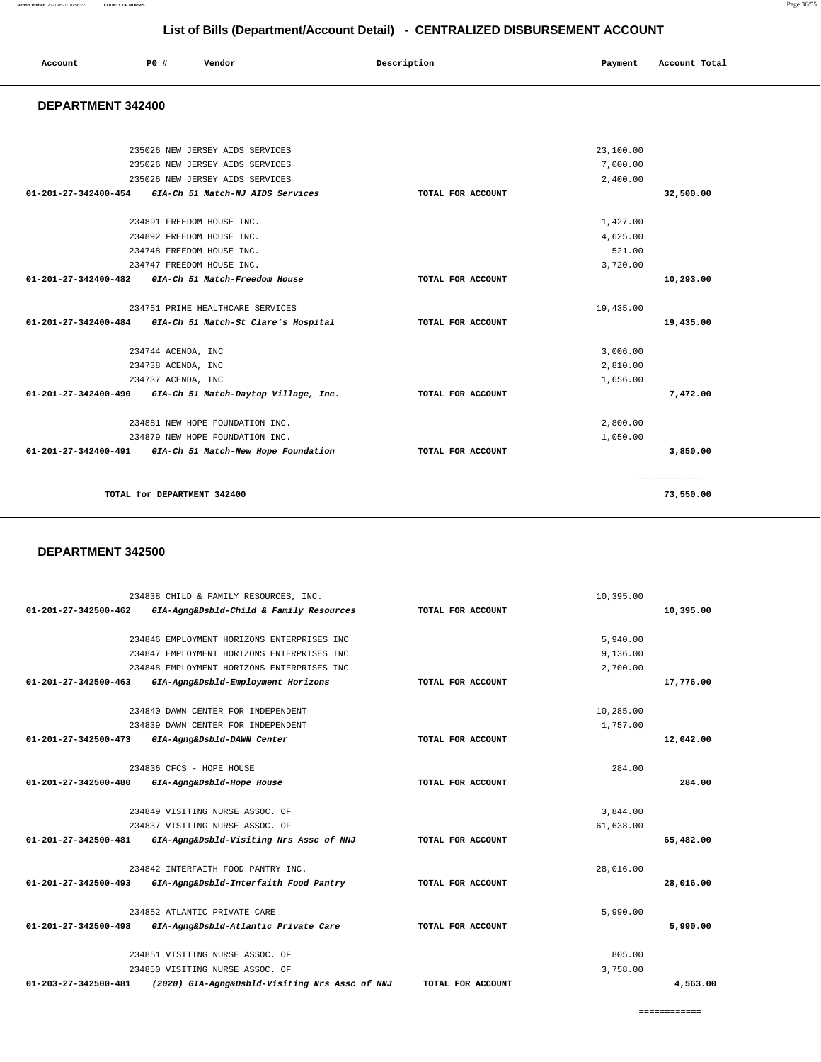# List of Bills (Department/Account Detail) - CENTRALIZED DISBURSEMENT ACCOUNT

| Account | PO # | Vendor | Description | Payment | Account Total |
|---|---|---|---|---|---|

## DEPARTMENT 342400

| Account | PO # | Vendor | Description | Payment | Account Total |
|---|---|---|---|---|---|
| | 235026 | NEW JERSEY AIDS SERVICES | | 23,100.00 | |
| | 235026 | NEW JERSEY AIDS SERVICES | | 7,000.00 | |
| | 235026 | NEW JERSEY AIDS SERVICES | | 2,400.00 | |
| 01-201-27-342400-454 | | *GIA-Ch 51 Match-NJ AIDS Services* | TOTAL FOR ACCOUNT | | 32,500.00 |
| | 234891 | FREEDOM HOUSE INC. | | 1,427.00 | |
| | 234892 | FREEDOM HOUSE INC. | | 4,625.00 | |
| | 234748 | FREEDOM HOUSE INC. | | 521.00 | |
| | 234747 | FREEDOM HOUSE INC. | | 3,720.00 | |
| 01-201-27-342400-482 | | *GIA-Ch 51 Match-Freedom House* | TOTAL FOR ACCOUNT | | 10,293.00 |
| | 234751 | PRIME HEALTHCARE SERVICES | | 19,435.00 | |
| 01-201-27-342400-484 | | *GIA-Ch 51 Match-St Clare's Hospital* | TOTAL FOR ACCOUNT | | 19,435.00 |
| | 234744 | ACENDA, INC | | 3,006.00 | |
| | 234738 | ACENDA, INC | | 2,810.00 | |
| | 234737 | ACENDA, INC | | 1,656.00 | |
| 01-201-27-342400-490 | | *GIA-Ch 51 Match-Daytop Village, Inc.* | TOTAL FOR ACCOUNT | | 7,472.00 |
| | 234881 | NEW HOPE FOUNDATION INC. | | 2,800.00 | |
| | 234879 | NEW HOPE FOUNDATION INC. | | 1,050.00 | |
| 01-201-27-342400-491 | | *GIA-Ch 51 Match-New Hope Foundation* | TOTAL FOR ACCOUNT | | 3,850.00 |
| | | | | | ============ |
| TOTAL for DEPARTMENT 342400 | | | | | 73,550.00 |

## DEPARTMENT 342500

| Account | PO # | Vendor | Description | Payment | Account Total |
|---|---|---|---|---|---|
| | 234838 | CHILD & FAMILY RESOURCES, INC. | | 10,395.00 | |
| 01-201-27-342500-462 | | *GIA-Agng&Dsbld-Child & Family Resources* | TOTAL FOR ACCOUNT | | 10,395.00 |
| | 234846 | EMPLOYMENT HORIZONS ENTERPRISES INC | | 5,940.00 | |
| | 234847 | EMPLOYMENT HORIZONS ENTERPRISES INC | | 9,136.00 | |
| | 234848 | EMPLOYMENT HORIZONS ENTERPRISES INC | | 2,700.00 | |
| 01-201-27-342500-463 | | *GIA-Agng&Dsbld-Employment Horizons* | TOTAL FOR ACCOUNT | | 17,776.00 |
| | 234840 | DAWN CENTER FOR INDEPENDENT | | 10,285.00 | |
| | 234839 | DAWN CENTER FOR INDEPENDENT | | 1,757.00 | |
| 01-201-27-342500-473 | | *GIA-Agng&Dsbld-DAWN Center* | TOTAL FOR ACCOUNT | | 12,042.00 |
| | 234836 | CFCS - HOPE HOUSE | | 284.00 | |
| 01-201-27-342500-480 | | *GIA-Agng&Dsbld-Hope House* | TOTAL FOR ACCOUNT | | 284.00 |
| | 234849 | VISITING NURSE ASSOC. OF | | 3,844.00 | |
| | 234837 | VISITING NURSE ASSOC. OF | | 61,638.00 | |
| 01-201-27-342500-481 | | *GIA-Agng&Dsbld-Visiting Nrs Assc of NNJ* | TOTAL FOR ACCOUNT | | 65,482.00 |
| | 234842 | INTERFAITH FOOD PANTRY INC. | | 28,016.00 | |
| 01-201-27-342500-493 | | *GIA-Agng&Dsbld-Interfaith Food Pantry* | TOTAL FOR ACCOUNT | | 28,016.00 |
| | 234852 | ATLANTIC PRIVATE CARE | | 5,990.00 | |
| 01-201-27-342500-498 | | *GIA-Agng&Dsbld-Atlantic Private Care* | TOTAL FOR ACCOUNT | | 5,990.00 |
| | 234851 | VISITING NURSE ASSOC. OF | | 805.00 | |
| | 234850 | VISITING NURSE ASSOC. OF | | 3,758.00 | |
| 01-203-27-342500-481 | | *(2020) GIA-Agng&Dsbld-Visiting Nrs Assc of NNJ* | TOTAL FOR ACCOUNT | | 4,563.00 |
| | | | | | ============ |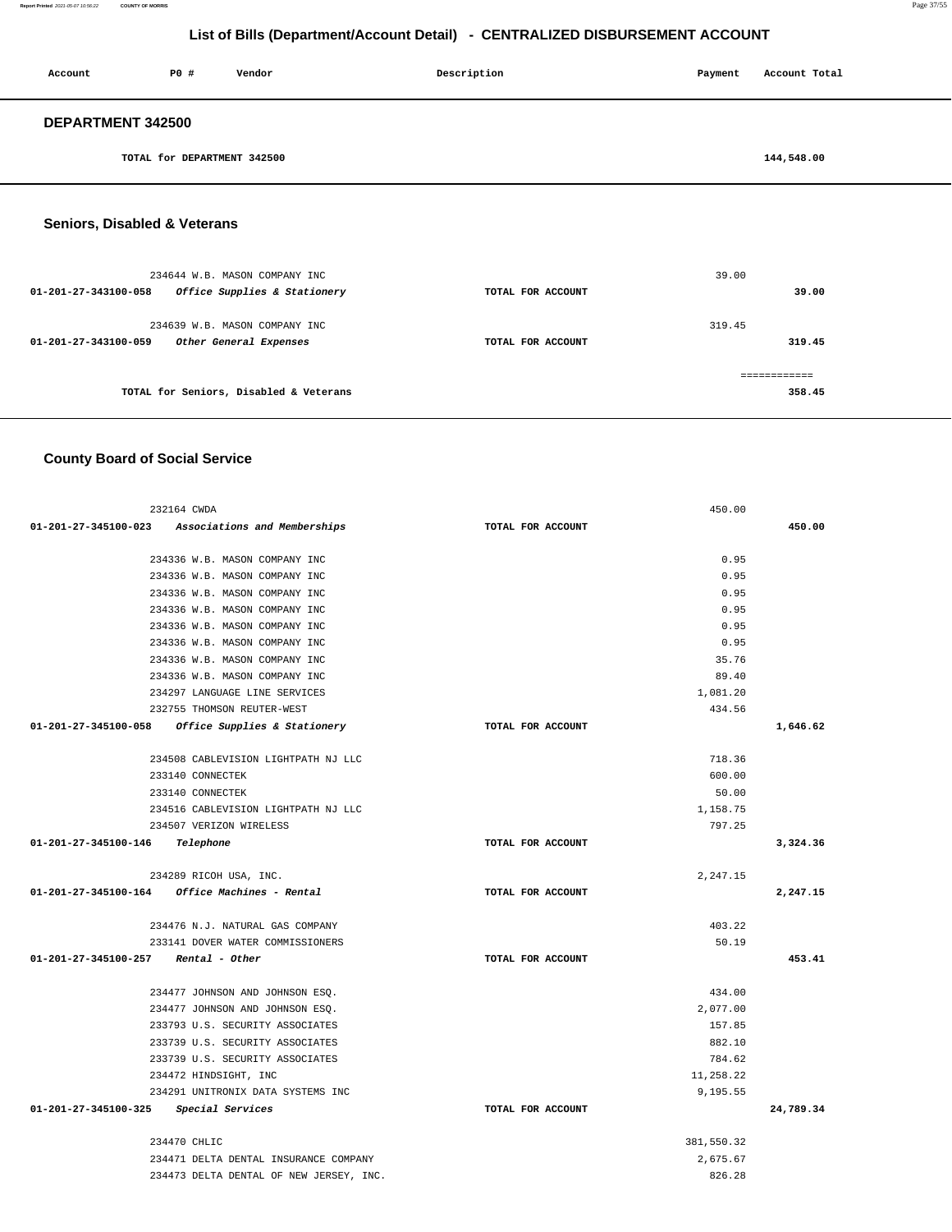## List of Bills (Department/Account Detail) - CENTRALIZED DISBURSEMENT ACCOUNT

| Account | PO # | Vendor | Description | Payment | Account Total |
|---|---|---|---|---|---|

### DEPARTMENT 342500

| | | | |
|---|---|---|---|
| TOTAL for DEPARTMENT 342500 | | | 144,548.00 |

### Seniors, Disabled & Veterans

| Account | PO # / Vendor | Description | Payment | Account Total |
|---|---|---|---|---|
| | 234644 W.B. MASON COMPANY INC | | 39.00 | |
| 01-201-27-343100-058 | *Office Supplies & Stationery* | TOTAL FOR ACCOUNT | | 39.00 |
| | 234639 W.B. MASON COMPANY INC | | 319.45 | |
| 01-201-27-343100-059 | *Other General Expenses* | TOTAL FOR ACCOUNT | | 319.45 |
| | TOTAL for Seniors, Disabled & Veterans | | | 358.45 |

### County Board of Social Service

| Account | PO # / Vendor | Description | Payment | Account Total |
|---|---|---|---|---|
| | 232164 CWDA | | 450.00 | |
| 01-201-27-345100-023 | *Associations and Memberships* | TOTAL FOR ACCOUNT | | 450.00 |
| | 234336 W.B. MASON COMPANY INC | | 0.95 | |
| | 234336 W.B. MASON COMPANY INC | | 0.95 | |
| | 234336 W.B. MASON COMPANY INC | | 0.95 | |
| | 234336 W.B. MASON COMPANY INC | | 0.95 | |
| | 234336 W.B. MASON COMPANY INC | | 0.95 | |
| | 234336 W.B. MASON COMPANY INC | | 0.95 | |
| | 234336 W.B. MASON COMPANY INC | | 35.76 | |
| | 234336 W.B. MASON COMPANY INC | | 89.40 | |
| | 234297 LANGUAGE LINE SERVICES | | 1,081.20 | |
| | 232755 THOMSON REUTER-WEST | | 434.56 | |
| 01-201-27-345100-058 | *Office Supplies & Stationery* | TOTAL FOR ACCOUNT | | 1,646.62 |
| | 234508 CABLEVISION LIGHTPATH NJ LLC | | 718.36 | |
| | 233140 CONNECTEK | | 600.00 | |
| | 233140 CONNECTEK | | 50.00 | |
| | 234516 CABLEVISION LIGHTPATH NJ LLC | | 1,158.75 | |
| | 234507 VERIZON WIRELESS | | 797.25 | |
| 01-201-27-345100-146 | *Telephone* | TOTAL FOR ACCOUNT | | 3,324.36 |
| | 234289 RICOH USA, INC. | | 2,247.15 | |
| 01-201-27-345100-164 | *Office Machines - Rental* | TOTAL FOR ACCOUNT | | 2,247.15 |
| | 234476 N.J. NATURAL GAS COMPANY | | 403.22 | |
| | 233141 DOVER WATER COMMISSIONERS | | 50.19 | |
| 01-201-27-345100-257 | *Rental - Other* | TOTAL FOR ACCOUNT | | 453.41 |
| | 234477 JOHNSON AND JOHNSON ESQ. | | 434.00 | |
| | 234477 JOHNSON AND JOHNSON ESQ. | | 2,077.00 | |
| | 233793 U.S. SECURITY ASSOCIATES | | 157.85 | |
| | 233739 U.S. SECURITY ASSOCIATES | | 882.10 | |
| | 233739 U.S. SECURITY ASSOCIATES | | 784.62 | |
| | 234472 HINDSIGHT, INC | | 11,258.22 | |
| | 234291 UNITRONIX DATA SYSTEMS INC | | 9,195.55 | |
| 01-201-27-345100-325 | *Special Services* | TOTAL FOR ACCOUNT | | 24,789.34 |
| | 234470 CHLIC | | 381,550.32 | |
| | 234471 DELTA DENTAL INSURANCE COMPANY | | 2,675.67 | |
| | 234473 DELTA DENTAL OF NEW JERSEY, INC. | | 826.28 | |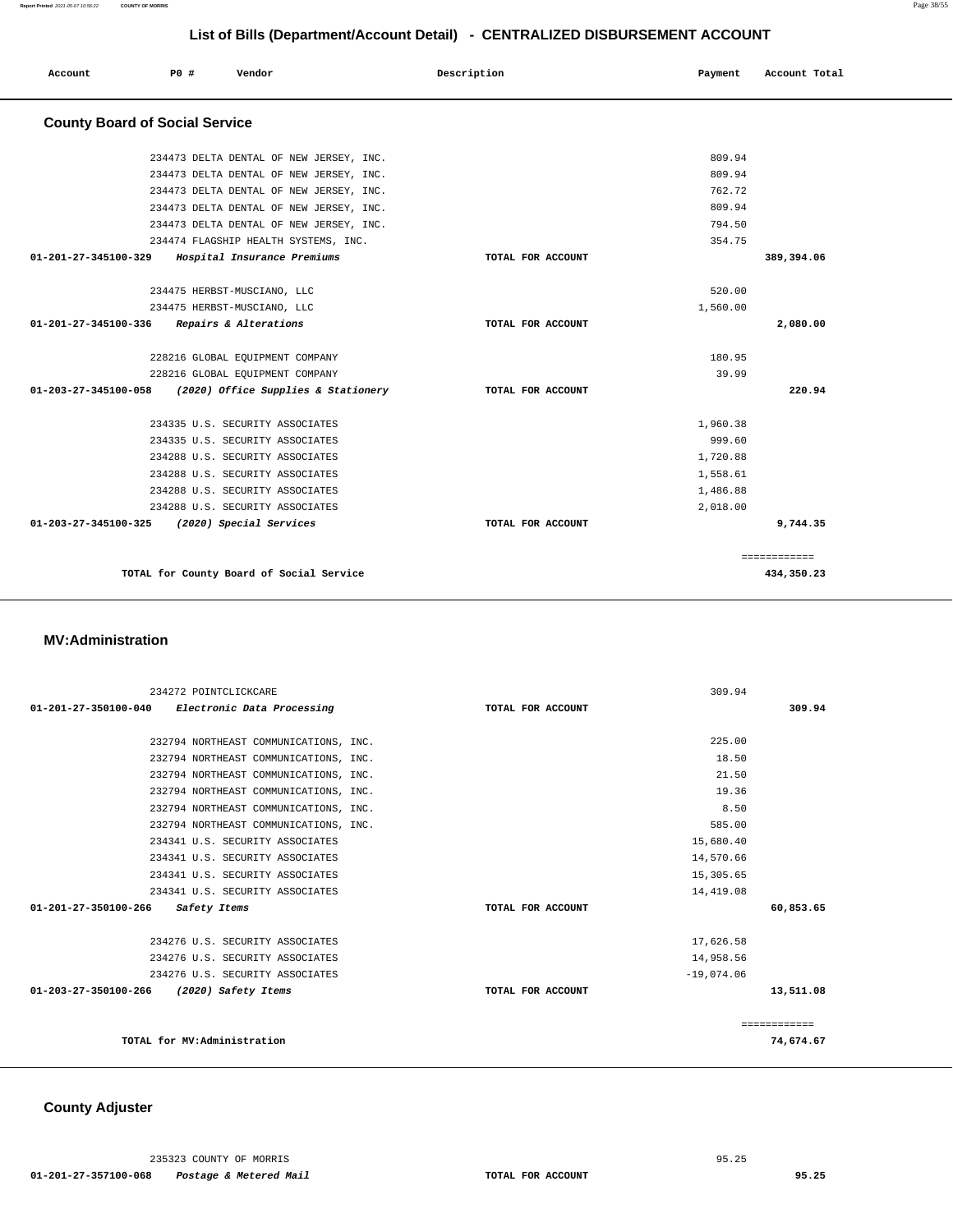## List of Bills (Department/Account Detail) - CENTRALIZED DISBURSEMENT ACCOUNT

| Account | PO # | Vendor | Description | Payment | Account Total |
|---|---|---|---|---|---|

### County Board of Social Service

| Account | PO # | Vendor | Description | Payment | Account Total |
|---|---|---|---|---|---|
| | 234473 | DELTA DENTAL OF NEW JERSEY, INC. | | 809.94 | |
| | 234473 | DELTA DENTAL OF NEW JERSEY, INC. | | 809.94 | |
| | 234473 | DELTA DENTAL OF NEW JERSEY, INC. | | 762.72 | |
| | 234473 | DELTA DENTAL OF NEW JERSEY, INC. | | 809.94 | |
| | 234473 | DELTA DENTAL OF NEW JERSEY, INC. | | 794.50 | |
| | 234474 | FLAGSHIP HEALTH SYSTEMS, INC. | | 354.75 | |
| **01-201-27-345100-329** | | *Hospital Insurance Premiums* | TOTAL FOR ACCOUNT | | **389,394.06** |
| | 234475 | HERBST-MUSCIANO, LLC | | 520.00 | |
| | 234475 | HERBST-MUSCIANO, LLC | | 1,560.00 | |
| **01-201-27-345100-336** | | *Repairs & Alterations* | TOTAL FOR ACCOUNT | | **2,080.00** |
| | 228216 | GLOBAL EQUIPMENT COMPANY | | 180.95 | |
| | 228216 | GLOBAL EQUIPMENT COMPANY | | 39.99 | |
| **01-203-27-345100-058** | | *(2020) Office Supplies & Stationery* | TOTAL FOR ACCOUNT | | **220.94** |
| | 234335 | U.S. SECURITY ASSOCIATES | | 1,960.38 | |
| | 234335 | U.S. SECURITY ASSOCIATES | | 999.60 | |
| | 234288 | U.S. SECURITY ASSOCIATES | | 1,720.88 | |
| | 234288 | U.S. SECURITY ASSOCIATES | | 1,558.61 | |
| | 234288 | U.S. SECURITY ASSOCIATES | | 1,486.88 | |
| | 234288 | U.S. SECURITY ASSOCIATES | | 2,018.00 | |
| **01-203-27-345100-325** | | *(2020) Special Services* | TOTAL FOR ACCOUNT | | **9,744.35** |
| | | | | | ============ |
| | | **TOTAL for County Board of Social Service** | | | **434,350.23** |

### MV:Administration

| Account | PO # | Vendor | Description | Payment | Account Total |
|---|---|---|---|---|---|
| | 234272 | POINTCLICKCARE | | 309.94 | |
| **01-201-27-350100-040** | | *Electronic Data Processing* | TOTAL FOR ACCOUNT | | **309.94** |
| | 232794 | NORTHEAST COMMUNICATIONS, INC. | | 225.00 | |
| | 232794 | NORTHEAST COMMUNICATIONS, INC. | | 18.50 | |
| | 232794 | NORTHEAST COMMUNICATIONS, INC. | | 21.50 | |
| | 232794 | NORTHEAST COMMUNICATIONS, INC. | | 19.36 | |
| | 232794 | NORTHEAST COMMUNICATIONS, INC. | | 8.50 | |
| | 232794 | NORTHEAST COMMUNICATIONS, INC. | | 585.00 | |
| | 234341 | U.S. SECURITY ASSOCIATES | | 15,680.40 | |
| | 234341 | U.S. SECURITY ASSOCIATES | | 14,570.66 | |
| | 234341 | U.S. SECURITY ASSOCIATES | | 15,305.65 | |
| | 234341 | U.S. SECURITY ASSOCIATES | | 14,419.08 | |
| **01-201-27-350100-266** | | *Safety Items* | TOTAL FOR ACCOUNT | | **60,853.65** |
| | 234276 | U.S. SECURITY ASSOCIATES | | 17,626.58 | |
| | 234276 | U.S. SECURITY ASSOCIATES | | 14,958.56 | |
| | 234276 | U.S. SECURITY ASSOCIATES | | -19,074.06 | |
| **01-203-27-350100-266** | | *(2020) Safety Items* | TOTAL FOR ACCOUNT | | **13,511.08** |
| | | | | | ============ |
| | | **TOTAL for MV:Administration** | | | **74,674.67** |

### County Adjuster

| Account | PO # | Vendor | Description | Payment | Account Total |
|---|---|---|---|---|---|
| | 235323 | COUNTY OF MORRIS | | 95.25 | |
| **01-201-27-357100-068** | | *Postage & Metered Mail* | TOTAL FOR ACCOUNT | | **95.25** |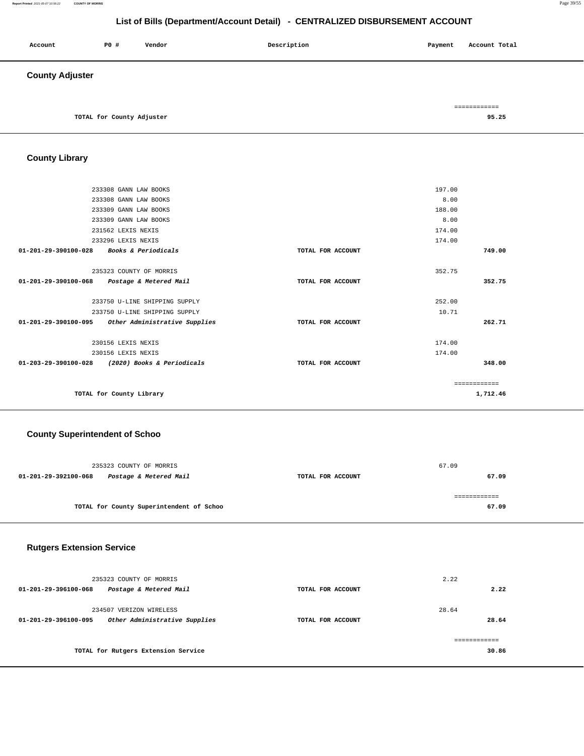# List of Bills (Department/Account Detail) - CENTRALIZED DISBURSEMENT ACCOUNT

| Account | PO # | Vendor | Description | Payment | Account Total |
|---|---|---|---|---|---|

## County Adjuster

| | | | | | |
|---|---|---|---|---|---|
| TOTAL for County Adjuster | | | | | 95.25 |

## County Library

| Account | PO # | Vendor | Description | Payment | Account Total |
|---|---|---|---|---|---|
| | 233308 | GANN LAW BOOKS | | 197.00 | |
| | 233308 | GANN LAW BOOKS | | 8.00 | |
| | 233309 | GANN LAW BOOKS | | 188.00 | |
| | 233309 | GANN LAW BOOKS | | 8.00 | |
| | 231562 | LEXIS NEXIS | | 174.00 | |
| | 233296 | LEXIS NEXIS | | 174.00 | |
| 01-201-29-390100-028 | | *Books & Periodicals* | TOTAL FOR ACCOUNT | | 749.00 |
| | 235323 | COUNTY OF MORRIS | | 352.75 | |
| 01-201-29-390100-068 | | *Postage & Metered Mail* | TOTAL FOR ACCOUNT | | 352.75 |
| | 233750 | U-LINE SHIPPING SUPPLY | | 252.00 | |
| | 233750 | U-LINE SHIPPING SUPPLY | | 10.71 | |
| 01-201-29-390100-095 | | *Other Administrative Supplies* | TOTAL FOR ACCOUNT | | 262.71 |
| | 230156 | LEXIS NEXIS | | 174.00 | |
| | 230156 | LEXIS NEXIS | | 174.00 | |
| 01-203-29-390100-028 | | *(2020) Books & Periodicals* | TOTAL FOR ACCOUNT | | 348.00 |
| TOTAL for County Library | | | | | 1,712.46 |

## County Superintendent of Schoo

| Account | PO # | Vendor | Description | Payment | Account Total |
|---|---|---|---|---|---|
| | 235323 | COUNTY OF MORRIS | | 67.09 | |
| 01-201-29-392100-068 | | *Postage & Metered Mail* | TOTAL FOR ACCOUNT | | 67.09 |
| TOTAL for County Superintendent of Schoo | | | | | 67.09 |

## Rutgers Extension Service

| Account | PO # | Vendor | Description | Payment | Account Total |
|---|---|---|---|---|---|
| | 235323 | COUNTY OF MORRIS | | 2.22 | |
| 01-201-29-396100-068 | | *Postage & Metered Mail* | TOTAL FOR ACCOUNT | | 2.22 |
| | 234507 | VERIZON WIRELESS | | 28.64 | |
| 01-201-29-396100-095 | | *Other Administrative Supplies* | TOTAL FOR ACCOUNT | | 28.64 |
| TOTAL for Rutgers Extension Service | | | | | 30.86 |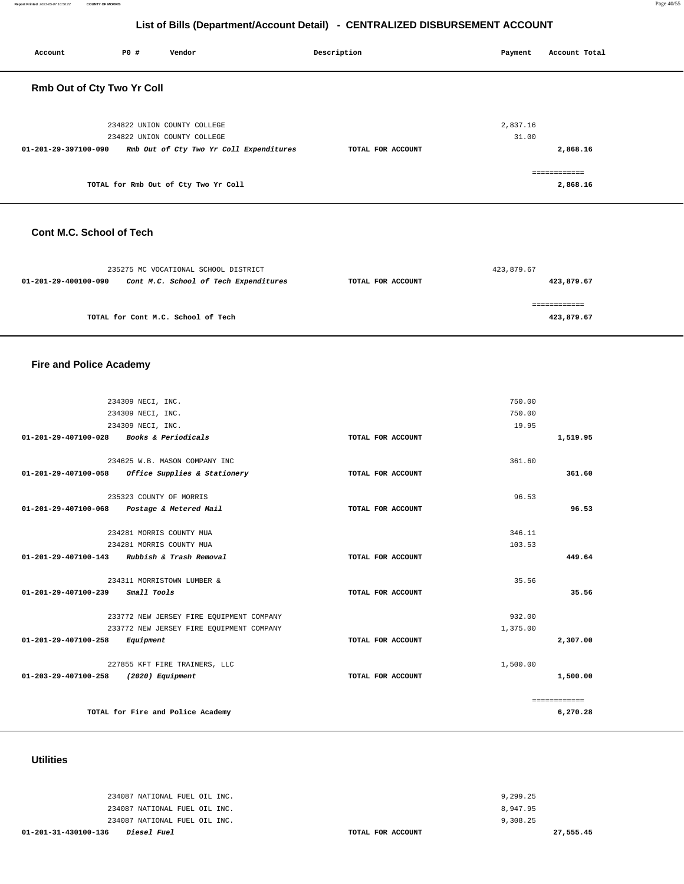## List of Bills (Department/Account Detail) - CENTRALIZED DISBURSEMENT ACCOUNT

| Account | PO # | Vendor | Description | Payment | Account Total |
|---|---|---|---|---|---|

### Rmb Out of Cty Two Yr Coll

| Account | PO # Vendor | Description | Payment | Account Total |
|---|---|---|---|---|
| | 234822 UNION COUNTY COLLEGE | | 2,837.16 | |
| | 234822 UNION COUNTY COLLEGE | | 31.00 | |
| 01-201-29-397100-090 | *Rmb Out of Cty Two Yr Coll Expenditures* | TOTAL FOR ACCOUNT | | 2,868.16 |
| | | | | ============ |
| | TOTAL for Rmb Out of Cty Two Yr Coll | | | 2,868.16 |

### Cont M.C. School of Tech

| Account | PO # Vendor | Description | Payment | Account Total |
|---|---|---|---|---|
| | 235275 MC VOCATIONAL SCHOOL DISTRICT | | 423,879.67 | |
| 01-201-29-400100-090 | *Cont M.C. School of Tech Expenditures* | TOTAL FOR ACCOUNT | | 423,879.67 |
| | | | | ============ |
| | TOTAL for Cont M.C. School of Tech | | | 423,879.67 |

### Fire and Police Academy

| Account | PO # Vendor | Description | Payment | Account Total |
|---|---|---|---|---|
| | 234309 NECI, INC. | | 750.00 | |
| | 234309 NECI, INC. | | 750.00 | |
| | 234309 NECI, INC. | | 19.95 | |
| 01-201-29-407100-028 | *Books & Periodicals* | TOTAL FOR ACCOUNT | | 1,519.95 |
| | 234625 W.B. MASON COMPANY INC | | 361.60 | |
| 01-201-29-407100-058 | *Office Supplies & Stationery* | TOTAL FOR ACCOUNT | | 361.60 |
| | 235323 COUNTY OF MORRIS | | 96.53 | |
| 01-201-29-407100-068 | *Postage & Metered Mail* | TOTAL FOR ACCOUNT | | 96.53 |
| | 234281 MORRIS COUNTY MUA | | 346.11 | |
| | 234281 MORRIS COUNTY MUA | | 103.53 | |
| 01-201-29-407100-143 | *Rubbish & Trash Removal* | TOTAL FOR ACCOUNT | | 449.64 |
| | 234311 MORRISTOWN LUMBER & | | 35.56 | |
| 01-201-29-407100-239 | *Small Tools* | TOTAL FOR ACCOUNT | | 35.56 |
| | 233772 NEW JERSEY FIRE EQUIPMENT COMPANY | | 932.00 | |
| | 233772 NEW JERSEY FIRE EQUIPMENT COMPANY | | 1,375.00 | |
| 01-201-29-407100-258 | *Equipment* | TOTAL FOR ACCOUNT | | 2,307.00 |
| | 227855 KFT FIRE TRAINERS, LLC | | 1,500.00 | |
| 01-203-29-407100-258 | *(2020) Equipment* | TOTAL FOR ACCOUNT | | 1,500.00 |
| | | | | ============ |
| | TOTAL for Fire and Police Academy | | | 6,270.28 |

### Utilities

| Account | PO # Vendor | Description | Payment | Account Total |
|---|---|---|---|---|
| | 234087 NATIONAL FUEL OIL INC. | | 9,299.25 | |
| | 234087 NATIONAL FUEL OIL INC. | | 8,947.95 | |
| | 234087 NATIONAL FUEL OIL INC. | | 9,308.25 | |
| 01-201-31-430100-136 | *Diesel Fuel* | TOTAL FOR ACCOUNT | | 27,555.45 |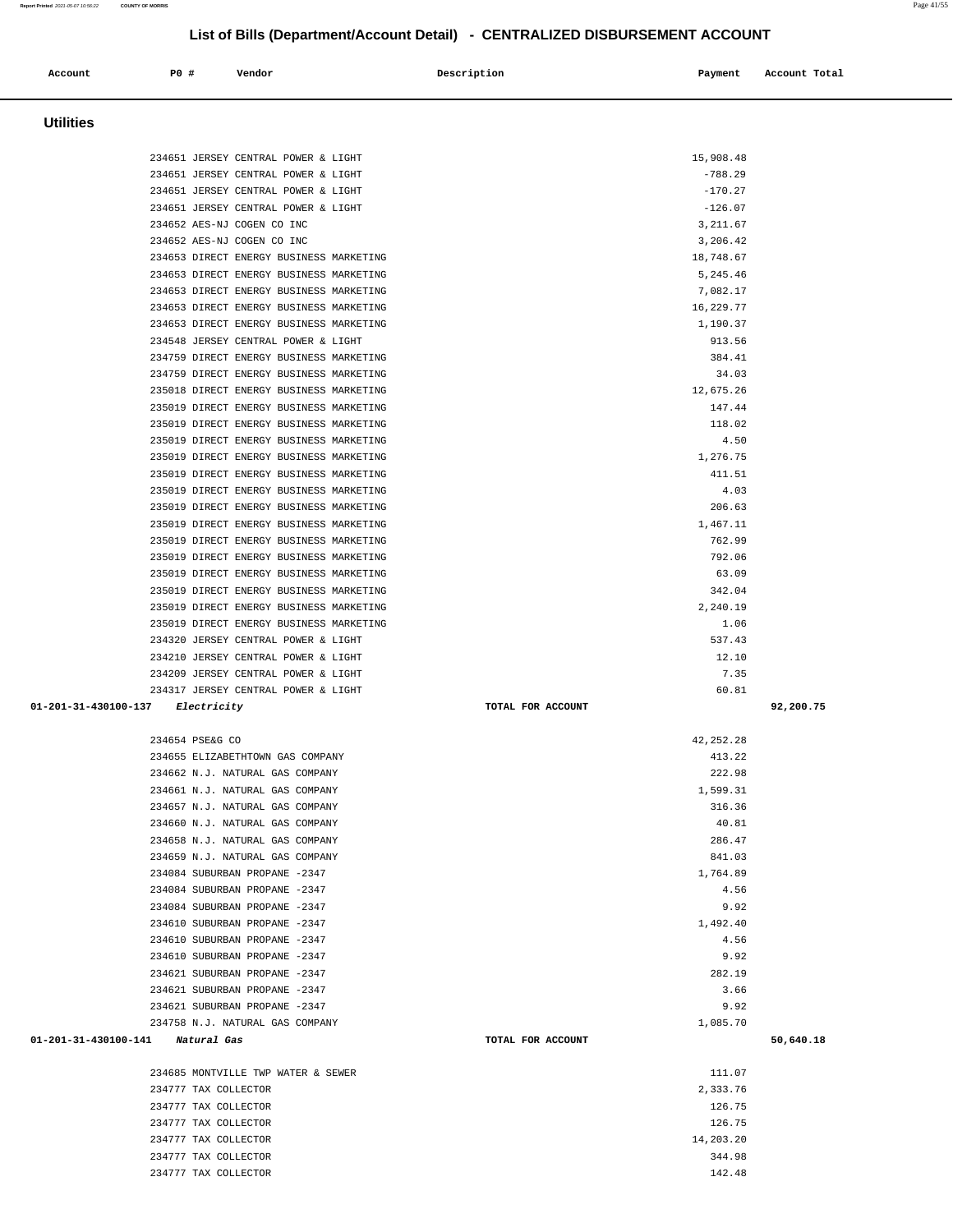## List of Bills (Department/Account Detail) - CENTRALIZED DISBURSEMENT ACCOUNT

| Account | PO # | Vendor | Description | Payment | Account Total |
|---|---|---|---|---|---|

### Utilities

| Account | PO # | Vendor | Description | Payment | Account Total |
|---|---|---|---|---|---|
| | 234651 | JERSEY CENTRAL POWER & LIGHT | | 15,908.48 | |
| | 234651 | JERSEY CENTRAL POWER & LIGHT | | -788.29 | |
| | 234651 | JERSEY CENTRAL POWER & LIGHT | | -170.27 | |
| | 234651 | JERSEY CENTRAL POWER & LIGHT | | -126.07 | |
| | 234652 | AES-NJ COGEN CO INC | | 3,211.67 | |
| | 234652 | AES-NJ COGEN CO INC | | 3,206.42 | |
| | 234653 | DIRECT ENERGY BUSINESS MARKETING | | 18,748.67 | |
| | 234653 | DIRECT ENERGY BUSINESS MARKETING | | 5,245.46 | |
| | 234653 | DIRECT ENERGY BUSINESS MARKETING | | 7,082.17 | |
| | 234653 | DIRECT ENERGY BUSINESS MARKETING | | 16,229.77 | |
| | 234653 | DIRECT ENERGY BUSINESS MARKETING | | 1,190.37 | |
| | 234548 | JERSEY CENTRAL POWER & LIGHT | | 913.56 | |
| | 234759 | DIRECT ENERGY BUSINESS MARKETING | | 384.41 | |
| | 234759 | DIRECT ENERGY BUSINESS MARKETING | | 34.03 | |
| | 235018 | DIRECT ENERGY BUSINESS MARKETING | | 12,675.26 | |
| | 235019 | DIRECT ENERGY BUSINESS MARKETING | | 147.44 | |
| | 235019 | DIRECT ENERGY BUSINESS MARKETING | | 118.02 | |
| | 235019 | DIRECT ENERGY BUSINESS MARKETING | | 4.50 | |
| | 235019 | DIRECT ENERGY BUSINESS MARKETING | | 1,276.75 | |
| | 235019 | DIRECT ENERGY BUSINESS MARKETING | | 411.51 | |
| | 235019 | DIRECT ENERGY BUSINESS MARKETING | | 4.03 | |
| | 235019 | DIRECT ENERGY BUSINESS MARKETING | | 206.63 | |
| | 235019 | DIRECT ENERGY BUSINESS MARKETING | | 1,467.11 | |
| | 235019 | DIRECT ENERGY BUSINESS MARKETING | | 762.99 | |
| | 235019 | DIRECT ENERGY BUSINESS MARKETING | | 792.06 | |
| | 235019 | DIRECT ENERGY BUSINESS MARKETING | | 63.09 | |
| | 235019 | DIRECT ENERGY BUSINESS MARKETING | | 342.04 | |
| | 235019 | DIRECT ENERGY BUSINESS MARKETING | | 2,240.19 | |
| | 235019 | DIRECT ENERGY BUSINESS MARKETING | | 1.06 | |
| | 234320 | JERSEY CENTRAL POWER & LIGHT | | 537.43 | |
| | 234210 | JERSEY CENTRAL POWER & LIGHT | | 12.10 | |
| | 234209 | JERSEY CENTRAL POWER & LIGHT | | 7.35 | |
| | 234317 | JERSEY CENTRAL POWER & LIGHT | | 60.81 | |
| **01-201-31-430100-137** | | ***Electricity*** | TOTAL FOR ACCOUNT | | **92,200.75** |
| | 234654 | PSE&G CO | | 42,252.28 | |
| | 234655 | ELIZABETHTOWN GAS COMPANY | | 413.22 | |
| | 234662 | N.J. NATURAL GAS COMPANY | | 222.98 | |
| | 234661 | N.J. NATURAL GAS COMPANY | | 1,599.31 | |
| | 234657 | N.J. NATURAL GAS COMPANY | | 316.36 | |
| | 234660 | N.J. NATURAL GAS COMPANY | | 40.81 | |
| | 234658 | N.J. NATURAL GAS COMPANY | | 286.47 | |
| | 234659 | N.J. NATURAL GAS COMPANY | | 841.03 | |
| | 234084 | SUBURBAN PROPANE -2347 | | 1,764.89 | |
| | 234084 | SUBURBAN PROPANE -2347 | | 4.56 | |
| | 234084 | SUBURBAN PROPANE -2347 | | 9.92 | |
| | 234610 | SUBURBAN PROPANE -2347 | | 1,492.40 | |
| | 234610 | SUBURBAN PROPANE -2347 | | 4.56 | |
| | 234610 | SUBURBAN PROPANE -2347 | | 9.92 | |
| | 234621 | SUBURBAN PROPANE -2347 | | 282.19 | |
| | 234621 | SUBURBAN PROPANE -2347 | | 3.66 | |
| | 234621 | SUBURBAN PROPANE -2347 | | 9.92 | |
| | 234758 | N.J. NATURAL GAS COMPANY | | 1,085.70 | |
| **01-201-31-430100-141** | | ***Natural Gas*** | TOTAL FOR ACCOUNT | | **50,640.18** |
| | 234685 | MONTVILLE TWP WATER & SEWER | | 111.07 | |
| | 234777 | TAX COLLECTOR | | 2,333.76 | |
| | 234777 | TAX COLLECTOR | | 126.75 | |
| | 234777 | TAX COLLECTOR | | 126.75 | |
| | 234777 | TAX COLLECTOR | | 14,203.20 | |
| | 234777 | TAX COLLECTOR | | 344.98 | |
| | 234777 | TAX COLLECTOR | | 142.48 | |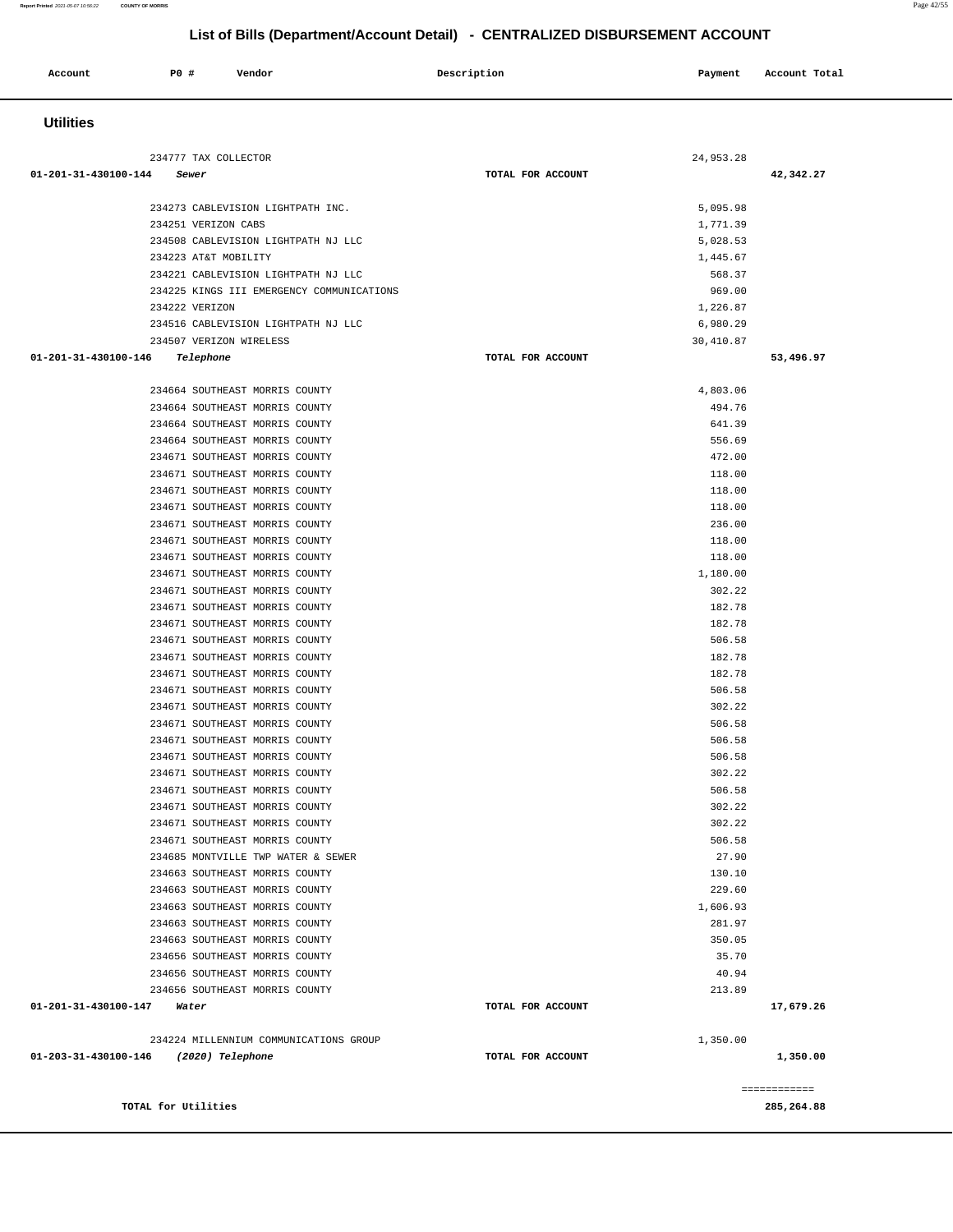## List of Bills (Department/Account Detail) - CENTRALIZED DISBURSEMENT ACCOUNT

| Account | PO # | Vendor | Description | Payment | Account Total |
|---|---|---|---|---|---|

### Utilities

| Account | PO # | Vendor | Description | Payment | Account Total |
|---|---|---|---|---|---|
| | 234777 | TAX COLLECTOR | | 24,953.28 | |
| 01-201-31-430100-144 | | *Sewer* | TOTAL FOR ACCOUNT | | 42,342.27 |
| | 234273 | CABLEVISION LIGHTPATH INC. | | 5,095.98 | |
| | 234251 | VERIZON CABS | | 1,771.39 | |
| | 234508 | CABLEVISION LIGHTPATH NJ LLC | | 5,028.53 | |
| | 234223 | AT&T MOBILITY | | 1,445.67 | |
| | 234221 | CABLEVISION LIGHTPATH NJ LLC | | 568.37 | |
| | 234225 | KINGS III EMERGENCY COMMUNICATIONS | | 969.00 | |
| | 234222 | VERIZON | | 1,226.87 | |
| | 234516 | CABLEVISION LIGHTPATH NJ LLC | | 6,980.29 | |
| | 234507 | VERIZON WIRELESS | | 30,410.87 | |
| 01-201-31-430100-146 | | *Telephone* | TOTAL FOR ACCOUNT | | 53,496.97 |
| | 234664 | SOUTHEAST MORRIS COUNTY | | 4,803.06 | |
| | 234664 | SOUTHEAST MORRIS COUNTY | | 494.76 | |
| | 234664 | SOUTHEAST MORRIS COUNTY | | 641.39 | |
| | 234664 | SOUTHEAST MORRIS COUNTY | | 556.69 | |
| | 234671 | SOUTHEAST MORRIS COUNTY | | 472.00 | |
| | 234671 | SOUTHEAST MORRIS COUNTY | | 118.00 | |
| | 234671 | SOUTHEAST MORRIS COUNTY | | 118.00 | |
| | 234671 | SOUTHEAST MORRIS COUNTY | | 118.00 | |
| | 234671 | SOUTHEAST MORRIS COUNTY | | 236.00 | |
| | 234671 | SOUTHEAST MORRIS COUNTY | | 118.00 | |
| | 234671 | SOUTHEAST MORRIS COUNTY | | 118.00 | |
| | 234671 | SOUTHEAST MORRIS COUNTY | | 1,180.00 | |
| | 234671 | SOUTHEAST MORRIS COUNTY | | 302.22 | |
| | 234671 | SOUTHEAST MORRIS COUNTY | | 182.78 | |
| | 234671 | SOUTHEAST MORRIS COUNTY | | 182.78 | |
| | 234671 | SOUTHEAST MORRIS COUNTY | | 506.58 | |
| | 234671 | SOUTHEAST MORRIS COUNTY | | 182.78 | |
| | 234671 | SOUTHEAST MORRIS COUNTY | | 182.78 | |
| | 234671 | SOUTHEAST MORRIS COUNTY | | 506.58 | |
| | 234671 | SOUTHEAST MORRIS COUNTY | | 302.22 | |
| | 234671 | SOUTHEAST MORRIS COUNTY | | 506.58 | |
| | 234671 | SOUTHEAST MORRIS COUNTY | | 506.58 | |
| | 234671 | SOUTHEAST MORRIS COUNTY | | 506.58 | |
| | 234671 | SOUTHEAST MORRIS COUNTY | | 302.22 | |
| | 234671 | SOUTHEAST MORRIS COUNTY | | 506.58 | |
| | 234671 | SOUTHEAST MORRIS COUNTY | | 302.22 | |
| | 234671 | SOUTHEAST MORRIS COUNTY | | 302.22 | |
| | 234671 | SOUTHEAST MORRIS COUNTY | | 506.58 | |
| | 234685 | MONTVILLE TWP WATER & SEWER | | 27.90 | |
| | 234663 | SOUTHEAST MORRIS COUNTY | | 130.10 | |
| | 234663 | SOUTHEAST MORRIS COUNTY | | 229.60 | |
| | 234663 | SOUTHEAST MORRIS COUNTY | | 1,606.93 | |
| | 234663 | SOUTHEAST MORRIS COUNTY | | 281.97 | |
| | 234663 | SOUTHEAST MORRIS COUNTY | | 350.05 | |
| | 234656 | SOUTHEAST MORRIS COUNTY | | 35.70 | |
| | 234656 | SOUTHEAST MORRIS COUNTY | | 40.94 | |
| | 234656 | SOUTHEAST MORRIS COUNTY | | 213.89 | |
| 01-201-31-430100-147 | | *Water* | TOTAL FOR ACCOUNT | | 17,679.26 |
| | 234224 | MILLENNIUM COMMUNICATIONS GROUP | | 1,350.00 | |
| 01-203-31-430100-146 | | *(2020) Telephone* | TOTAL FOR ACCOUNT | | 1,350.00 |
| | | | | | ============ |
| **TOTAL for Utilities** | | | | | **285,264.88** |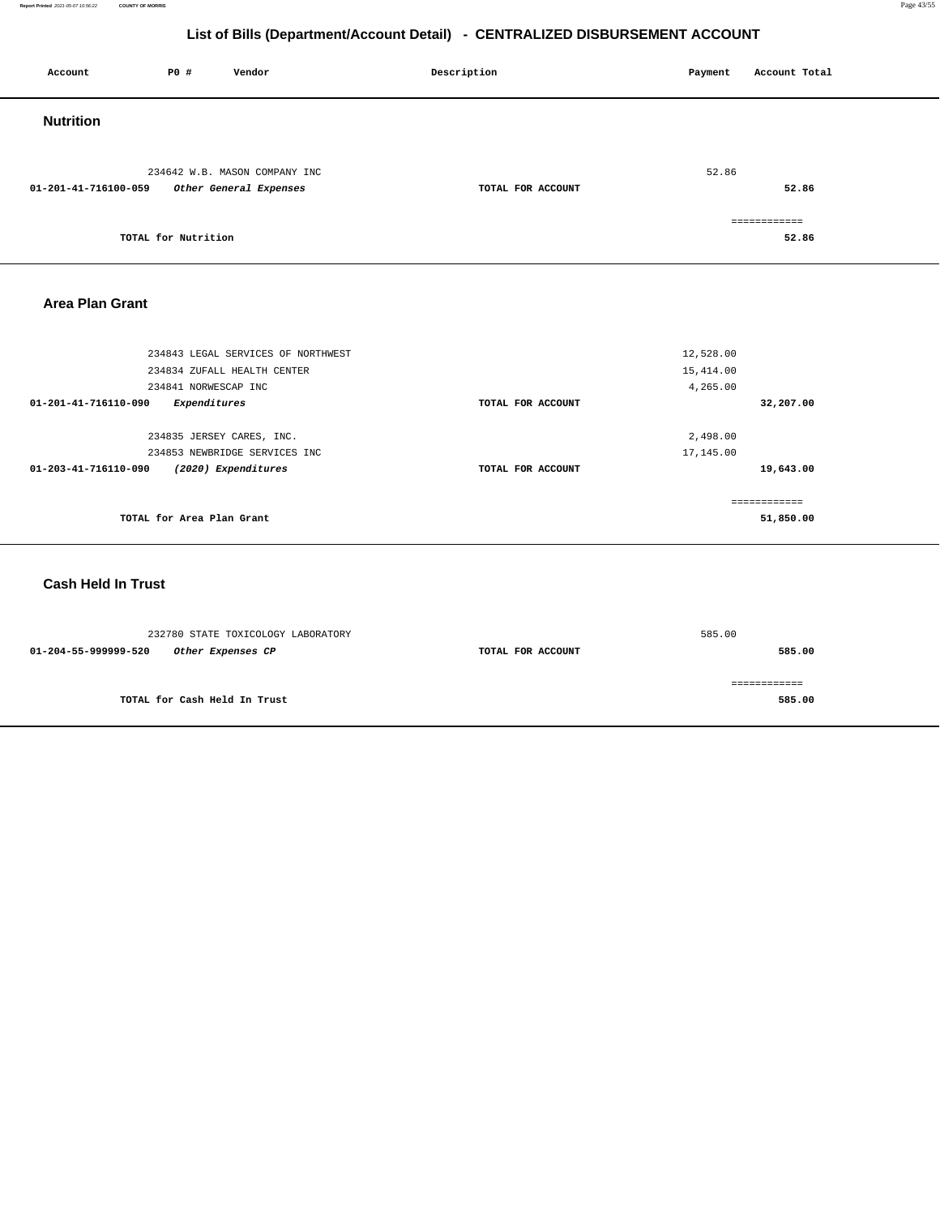# List of Bills (Department/Account Detail) - CENTRALIZED DISBURSEMENT ACCOUNT

| Account | PO # | Vendor | Description | Payment | Account Total |
|---|---|---|---|---|---|

## Nutrition

| Account | PO # | Vendor | Description | Payment | Account Total |
|---|---|---|---|---|---|
| | 234642 | W.B. MASON COMPANY INC | | 52.86 | |
| **01-201-41-716100-059** | | ***Other General Expenses*** | **TOTAL FOR ACCOUNT** | | **52.86** |
| | | | | | ============ |
| | **TOTAL for Nutrition** | | | | **52.86** |

## Area Plan Grant

| Account | PO # | Vendor | Description | Payment | Account Total |
|---|---|---|---|---|---|
| | 234843 | LEGAL SERVICES OF NORTHWEST | | 12,528.00 | |
| | 234834 | ZUFALL HEALTH CENTER | | 15,414.00 | |
| | 234841 | NORWESCAP INC | | 4,265.00 | |
| **01-201-41-716110-090** | | ***Expenditures*** | **TOTAL FOR ACCOUNT** | | **32,207.00** |
| | 234835 | JERSEY CARES, INC. | | 2,498.00 | |
| | 234853 | NEWBRIDGE SERVICES INC | | 17,145.00 | |
| **01-203-41-716110-090** | | ***(2020) Expenditures*** | **TOTAL FOR ACCOUNT** | | **19,643.00** |
| | | | | | ============ |
| | **TOTAL for Area Plan Grant** | | | | **51,850.00** |

## Cash Held In Trust

| Account | PO # | Vendor | Description | Payment | Account Total |
|---|---|---|---|---|---|
| | 232780 | STATE TOXICOLOGY LABORATORY | | 585.00 | |
| **01-204-55-999999-520** | | ***Other Expenses CP*** | **TOTAL FOR ACCOUNT** | | **585.00** |
| | | | | | ============ |
| | **TOTAL for Cash Held In Trust** | | | | **585.00** |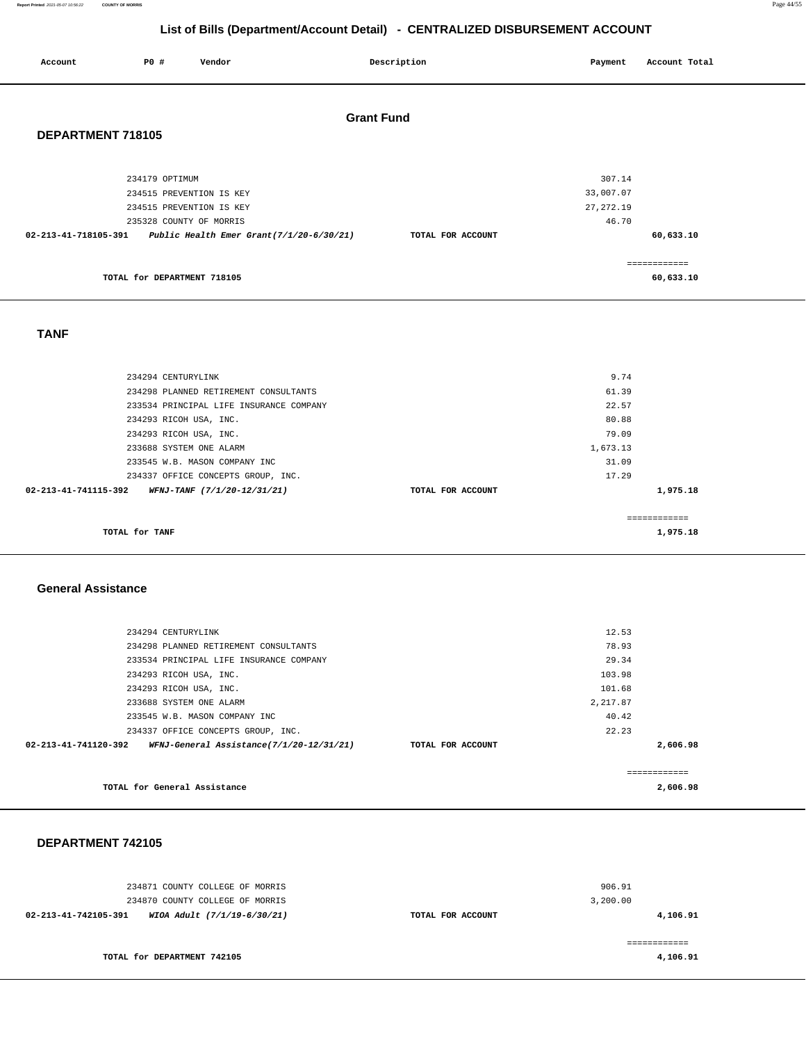# List of Bills (Department/Account Detail) - CENTRALIZED DISBURSEMENT ACCOUNT

| Account | PO # | Vendor | Description | Payment | Account Total |
|---|---|---|---|---|---|

## Grant Fund

### DEPARTMENT 718105

| Account | PO # | Vendor | Description | Payment | Account Total |
|---|---|---|---|---|---|
| | 234179 | OPTIMUM | | 307.14 | |
| | 234515 | PREVENTION IS KEY | | 33,007.07 | |
| | 234515 | PREVENTION IS KEY | | 27,272.19 | |
| | 235328 | COUNTY OF MORRIS | | 46.70 | |
| **02-213-41-718105-391** | | ***Public Health Emer Grant(7/1/20-6/30/21)*** | **TOTAL FOR ACCOUNT** | | **60,633.10** |

**TOTAL for DEPARTMENT 718105** ============ **60,633.10**

### TANF

| Account | PO # | Vendor | Description | Payment | Account Total |
|---|---|---|---|---|---|
| | 234294 | CENTURYLINK | | 9.74 | |
| | 234298 | PLANNED RETIREMENT CONSULTANTS | | 61.39 | |
| | 233534 | PRINCIPAL LIFE INSURANCE COMPANY | | 22.57 | |
| | 234293 | RICOH USA, INC. | | 80.88 | |
| | 234293 | RICOH USA, INC. | | 79.09 | |
| | 233688 | SYSTEM ONE ALARM | | 1,673.13 | |
| | 233545 | W.B. MASON COMPANY INC | | 31.09 | |
| | 234337 | OFFICE CONCEPTS GROUP, INC. | | 17.29 | |
| **02-213-41-741115-392** | | ***WFNJ-TANF (7/1/20-12/31/21)*** | **TOTAL FOR ACCOUNT** | | **1,975.18** |

**TOTAL for TANF** ============ **1,975.18**

### General Assistance

| Account | PO # | Vendor | Description | Payment | Account Total |
|---|---|---|---|---|---|
| | 234294 | CENTURYLINK | | 12.53 | |
| | 234298 | PLANNED RETIREMENT CONSULTANTS | | 78.93 | |
| | 233534 | PRINCIPAL LIFE INSURANCE COMPANY | | 29.34 | |
| | 234293 | RICOH USA, INC. | | 103.98 | |
| | 234293 | RICOH USA, INC. | | 101.68 | |
| | 233688 | SYSTEM ONE ALARM | | 2,217.87 | |
| | 233545 | W.B. MASON COMPANY INC | | 40.42 | |
| | 234337 | OFFICE CONCEPTS GROUP, INC. | | 22.23 | |
| **02-213-41-741120-392** | | ***WFNJ-General Assistance(7/1/20-12/31/21)*** | **TOTAL FOR ACCOUNT** | | **2,606.98** |

**TOTAL for General Assistance** ============ **2,606.98**

### DEPARTMENT 742105

| Account | PO # | Vendor | Description | Payment | Account Total |
|---|---|---|---|---|---|
| | 234871 | COUNTY COLLEGE OF MORRIS | | 906.91 | |
| | 234870 | COUNTY COLLEGE OF MORRIS | | 3,200.00 | |
| **02-213-41-742105-391** | | ***WIOA Adult (7/1/19-6/30/21)*** | **TOTAL FOR ACCOUNT** | | **4,106.91** |

**TOTAL for DEPARTMENT 742105** ============ **4,106.91**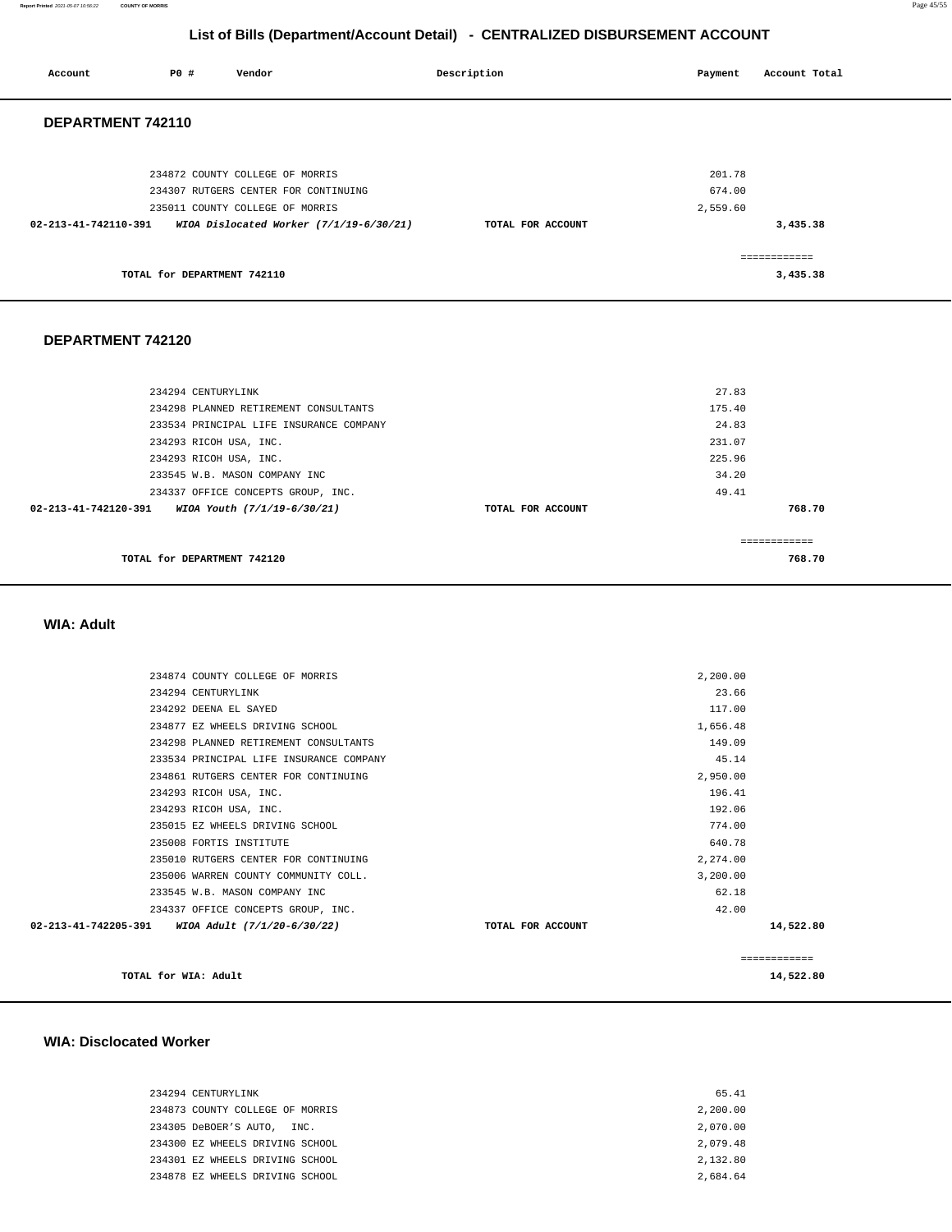# List of Bills (Department/Account Detail) - CENTRALIZED DISBURSEMENT ACCOUNT

| Account | PO # | Vendor | Description | Payment | Account Total |
|---|---|---|---|---|---|

## DEPARTMENT 742110

| Account | PO # | Vendor | Description | Payment | Account Total |
|---|---|---|---|---|---|
| | 234872 | COUNTY COLLEGE OF MORRIS | | 201.78 | |
| | 234307 | RUTGERS CENTER FOR CONTINUING | | 674.00 | |
| | 235011 | COUNTY COLLEGE OF MORRIS | | 2,559.60 | |
| 02-213-41-742110-391 | | *WIOA Dislocated Worker (7/1/19-6/30/21)* | TOTAL FOR ACCOUNT | | 3,435.38 |
| | | | | | ============ |
| | | TOTAL for DEPARTMENT 742110 | | | 3,435.38 |

## DEPARTMENT 742120

| Account | PO # | Vendor | Description | Payment | Account Total |
|---|---|---|---|---|---|
| | 234294 | CENTURYLINK | | 27.83 | |
| | 234298 | PLANNED RETIREMENT CONSULTANTS | | 175.40 | |
| | 233534 | PRINCIPAL LIFE INSURANCE COMPANY | | 24.83 | |
| | 234293 | RICOH USA, INC. | | 231.07 | |
| | 234293 | RICOH USA, INC. | | 225.96 | |
| | 233545 | W.B. MASON COMPANY INC | | 34.20 | |
| | 234337 | OFFICE CONCEPTS GROUP, INC. | | 49.41 | |
| 02-213-41-742120-391 | | *WIOA Youth (7/1/19-6/30/21)* | TOTAL FOR ACCOUNT | | 768.70 |
| | | | | | ============ |
| | | TOTAL for DEPARTMENT 742120 | | | 768.70 |

## WIA: Adult

| Account | PO # | Vendor | Description | Payment | Account Total |
|---|---|---|---|---|---|
| | 234874 | COUNTY COLLEGE OF MORRIS | | 2,200.00 | |
| | 234294 | CENTURYLINK | | 23.66 | |
| | 234292 | DEENA EL SAYED | | 117.00 | |
| | 234877 | EZ WHEELS DRIVING SCHOOL | | 1,656.48 | |
| | 234298 | PLANNED RETIREMENT CONSULTANTS | | 149.09 | |
| | 233534 | PRINCIPAL LIFE INSURANCE COMPANY | | 45.14 | |
| | 234861 | RUTGERS CENTER FOR CONTINUING | | 2,950.00 | |
| | 234293 | RICOH USA, INC. | | 196.41 | |
| | 234293 | RICOH USA, INC. | | 192.06 | |
| | 235015 | EZ WHEELS DRIVING SCHOOL | | 774.00 | |
| | 235008 | FORTIS INSTITUTE | | 640.78 | |
| | 235010 | RUTGERS CENTER FOR CONTINUING | | 2,274.00 | |
| | 235006 | WARREN COUNTY COMMUNITY COLL. | | 3,200.00 | |
| | 233545 | W.B. MASON COMPANY INC | | 62.18 | |
| | 234337 | OFFICE CONCEPTS GROUP, INC. | | 42.00 | |
| 02-213-41-742205-391 | | *WIOA Adult (7/1/20-6/30/22)* | TOTAL FOR ACCOUNT | | 14,522.80 |
| | | | | | ============ |
| | | TOTAL for WIA: Adult | | | 14,522.80 |

## WIA: Disclocated Worker

| Account | PO # | Vendor | Description | Payment | Account Total |
|---|---|---|---|---|---|
| | 234294 | CENTURYLINK | | 65.41 | |
| | 234873 | COUNTY COLLEGE OF MORRIS | | 2,200.00 | |
| | 234305 | DeBOER'S AUTO, INC. | | 2,070.00 | |
| | 234300 | EZ WHEELS DRIVING SCHOOL | | 2,079.48 | |
| | 234301 | EZ WHEELS DRIVING SCHOOL | | 2,132.80 | |
| | 234878 | EZ WHEELS DRIVING SCHOOL | | 2,684.64 | |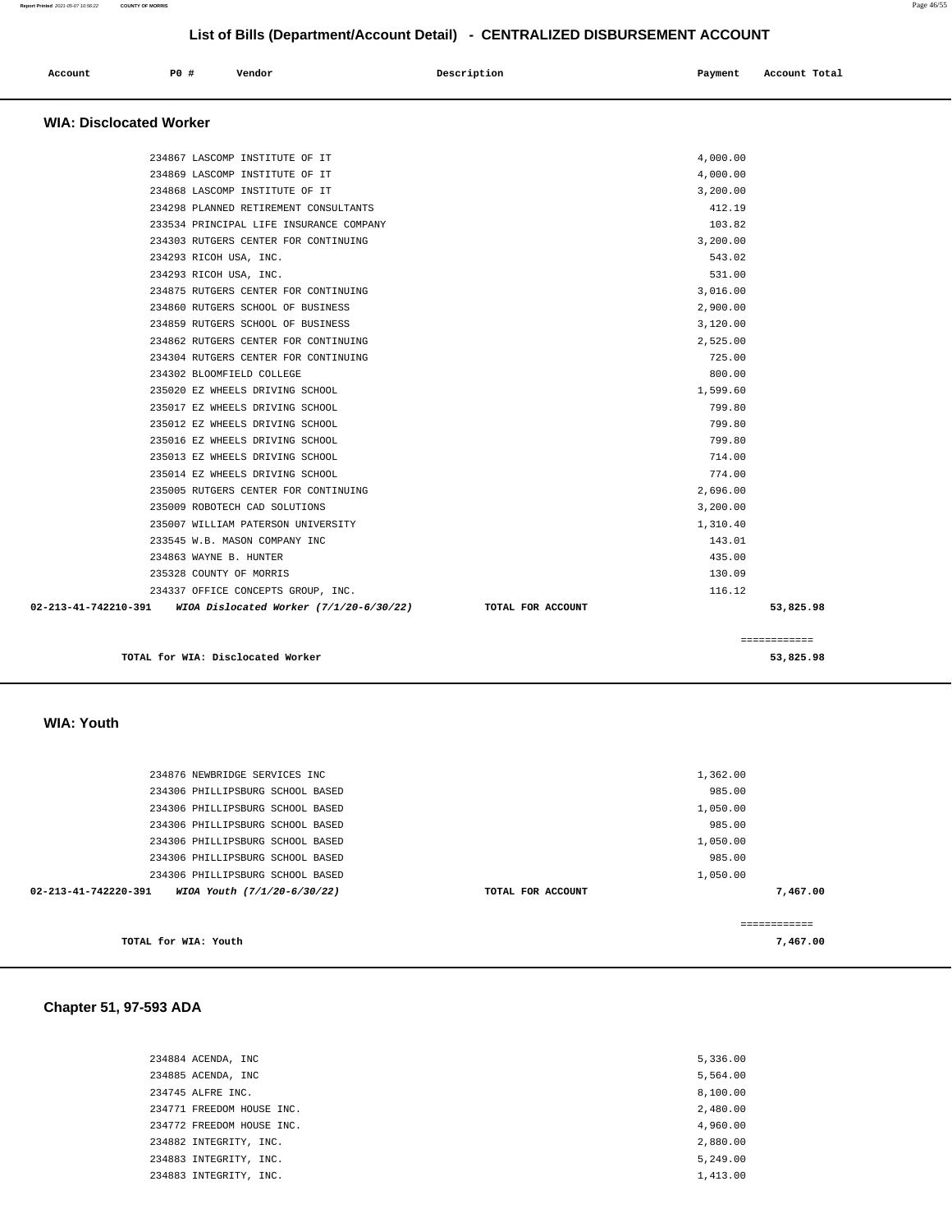## List of Bills (Department/Account Detail) - CENTRALIZED DISBURSEMENT ACCOUNT

| Account | PO # | Vendor | Description | Payment | Account Total |
|---|---|---|---|---|---|

### WIA: Disclocated Worker

| Account | PO # | Vendor | Description | Payment | Account Total |
|---|---|---|---|---|---|
| | 234867 | LASCOMP INSTITUTE OF IT | | 4,000.00 | |
| | 234869 | LASCOMP INSTITUTE OF IT | | 4,000.00 | |
| | 234868 | LASCOMP INSTITUTE OF IT | | 3,200.00 | |
| | 234298 | PLANNED RETIREMENT CONSULTANTS | | 412.19 | |
| | 233534 | PRINCIPAL LIFE INSURANCE COMPANY | | 103.82 | |
| | 234303 | RUTGERS CENTER FOR CONTINUING | | 3,200.00 | |
| | 234293 | RICOH USA, INC. | | 543.02 | |
| | 234293 | RICOH USA, INC. | | 531.00 | |
| | 234875 | RUTGERS CENTER FOR CONTINUING | | 3,016.00 | |
| | 234860 | RUTGERS SCHOOL OF BUSINESS | | 2,900.00 | |
| | 234859 | RUTGERS SCHOOL OF BUSINESS | | 3,120.00 | |
| | 234862 | RUTGERS CENTER FOR CONTINUING | | 2,525.00 | |
| | 234304 | RUTGERS CENTER FOR CONTINUING | | 725.00 | |
| | 234302 | BLOOMFIELD COLLEGE | | 800.00 | |
| | 235020 | EZ WHEELS DRIVING SCHOOL | | 1,599.60 | |
| | 235017 | EZ WHEELS DRIVING SCHOOL | | 799.80 | |
| | 235012 | EZ WHEELS DRIVING SCHOOL | | 799.80 | |
| | 235016 | EZ WHEELS DRIVING SCHOOL | | 799.80 | |
| | 235013 | EZ WHEELS DRIVING SCHOOL | | 714.00 | |
| | 235014 | EZ WHEELS DRIVING SCHOOL | | 774.00 | |
| | 235005 | RUTGERS CENTER FOR CONTINUING | | 2,696.00 | |
| | 235009 | ROBOTECH CAD SOLUTIONS | | 3,200.00 | |
| | 235007 | WILLIAM PATERSON UNIVERSITY | | 1,310.40 | |
| | 233545 | W.B. MASON COMPANY INC | | 143.01 | |
| | 234863 | WAYNE B. HUNTER | | 435.00 | |
| | 235328 | COUNTY OF MORRIS | | 130.09 | |
| | 234337 | OFFICE CONCEPTS GROUP, INC. | | 116.12 | |
| **02-213-41-742210-391** | | ***WIOA Dislocated Worker (7/1/20-6/30/22)*** | **TOTAL FOR ACCOUNT** | | **53,825.98** |

============

**TOTAL for WIA: Disclocated Worker** **53,825.98**

### WIA: Youth

| Account | PO # | Vendor | Description | Payment | Account Total |
|---|---|---|---|---|---|
| | 234876 | NEWBRIDGE SERVICES INC | | 1,362.00 | |
| | 234306 | PHILLIPSBURG SCHOOL BASED | | 985.00 | |
| | 234306 | PHILLIPSBURG SCHOOL BASED | | 1,050.00 | |
| | 234306 | PHILLIPSBURG SCHOOL BASED | | 985.00 | |
| | 234306 | PHILLIPSBURG SCHOOL BASED | | 1,050.00 | |
| | 234306 | PHILLIPSBURG SCHOOL BASED | | 985.00 | |
| | 234306 | PHILLIPSBURG SCHOOL BASED | | 1,050.00 | |
| **02-213-41-742220-391** | | ***WIOA Youth (7/1/20-6/30/22)*** | **TOTAL FOR ACCOUNT** | | **7,467.00** |

============

**TOTAL for WIA: Youth** **7,467.00**

### Chapter 51, 97-593 ADA

| Account | PO # | Vendor | Description | Payment | Account Total |
|---|---|---|---|---|---|
| | 234884 | ACENDA, INC | | 5,336.00 | |
| | 234885 | ACENDA, INC | | 5,564.00 | |
| | 234745 | ALFRE INC. | | 8,100.00 | |
| | 234771 | FREEDOM HOUSE INC. | | 2,480.00 | |
| | 234772 | FREEDOM HOUSE INC. | | 4,960.00 | |
| | 234882 | INTEGRITY, INC. | | 2,880.00 | |
| | 234883 | INTEGRITY, INC. | | 5,249.00 | |
| | 234883 | INTEGRITY, INC. | | 1,413.00 | |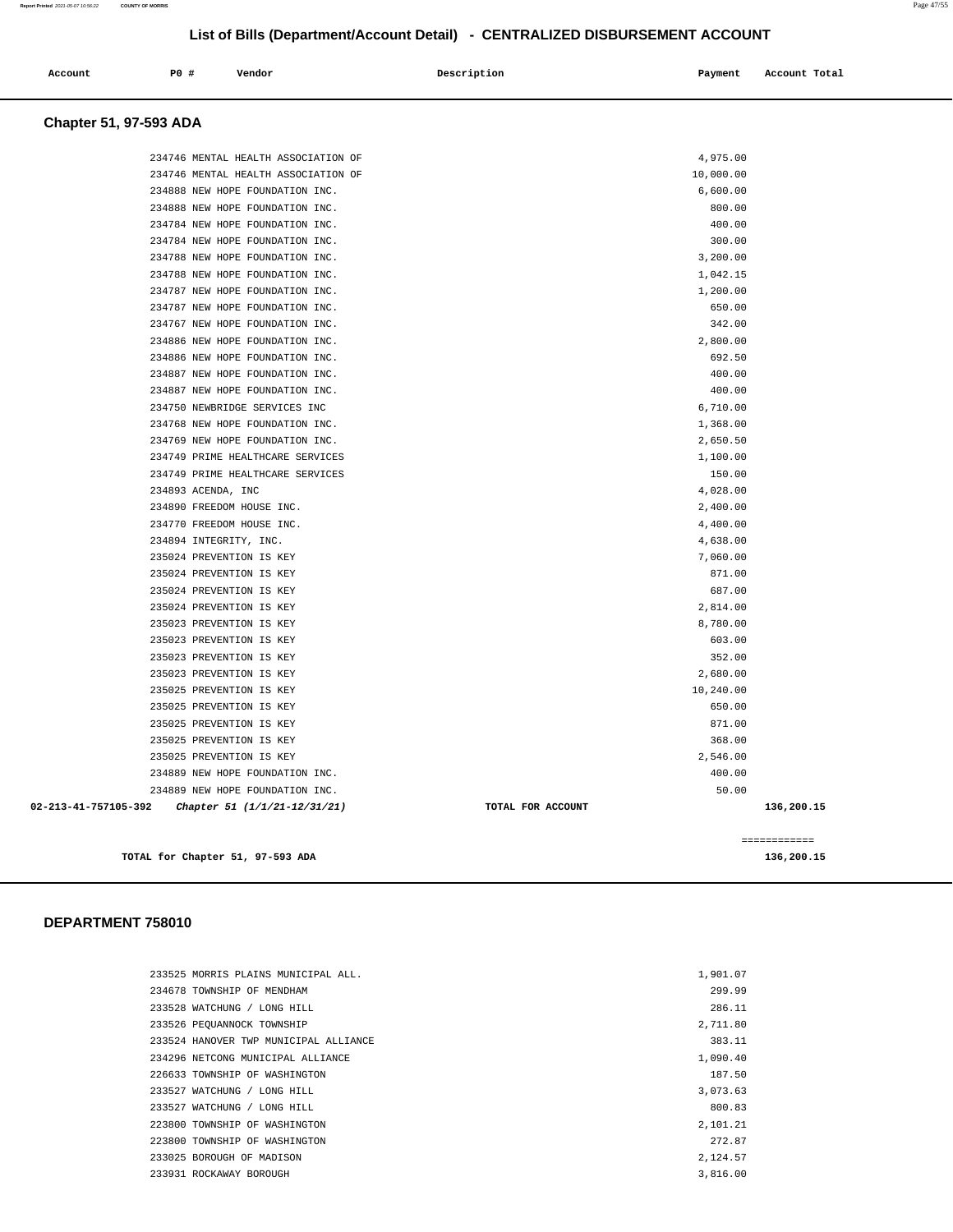## List of Bills (Department/Account Detail) - CENTRALIZED DISBURSEMENT ACCOUNT

| Account | PO # | Vendor | Description | Payment | Account Total |
|---|---|---|---|---|---|

### Chapter 51, 97-593 ADA

| Account | PO # | Vendor | Description | Payment | Account Total |
|---|---|---|---|---|---|
| | 234746 | MENTAL HEALTH ASSOCIATION OF | | 4,975.00 | |
| | 234746 | MENTAL HEALTH ASSOCIATION OF | | 10,000.00 | |
| | 234888 | NEW HOPE FOUNDATION INC. | | 6,600.00 | |
| | 234888 | NEW HOPE FOUNDATION INC. | | 800.00 | |
| | 234784 | NEW HOPE FOUNDATION INC. | | 400.00 | |
| | 234784 | NEW HOPE FOUNDATION INC. | | 300.00 | |
| | 234788 | NEW HOPE FOUNDATION INC. | | 3,200.00 | |
| | 234788 | NEW HOPE FOUNDATION INC. | | 1,042.15 | |
| | 234787 | NEW HOPE FOUNDATION INC. | | 1,200.00 | |
| | 234787 | NEW HOPE FOUNDATION INC. | | 650.00 | |
| | 234767 | NEW HOPE FOUNDATION INC. | | 342.00 | |
| | 234886 | NEW HOPE FOUNDATION INC. | | 2,800.00 | |
| | 234886 | NEW HOPE FOUNDATION INC. | | 692.50 | |
| | 234887 | NEW HOPE FOUNDATION INC. | | 400.00 | |
| | 234887 | NEW HOPE FOUNDATION INC. | | 400.00 | |
| | 234750 | NEWBRIDGE SERVICES INC | | 6,710.00 | |
| | 234768 | NEW HOPE FOUNDATION INC. | | 1,368.00 | |
| | 234769 | NEW HOPE FOUNDATION INC. | | 2,650.50 | |
| | 234749 | PRIME HEALTHCARE SERVICES | | 1,100.00 | |
| | 234749 | PRIME HEALTHCARE SERVICES | | 150.00 | |
| | 234893 | ACENDA, INC | | 4,028.00 | |
| | 234890 | FREEDOM HOUSE INC. | | 2,400.00 | |
| | 234770 | FREEDOM HOUSE INC. | | 4,400.00 | |
| | 234894 | INTEGRITY, INC. | | 4,638.00 | |
| | 235024 | PREVENTION IS KEY | | 7,060.00 | |
| | 235024 | PREVENTION IS KEY | | 871.00 | |
| | 235024 | PREVENTION IS KEY | | 687.00 | |
| | 235024 | PREVENTION IS KEY | | 2,814.00 | |
| | 235023 | PREVENTION IS KEY | | 8,780.00 | |
| | 235023 | PREVENTION IS KEY | | 603.00 | |
| | 235023 | PREVENTION IS KEY | | 352.00 | |
| | 235023 | PREVENTION IS KEY | | 2,680.00 | |
| | 235025 | PREVENTION IS KEY | | 10,240.00 | |
| | 235025 | PREVENTION IS KEY | | 650.00 | |
| | 235025 | PREVENTION IS KEY | | 871.00 | |
| | 235025 | PREVENTION IS KEY | | 368.00 | |
| | 235025 | PREVENTION IS KEY | | 2,546.00 | |
| | 234889 | NEW HOPE FOUNDATION INC. | | 400.00 | |
| | 234889 | NEW HOPE FOUNDATION INC. | | 50.00 | |
| **02-213-41-757105-392** | | *Chapter 51 (1/1/21-12/31/21)* | TOTAL FOR ACCOUNT | | **136,200.15** |

============

**TOTAL for Chapter 51, 97-593 ADA** **136,200.15**

### DEPARTMENT 758010

| Account | PO # | Vendor | Description | Payment | Account Total |
|---|---|---|---|---|---|
| | 233525 | MORRIS PLAINS MUNICIPAL ALL. | | 1,901.07 | |
| | 234678 | TOWNSHIP OF MENDHAM | | 299.99 | |
| | 233528 | WATCHUNG / LONG HILL | | 286.11 | |
| | 233526 | PEQUANNOCK TOWNSHIP | | 2,711.80 | |
| | 233524 | HANOVER TWP MUNICIPAL ALLIANCE | | 383.11 | |
| | 234296 | NETCONG MUNICIPAL ALLIANCE | | 1,090.40 | |
| | 226633 | TOWNSHIP OF WASHINGTON | | 187.50 | |
| | 233527 | WATCHUNG / LONG HILL | | 3,073.63 | |
| | 233527 | WATCHUNG / LONG HILL | | 800.83 | |
| | 223800 | TOWNSHIP OF WASHINGTON | | 2,101.21 | |
| | 223800 | TOWNSHIP OF WASHINGTON | | 272.87 | |
| | 233025 | BOROUGH OF MADISON | | 2,124.57 | |
| | 233931 | ROCKAWAY BOROUGH | | 3,816.00 | |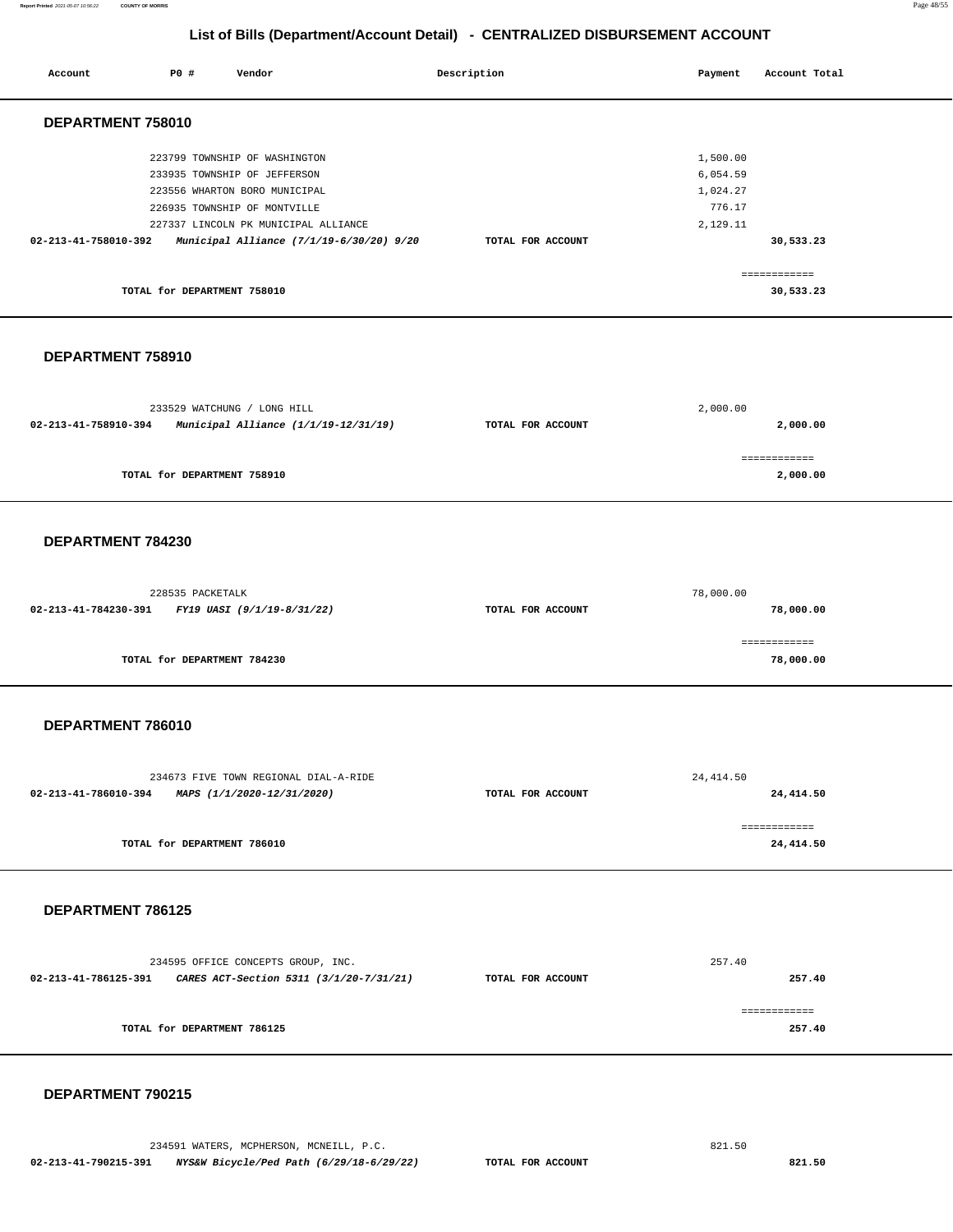# List of Bills (Department/Account Detail) - CENTRALIZED DISBURSEMENT ACCOUNT

| Account | PO # | Vendor | Description | Payment | Account Total |
|---|---|---|---|---|---|

## DEPARTMENT 758010

| Account | PO # | Vendor | Description | Payment | Account Total |
|---|---|---|---|---|---|
| | 223799 | TOWNSHIP OF WASHINGTON | | 1,500.00 | |
| | 233935 | TOWNSHIP OF JEFFERSON | | 6,054.59 | |
| | 223556 | WHARTON BORO MUNICIPAL | | 1,024.27 | |
| | 226935 | TOWNSHIP OF MONTVILLE | | 776.17 | |
| | 227337 | LINCOLN PK MUNICIPAL ALLIANCE | | 2,129.11 | |
| 02-213-41-758010-392 | | *Municipal Alliance (7/1/19-6/30/20) 9/20* | TOTAL FOR ACCOUNT | | 30,533.23 |
| | | TOTAL for DEPARTMENT 758010 | | | 30,533.23 |

## DEPARTMENT 758910

| Account | PO # | Vendor | Description | Payment | Account Total |
|---|---|---|---|---|---|
| | 233529 | WATCHUNG / LONG HILL | | 2,000.00 | |
| 02-213-41-758910-394 | | *Municipal Alliance (1/1/19-12/31/19)* | TOTAL FOR ACCOUNT | | 2,000.00 |
| | | TOTAL for DEPARTMENT 758910 | | | 2,000.00 |

## DEPARTMENT 784230

| Account | PO # | Vendor | Description | Payment | Account Total |
|---|---|---|---|---|---|
| | 228535 | PACKETALK | | 78,000.00 | |
| 02-213-41-784230-391 | | *FY19 UASI (9/1/19-8/31/22)* | TOTAL FOR ACCOUNT | | 78,000.00 |
| | | TOTAL for DEPARTMENT 784230 | | | 78,000.00 |

## DEPARTMENT 786010

| Account | PO # | Vendor | Description | Payment | Account Total |
|---|---|---|---|---|---|
| | 234673 | FIVE TOWN REGIONAL DIAL-A-RIDE | | 24,414.50 | |
| 02-213-41-786010-394 | | *MAPS (1/1/2020-12/31/2020)* | TOTAL FOR ACCOUNT | | 24,414.50 |
| | | TOTAL for DEPARTMENT 786010 | | | 24,414.50 |

## DEPARTMENT 786125

| Account | PO # | Vendor | Description | Payment | Account Total |
|---|---|---|---|---|---|
| | 234595 | OFFICE CONCEPTS GROUP, INC. | | 257.40 | |
| 02-213-41-786125-391 | | *CARES ACT-Section 5311 (3/1/20-7/31/21)* | TOTAL FOR ACCOUNT | | 257.40 |
| | | TOTAL for DEPARTMENT 786125 | | | 257.40 |

## DEPARTMENT 790215

| Account | PO # | Vendor | Description | Payment | Account Total |
|---|---|---|---|---|---|
| | 234591 | WATERS, MCPHERSON, MCNEILL, P.C. | | 821.50 | |
| 02-213-41-790215-391 | | *NYS&W Bicycle/Ped Path (6/29/18-6/29/22)* | TOTAL FOR ACCOUNT | | 821.50 |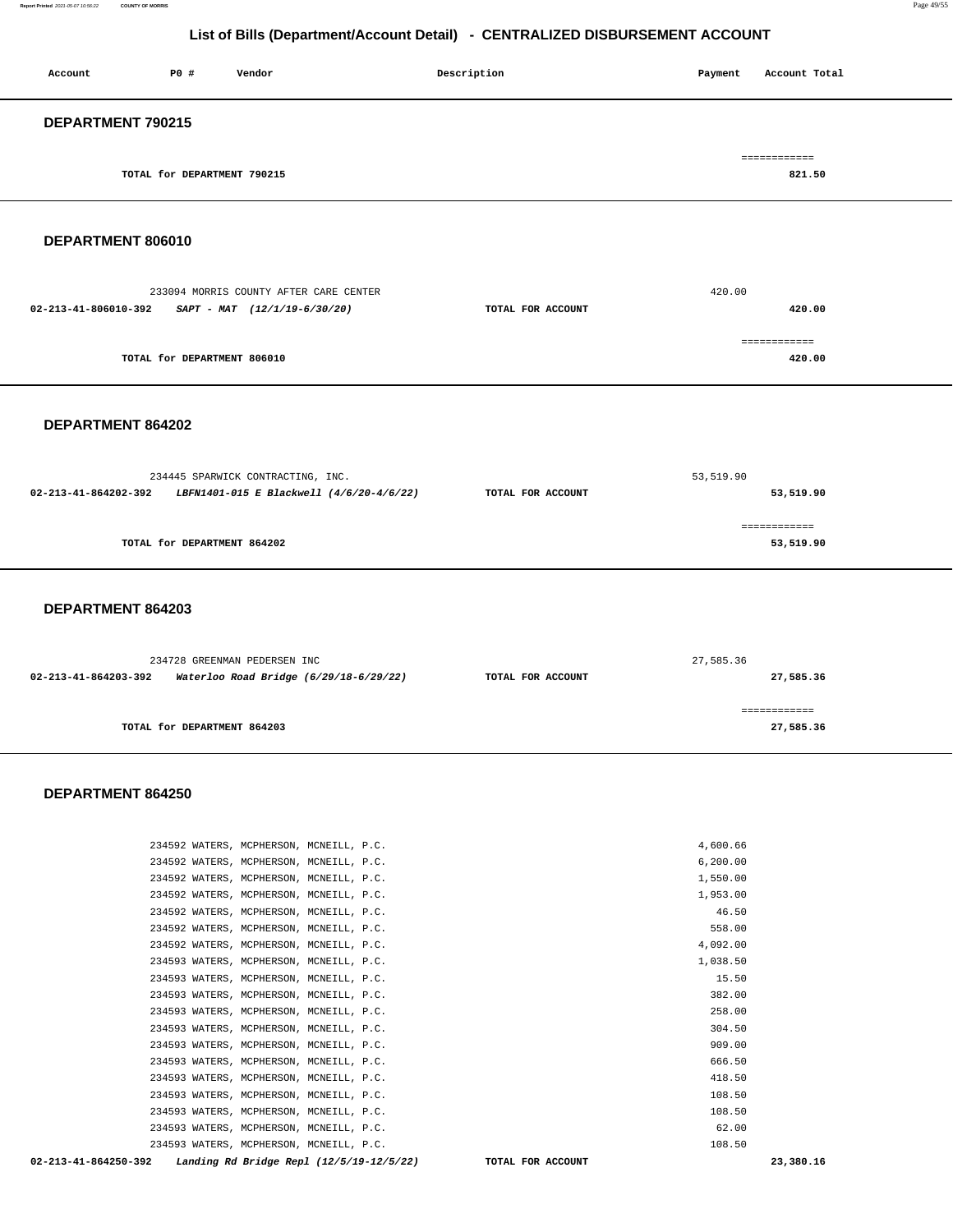## List of Bills (Department/Account Detail) - CENTRALIZED DISBURSEMENT ACCOUNT

| Account | PO # | Vendor | Description | Payment | Account Total |
|---|---|---|---|---|---|

### DEPARTMENT 790215

| | | |
|---|---|---|
| TOTAL for DEPARTMENT 790215 | | 821.50 |

### DEPARTMENT 806010

| Account | PO # Vendor / Description | | Payment | Account Total |
|---|---|---|---|---|
| | 233094 MORRIS COUNTY AFTER CARE CENTER | | 420.00 | |
| 02-213-41-806010-392 | *SAPT - MAT (12/1/19-6/30/20)* | TOTAL FOR ACCOUNT | | 420.00 |
| | TOTAL for DEPARTMENT 806010 | | | 420.00 |

### DEPARTMENT 864202

| Account | PO # Vendor / Description | | Payment | Account Total |
|---|---|---|---|---|
| | 234445 SPARWICK CONTRACTING, INC. | | 53,519.90 | |
| 02-213-41-864202-392 | *LBFN1401-015 E Blackwell (4/6/20-4/6/22)* | TOTAL FOR ACCOUNT | | 53,519.90 |
| | TOTAL for DEPARTMENT 864202 | | | 53,519.90 |

### DEPARTMENT 864203

| Account | PO # Vendor / Description | | Payment | Account Total |
|---|---|---|---|---|
| | 234728 GREENMAN PEDERSEN INC | | 27,585.36 | |
| 02-213-41-864203-392 | *Waterloo Road Bridge (6/29/18-6/29/22)* | TOTAL FOR ACCOUNT | | 27,585.36 |
| | TOTAL for DEPARTMENT 864203 | | | 27,585.36 |

### DEPARTMENT 864250

| Account | PO # Vendor / Description | | Payment | Account Total |
|---|---|---|---|---|
| | 234592 WATERS, MCPHERSON, MCNEILL, P.C. | | 4,600.66 | |
| | 234592 WATERS, MCPHERSON, MCNEILL, P.C. | | 6,200.00 | |
| | 234592 WATERS, MCPHERSON, MCNEILL, P.C. | | 1,550.00 | |
| | 234592 WATERS, MCPHERSON, MCNEILL, P.C. | | 1,953.00 | |
| | 234592 WATERS, MCPHERSON, MCNEILL, P.C. | | 46.50 | |
| | 234592 WATERS, MCPHERSON, MCNEILL, P.C. | | 558.00 | |
| | 234592 WATERS, MCPHERSON, MCNEILL, P.C. | | 4,092.00 | |
| | 234593 WATERS, MCPHERSON, MCNEILL, P.C. | | 1,038.50 | |
| | 234593 WATERS, MCPHERSON, MCNEILL, P.C. | | 15.50 | |
| | 234593 WATERS, MCPHERSON, MCNEILL, P.C. | | 382.00 | |
| | 234593 WATERS, MCPHERSON, MCNEILL, P.C. | | 258.00 | |
| | 234593 WATERS, MCPHERSON, MCNEILL, P.C. | | 304.50 | |
| | 234593 WATERS, MCPHERSON, MCNEILL, P.C. | | 909.00 | |
| | 234593 WATERS, MCPHERSON, MCNEILL, P.C. | | 666.50 | |
| | 234593 WATERS, MCPHERSON, MCNEILL, P.C. | | 418.50 | |
| | 234593 WATERS, MCPHERSON, MCNEILL, P.C. | | 108.50 | |
| | 234593 WATERS, MCPHERSON, MCNEILL, P.C. | | 108.50 | |
| | 234593 WATERS, MCPHERSON, MCNEILL, P.C. | | 62.00 | |
| | 234593 WATERS, MCPHERSON, MCNEILL, P.C. | | 108.50 | |
| 02-213-41-864250-392 | *Landing Rd Bridge Repl (12/5/19-12/5/22)* | TOTAL FOR ACCOUNT | | 23,380.16 |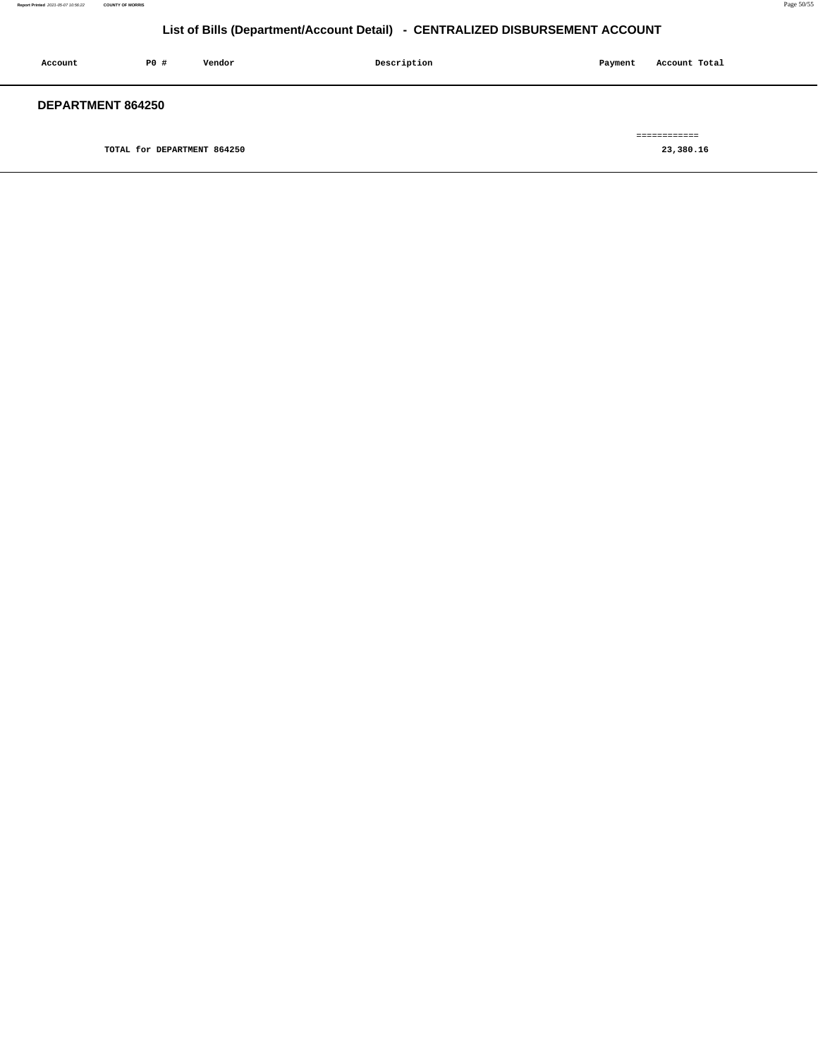# List of Bills (Department/Account Detail) - CENTRALIZED DISBURSEMENT ACCOUNT

| Account | PO # | Vendor | Description | Payment | Account Total |
|---|---|---|---|---|---|

## DEPARTMENT 864250

| | | | | | |
|---|---|---|---|---|---|
| | TOTAL for DEPARTMENT 864250 | | | | ============ 23,380.16 |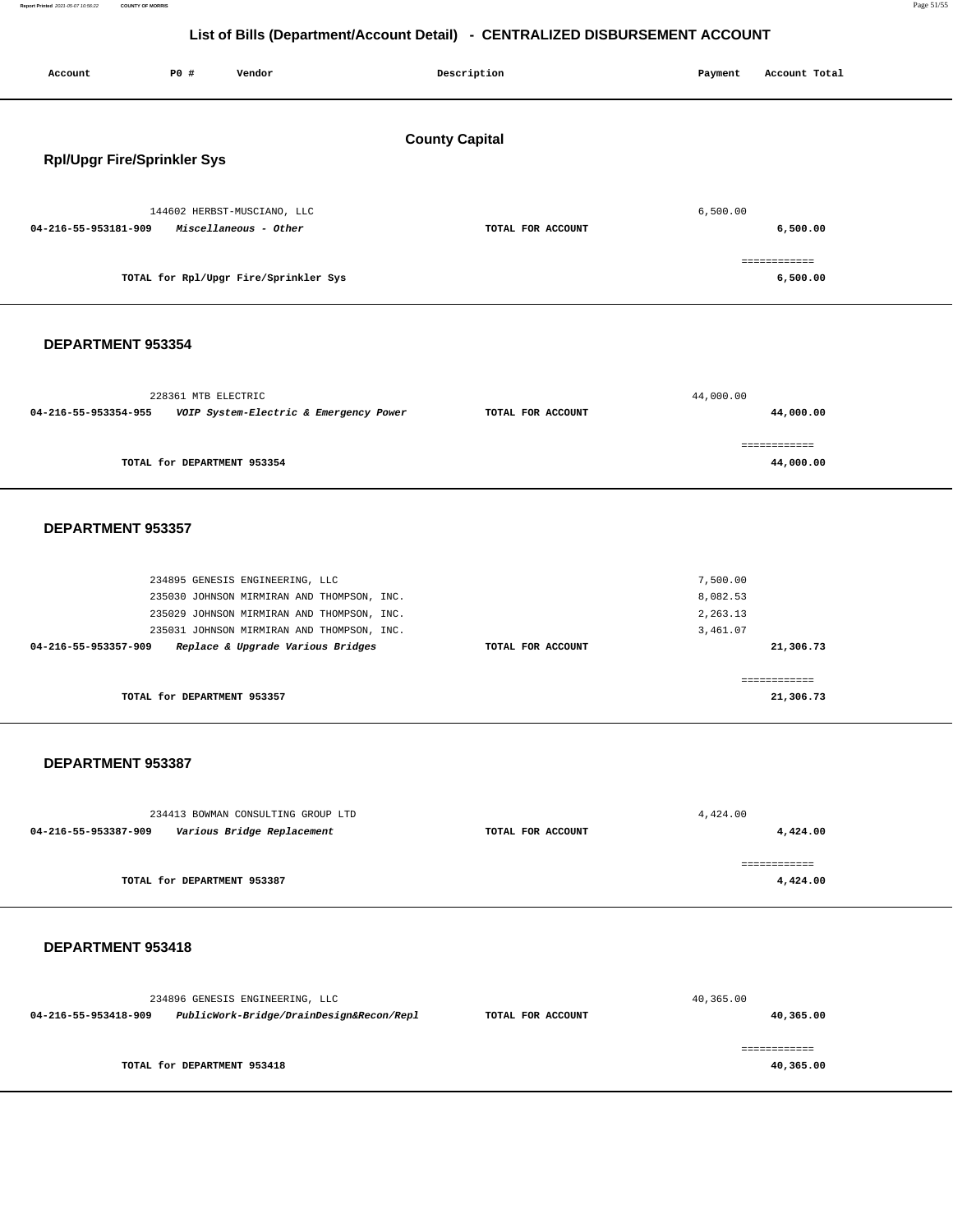# List of Bills (Department/Account Detail) - CENTRALIZED DISBURSEMENT ACCOUNT

| Account | PO # | Vendor | Description | Payment | Account Total |
|---|---|---|---|---|---|

## County Capital

### Rpl/Upgr Fire/Sprinkler Sys

| Account | PO # | Vendor | Description | Payment | Account Total |
|---|---|---|---|---|---|
| | 144602 | HERBST-MUSCIANO, LLC | | 6,500.00 | |
| **04-216-55-953181-909** | | ***Miscellaneous - Other*** | **TOTAL FOR ACCOUNT** | | **6,500.00** |

**TOTAL for Rpl/Upgr Fire/Sprinkler Sys** — **6,500.00**

### DEPARTMENT 953354

| Account | PO # | Vendor | Description | Payment | Account Total |
|---|---|---|---|---|---|
| | 228361 | MTB ELECTRIC | | 44,000.00 | |
| **04-216-55-953354-955** | | ***VOIP System-Electric & Emergency Power*** | **TOTAL FOR ACCOUNT** | | **44,000.00** |

**TOTAL for DEPARTMENT 953354** — **44,000.00**

### DEPARTMENT 953357

| Account | PO # | Vendor | Description | Payment | Account Total |
|---|---|---|---|---|---|
| | 234895 | GENESIS ENGINEERING, LLC | | 7,500.00 | |
| | 235030 | JOHNSON MIRMIRAN AND THOMPSON, INC. | | 8,082.53 | |
| | 235029 | JOHNSON MIRMIRAN AND THOMPSON, INC. | | 2,263.13 | |
| | 235031 | JOHNSON MIRMIRAN AND THOMPSON, INC. | | 3,461.07 | |
| **04-216-55-953357-909** | | ***Replace & Upgrade Various Bridges*** | **TOTAL FOR ACCOUNT** | | **21,306.73** |

**TOTAL for DEPARTMENT 953357** — **21,306.73**

### DEPARTMENT 953387

| Account | PO # | Vendor | Description | Payment | Account Total |
|---|---|---|---|---|---|
| | 234413 | BOWMAN CONSULTING GROUP LTD | | 4,424.00 | |
| **04-216-55-953387-909** | | ***Various Bridge Replacement*** | **TOTAL FOR ACCOUNT** | | **4,424.00** |

**TOTAL for DEPARTMENT 953387** — **4,424.00**

### DEPARTMENT 953418

| Account | PO # | Vendor | Description | Payment | Account Total |
|---|---|---|---|---|---|
| | 234896 | GENESIS ENGINEERING, LLC | | 40,365.00 | |
| **04-216-55-953418-909** | | ***PublicWork-Bridge/DrainDesign&Recon/Repl*** | **TOTAL FOR ACCOUNT** | | **40,365.00** |

**TOTAL for DEPARTMENT 953418** — **40,365.00**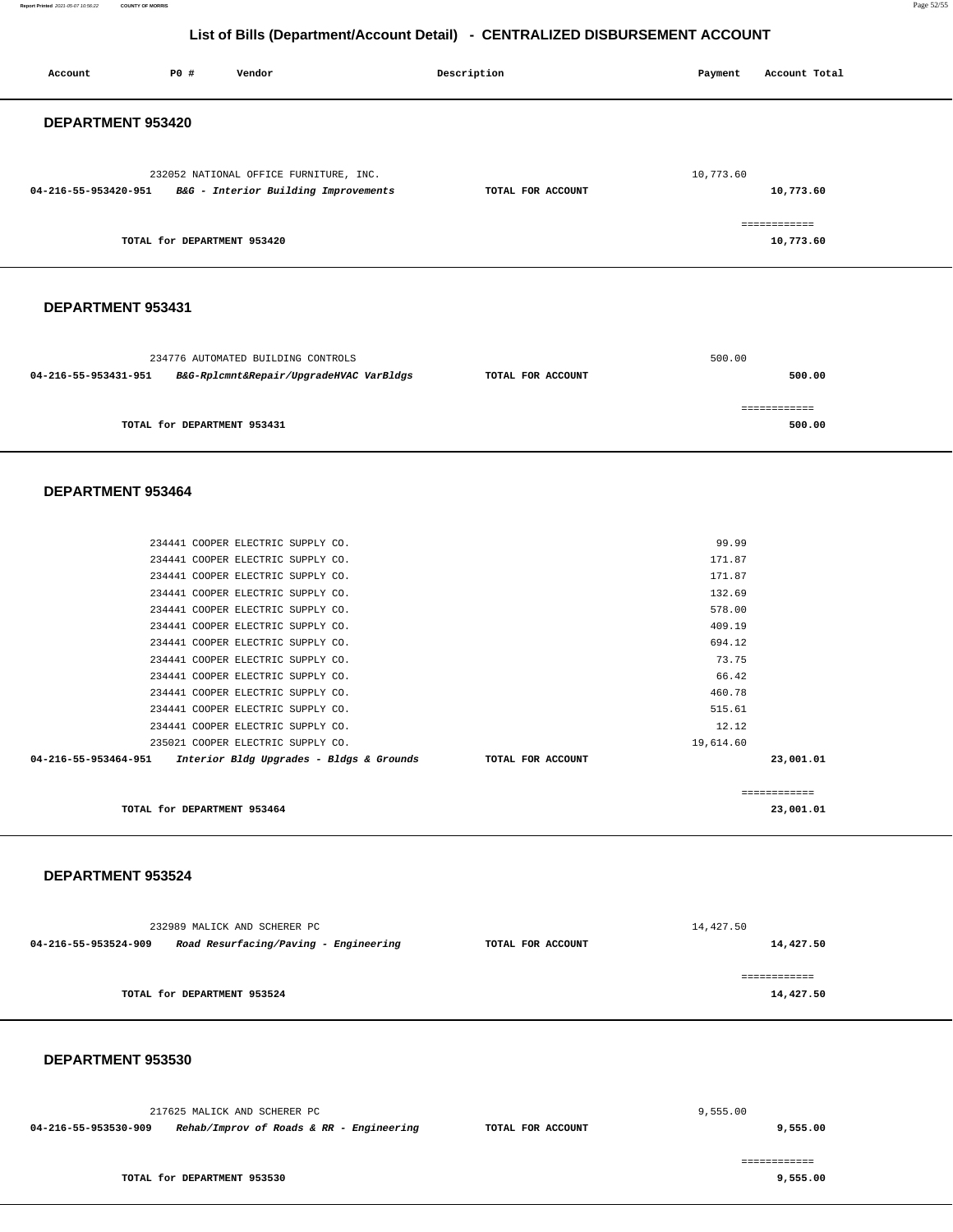## List of Bills (Department/Account Detail) - CENTRALIZED DISBURSEMENT ACCOUNT

| Account | PO # | Vendor | Description | Payment | Account Total |
|---|---|---|---|---|---|

### DEPARTMENT 953420

| Account | PO # | Vendor | Description | Payment | Account Total |
|---|---|---|---|---|---|
| | 232052 | NATIONAL OFFICE FURNITURE, INC. | | 10,773.60 | |
| **04-216-55-953420-951** | | ***B&G - Interior Building Improvements*** | **TOTAL FOR ACCOUNT** | | **10,773.60** |
| | | | | | ============ |
| | | **TOTAL for DEPARTMENT 953420** | | | **10,773.60** |

### DEPARTMENT 953431

| Account | PO # | Vendor | Description | Payment | Account Total |
|---|---|---|---|---|---|
| | 234776 | AUTOMATED BUILDING CONTROLS | | 500.00 | |
| **04-216-55-953431-951** | | ***B&G-Rplcmnt&Repair/UpgradeHVAC VarBldgs*** | **TOTAL FOR ACCOUNT** | | **500.00** |
| | | | | | ============ |
| | | **TOTAL for DEPARTMENT 953431** | | | **500.00** |

### DEPARTMENT 953464

| Account | PO # | Vendor | Description | Payment | Account Total |
|---|---|---|---|---|---|
| | 234441 | COOPER ELECTRIC SUPPLY CO. | | 99.99 | |
| | 234441 | COOPER ELECTRIC SUPPLY CO. | | 171.87 | |
| | 234441 | COOPER ELECTRIC SUPPLY CO. | | 171.87 | |
| | 234441 | COOPER ELECTRIC SUPPLY CO. | | 132.69 | |
| | 234441 | COOPER ELECTRIC SUPPLY CO. | | 578.00 | |
| | 234441 | COOPER ELECTRIC SUPPLY CO. | | 409.19 | |
| | 234441 | COOPER ELECTRIC SUPPLY CO. | | 694.12 | |
| | 234441 | COOPER ELECTRIC SUPPLY CO. | | 73.75 | |
| | 234441 | COOPER ELECTRIC SUPPLY CO. | | 66.42 | |
| | 234441 | COOPER ELECTRIC SUPPLY CO. | | 460.78 | |
| | 234441 | COOPER ELECTRIC SUPPLY CO. | | 515.61 | |
| | 234441 | COOPER ELECTRIC SUPPLY CO. | | 12.12 | |
| | 235021 | COOPER ELECTRIC SUPPLY CO. | | 19,614.60 | |
| **04-216-55-953464-951** | | ***Interior Bldg Upgrades - Bldgs & Grounds*** | **TOTAL FOR ACCOUNT** | | **23,001.01** |
| | | | | | ============ |
| | | **TOTAL for DEPARTMENT 953464** | | | **23,001.01** |

### DEPARTMENT 953524

| Account | PO # | Vendor | Description | Payment | Account Total |
|---|---|---|---|---|---|
| | 232989 | MALICK AND SCHERER PC | | 14,427.50 | |
| **04-216-55-953524-909** | | ***Road Resurfacing/Paving - Engineering*** | **TOTAL FOR ACCOUNT** | | **14,427.50** |
| | | | | | ============ |
| | | **TOTAL for DEPARTMENT 953524** | | | **14,427.50** |

### DEPARTMENT 953530

| Account | PO # | Vendor | Description | Payment | Account Total |
|---|---|---|---|---|---|
| | 217625 | MALICK AND SCHERER PC | | 9,555.00 | |
| **04-216-55-953530-909** | | ***Rehab/Improv of Roads & RR - Engineering*** | **TOTAL FOR ACCOUNT** | | **9,555.00** |
| | | | | | ============ |
| | | **TOTAL for DEPARTMENT 953530** | | | **9,555.00** |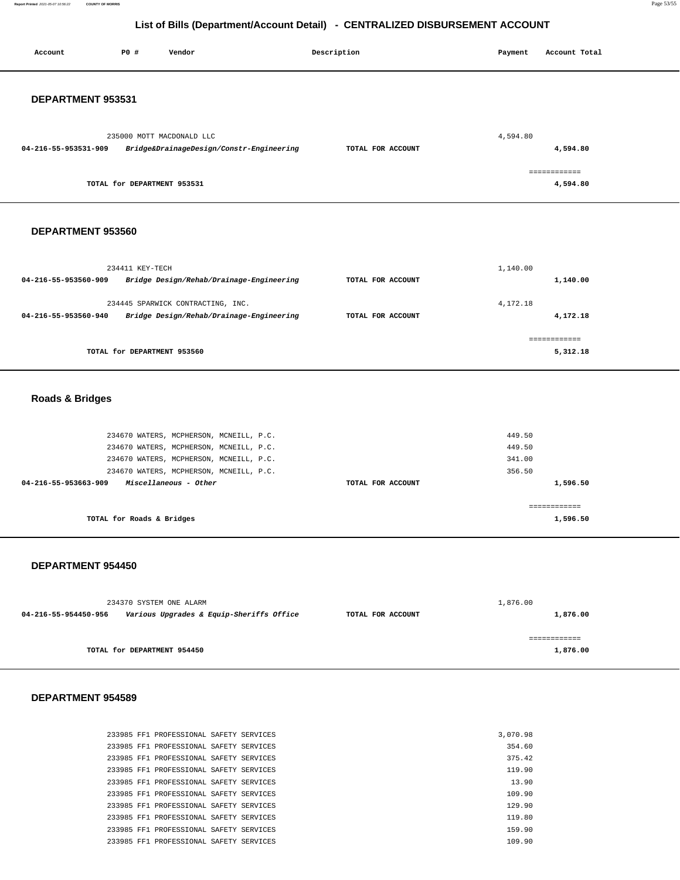# List of Bills (Department/Account Detail) - CENTRALIZED DISBURSEMENT ACCOUNT

| Account | PO # | Vendor | Description | Payment | Account Total |
|---|---|---|---|---|---|

## DEPARTMENT 953531

| Account | PO # | Vendor | Description | Payment | Account Total |
|---|---|---|---|---|---|
| | 235000 | MOTT MACDONALD LLC | | 4,594.80 | |
| 04-216-55-953531-909 | | *Bridge&DrainageDesign/Constr-Engineering* | TOTAL FOR ACCOUNT | | 4,594.80 |
| | | | | | ============ |
| | | TOTAL for DEPARTMENT 953531 | | | 4,594.80 |

## DEPARTMENT 953560

| Account | PO # | Vendor | Description | Payment | Account Total |
|---|---|---|---|---|---|
| | 234411 | KEY-TECH | | 1,140.00 | |
| 04-216-55-953560-909 | | *Bridge Design/Rehab/Drainage-Engineering* | TOTAL FOR ACCOUNT | | 1,140.00 |
| | 234445 | SPARWICK CONTRACTING, INC. | | 4,172.18 | |
| 04-216-55-953560-940 | | *Bridge Design/Rehab/Drainage-Engineering* | TOTAL FOR ACCOUNT | | 4,172.18 |
| | | | | | ============ |
| | | TOTAL for DEPARTMENT 953560 | | | 5,312.18 |

## Roads & Bridges

| Account | PO # | Vendor | Description | Payment | Account Total |
|---|---|---|---|---|---|
| | 234670 | WATERS, MCPHERSON, MCNEILL, P.C. | | 449.50 | |
| | 234670 | WATERS, MCPHERSON, MCNEILL, P.C. | | 449.50 | |
| | 234670 | WATERS, MCPHERSON, MCNEILL, P.C. | | 341.00 | |
| | 234670 | WATERS, MCPHERSON, MCNEILL, P.C. | | 356.50 | |
| 04-216-55-953663-909 | | *Miscellaneous - Other* | TOTAL FOR ACCOUNT | | 1,596.50 |
| | | | | | ============ |
| | | TOTAL for Roads & Bridges | | | 1,596.50 |

## DEPARTMENT 954450

| Account | PO # | Vendor | Description | Payment | Account Total |
|---|---|---|---|---|---|
| | 234370 | SYSTEM ONE ALARM | | 1,876.00 | |
| 04-216-55-954450-956 | | *Various Upgrades & Equip-Sheriffs Office* | TOTAL FOR ACCOUNT | | 1,876.00 |
| | | | | | ============ |
| | | TOTAL for DEPARTMENT 954450 | | | 1,876.00 |

## DEPARTMENT 954589

| Account | PO # | Vendor | Description | Payment | Account Total |
|---|---|---|---|---|---|
| | 233985 | FF1 PROFESSIONAL SAFETY SERVICES | | 3,070.98 | |
| | 233985 | FF1 PROFESSIONAL SAFETY SERVICES | | 354.60 | |
| | 233985 | FF1 PROFESSIONAL SAFETY SERVICES | | 375.42 | |
| | 233985 | FF1 PROFESSIONAL SAFETY SERVICES | | 119.90 | |
| | 233985 | FF1 PROFESSIONAL SAFETY SERVICES | | 13.90 | |
| | 233985 | FF1 PROFESSIONAL SAFETY SERVICES | | 109.90 | |
| | 233985 | FF1 PROFESSIONAL SAFETY SERVICES | | 129.90 | |
| | 233985 | FF1 PROFESSIONAL SAFETY SERVICES | | 119.80 | |
| | 233985 | FF1 PROFESSIONAL SAFETY SERVICES | | 159.90 | |
| | 233985 | FF1 PROFESSIONAL SAFETY SERVICES | | 109.90 | |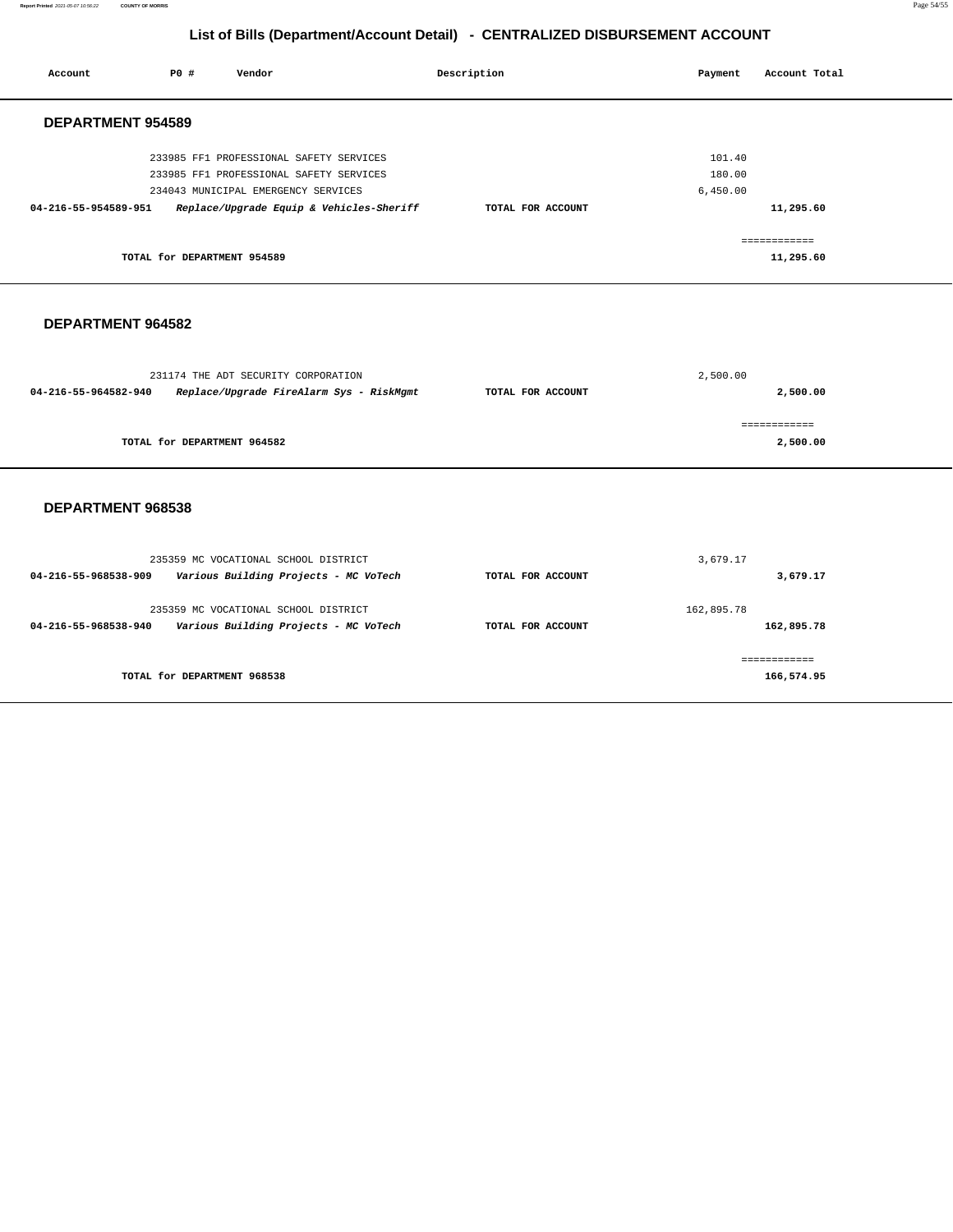# List of Bills (Department/Account Detail) - CENTRALIZED DISBURSEMENT ACCOUNT

| Account | PO # | Vendor | Description | Payment | Account Total |
|---|---|---|---|---|---|

## DEPARTMENT 954589

| Account | PO # | Vendor | Description | Payment | Account Total |
|---|---|---|---|---|---|
| | 233985 | FF1 PROFESSIONAL SAFETY SERVICES | | 101.40 | |
| | 233985 | FF1 PROFESSIONAL SAFETY SERVICES | | 180.00 | |
| | 234043 | MUNICIPAL EMERGENCY SERVICES | | 6,450.00 | |
| **04-216-55-954589-951** | | ***Replace/Upgrade Equip & Vehicles-Sheriff*** | **TOTAL FOR ACCOUNT** | | **11,295.60** |
| | | | | | ============ |
| | | **TOTAL for DEPARTMENT 954589** | | | **11,295.60** |

## DEPARTMENT 964582

| Account | PO # | Vendor | Description | Payment | Account Total |
|---|---|---|---|---|---|
| | 231174 | THE ADT SECURITY CORPORATION | | 2,500.00 | |
| **04-216-55-964582-940** | | ***Replace/Upgrade FireAlarm Sys - RiskMgmt*** | **TOTAL FOR ACCOUNT** | | **2,500.00** |
| | | | | | ============ |
| | | **TOTAL for DEPARTMENT 964582** | | | **2,500.00** |

## DEPARTMENT 968538

| Account | PO # | Vendor | Description | Payment | Account Total |
|---|---|---|---|---|---|
| | 235359 | MC VOCATIONAL SCHOOL DISTRICT | | 3,679.17 | |
| **04-216-55-968538-909** | | ***Various Building Projects - MC VoTech*** | **TOTAL FOR ACCOUNT** | | **3,679.17** |
| | 235359 | MC VOCATIONAL SCHOOL DISTRICT | | 162,895.78 | |
| **04-216-55-968538-940** | | ***Various Building Projects - MC VoTech*** | **TOTAL FOR ACCOUNT** | | **162,895.78** |
| | | | | | ============ |
| | | **TOTAL for DEPARTMENT 968538** | | | **166,574.95** |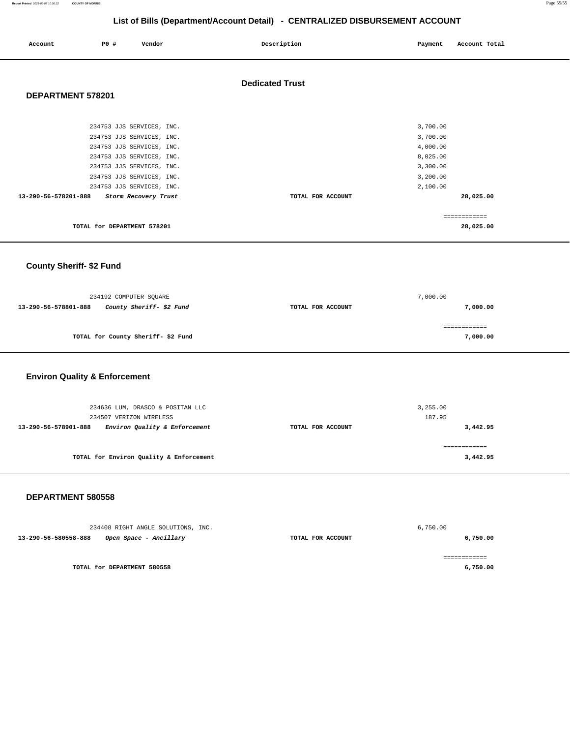# List of Bills (Department/Account Detail) - CENTRALIZED DISBURSEMENT ACCOUNT

| Account | PO # | Vendor | Description | Payment | Account Total |
|---|---|---|---|---|---|

## Dedicated Trust

### DEPARTMENT 578201

| Account | PO # | Vendor | Description | Payment | Account Total |
|---|---|---|---|---|---|
| | 234753 | JJS SERVICES, INC. | | 3,700.00 | |
| | 234753 | JJS SERVICES, INC. | | 3,700.00 | |
| | 234753 | JJS SERVICES, INC. | | 4,000.00 | |
| | 234753 | JJS SERVICES, INC. | | 8,025.00 | |
| | 234753 | JJS SERVICES, INC. | | 3,300.00 | |
| | 234753 | JJS SERVICES, INC. | | 3,200.00 | |
| | 234753 | JJS SERVICES, INC. | | 2,100.00 | |
| **13-290-56-578201-888** | | ***Storm Recovery Trust*** | **TOTAL FOR ACCOUNT** | | **28,025.00** |

============

**TOTAL for DEPARTMENT 578201** **28,025.00**

## County Sheriff- $2 Fund

| Account | PO # | Vendor | Description | Payment | Account Total |
|---|---|---|---|---|---|
| | 234192 | COMPUTER SQUARE | | 7,000.00 | |
| **13-290-56-578801-888** | | ***County Sheriff- $2 Fund*** | **TOTAL FOR ACCOUNT** | | **7,000.00** |

============

**TOTAL for County Sheriff- $2 Fund** **7,000.00**

## Environ Quality & Enforcement

| Account | PO # | Vendor | Description | Payment | Account Total |
|---|---|---|---|---|---|
| | 234636 | LUM, DRASCO & POSITAN LLC | | 3,255.00 | |
| | 234507 | VERIZON WIRELESS | | 187.95 | |
| **13-290-56-578901-888** | | ***Environ Quality & Enforcement*** | **TOTAL FOR ACCOUNT** | | **3,442.95** |

============

**TOTAL for Environ Quality & Enforcement** **3,442.95**

### DEPARTMENT 580558

| Account | PO # | Vendor | Description | Payment | Account Total |
|---|---|---|---|---|---|
| | 234408 | RIGHT ANGLE SOLUTIONS, INC. | | 6,750.00 | |
| **13-290-56-580558-888** | | ***Open Space - Ancillary*** | **TOTAL FOR ACCOUNT** | | **6,750.00** |

============

**TOTAL for DEPARTMENT 580558** **6,750.00**